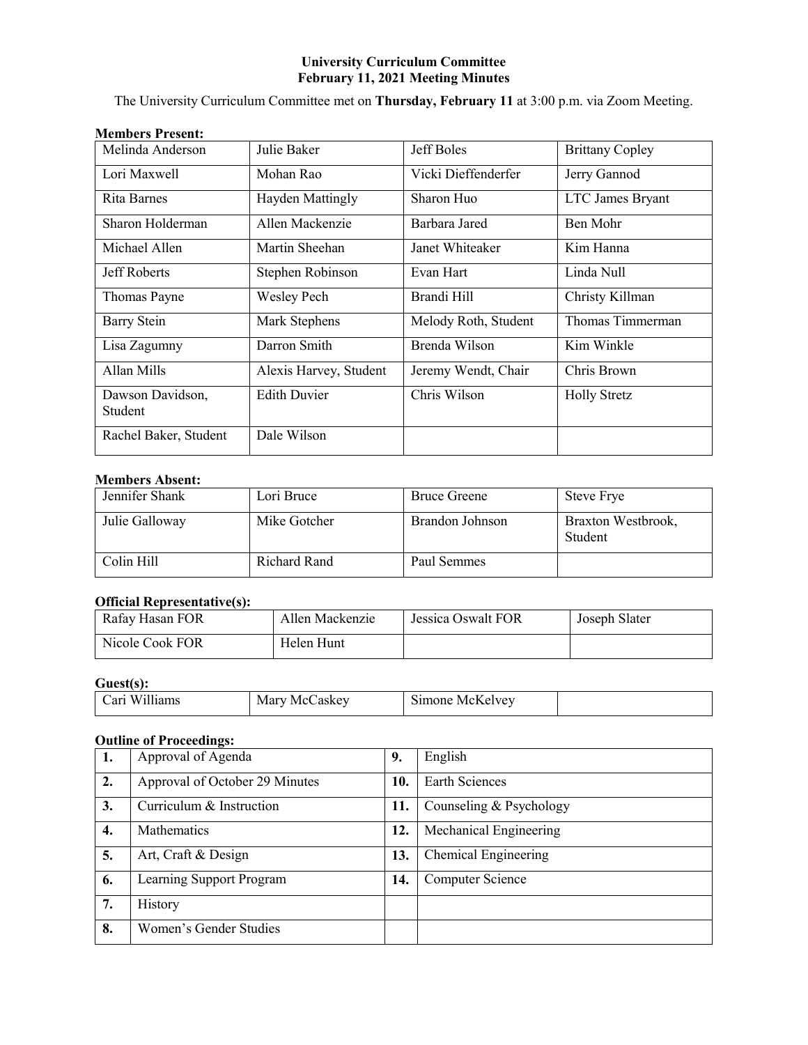**University Curriculum Committee**
**February 11, 2021 Meeting Minutes**

The University Curriculum Committee met on **Thursday, February 11** at 3:00 p.m. via Zoom Meeting.

**Members Present:**

| | | | |
|---|---|---|---|
| Melinda Anderson | Julie Baker | Jeff Boles | Brittany Copley |
| Lori Maxwell | Mohan Rao | Vicki Dieffenderfer | Jerry Gannod |
| Rita Barnes | Hayden Mattingly | Sharon Huo | LTC James Bryant |
| Sharon Holderman | Allen Mackenzie | Barbara Jared | Ben Mohr |
| Michael Allen | Martin Sheehan | Janet Whiteaker | Kim Hanna |
| Jeff Roberts | Stephen Robinson | Evan Hart | Linda Null |
| Thomas Payne | Wesley Pech | Brandi Hill | Christy Killman |
| Barry Stein | Mark Stephens | Melody Roth, Student | Thomas Timmerman |
| Lisa Zagumny | Darron Smith | Brenda Wilson | Kim Winkle |
| Allan Mills | Alexis Harvey, Student | Jeremy Wendt, Chair | Chris Brown |
| Dawson Davidson, Student | Edith Duvier | Chris Wilson | Holly Stretz |
| Rachel Baker, Student | Dale Wilson | | |

**Members Absent:**

| | | | |
|---|---|---|---|
| Jennifer Shank | Lori Bruce | Bruce Greene | Steve Frye |
| Julie Galloway | Mike Gotcher | Brandon Johnson | Braxton Westbrook, Student |
| Colin Hill | Richard Rand | Paul Semmes | |

**Official Representative(s):**

| | | | |
|---|---|---|---|
| Rafay Hasan FOR | Allen Mackenzie | Jessica Oswalt FOR | Joseph Slater |
| Nicole Cook FOR | Helen Hunt | | |

**Guest(s):**

| | | | |
|---|---|---|---|
| Cari Williams | Mary McCaskey | Simone McKelvey | |

**Outline of Proceedings:**

| | | | |
|---|---|---|---|
| **1.** | Approval of Agenda | **9.** | English |
| **2.** | Approval of October 29 Minutes | **10.** | Earth Sciences |
| **3.** | Curriculum & Instruction | **11.** | Counseling & Psychology |
| **4.** | Mathematics | **12.** | Mechanical Engineering |
| **5.** | Art, Craft & Design | **13.** | Chemical Engineering |
| **6.** | Learning Support Program | **14.** | Computer Science |
| **7.** | History | | |
| **8.** | Women's Gender Studies | | |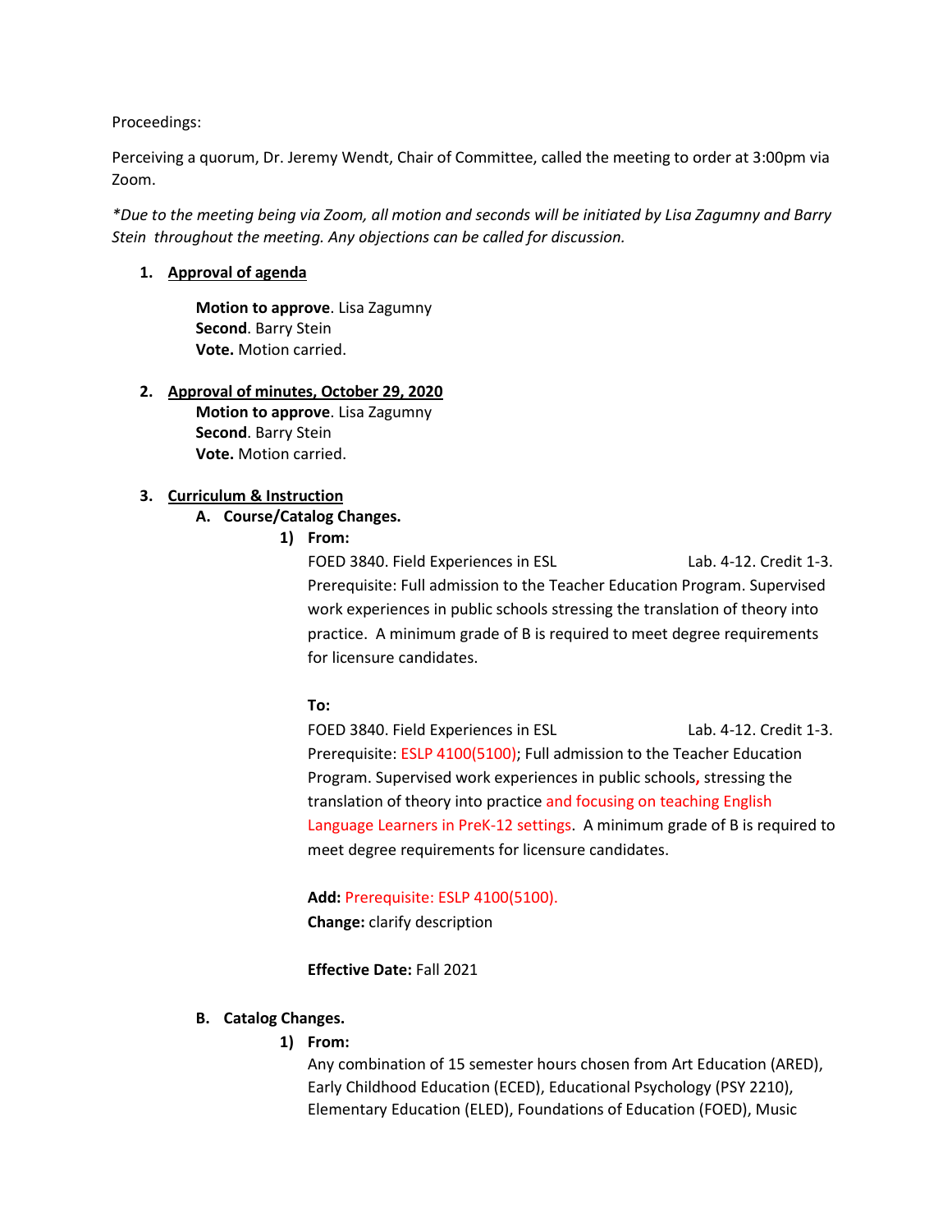Proceedings:

Perceiving a quorum, Dr. Jeremy Wendt, Chair of Committee, called the meeting to order at 3:00pm via Zoom.

*\*Due to the meeting being via Zoom, all motion and seconds will be initiated by Lisa Zagumny and Barry Stein throughout the meeting. Any objections can be called for discussion.*

1. **Approval of agenda**

   **Motion to approve**. Lisa Zagumny
   **Second**. Barry Stein
   **Vote.** Motion carried.

2. **Approval of minutes, October 29, 2020**

   **Motion to approve**. Lisa Zagumny
   **Second**. Barry Stein
   **Vote.** Motion carried.

3. **Curriculum & Instruction**

   A. **Course/Catalog Changes.**

      1) **From:**

         FOED 3840. Field Experiences in ESL Lab. 4-12. Credit 1-3. Prerequisite: Full admission to the Teacher Education Program. Supervised work experiences in public schools stressing the translation of theory into practice. A minimum grade of B is required to meet degree requirements for licensure candidates.

         **To:**

         FOED 3840. Field Experiences in ESL Lab. 4-12. Credit 1-3. Prerequisite: ESLP 4100(5100); Full admission to the Teacher Education Program. Supervised work experiences in public schools, stressing the translation of theory into practice and focusing on teaching English Language Learners in PreK-12 settings. A minimum grade of B is required to meet degree requirements for licensure candidates.

         **Add:** Prerequisite: ESLP 4100(5100).
         **Change:** clarify description

         **Effective Date:** Fall 2021

   B. **Catalog Changes.**

      1) **From:**

         Any combination of 15 semester hours chosen from Art Education (ARED), Early Childhood Education (ECED), Educational Psychology (PSY 2210), Elementary Education (ELED), Foundations of Education (FOED), Music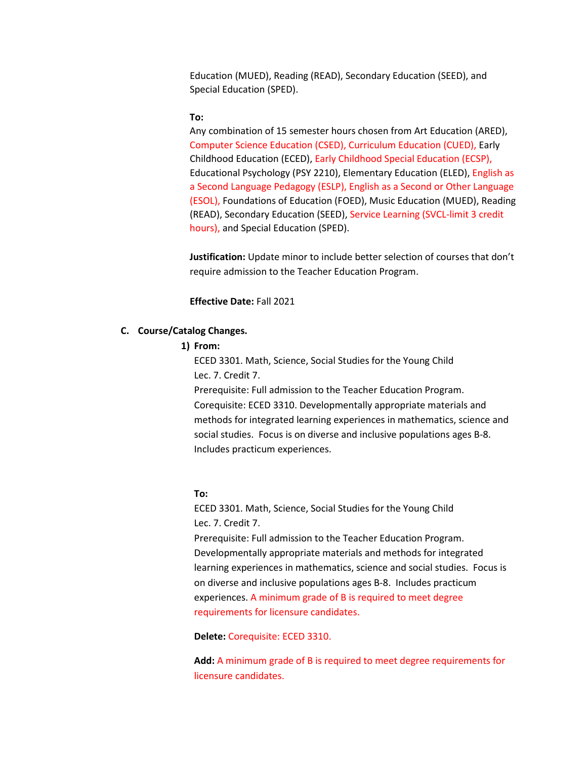Education (MUED), Reading (READ), Secondary Education (SEED), and Special Education (SPED).

**To:**
Any combination of 15 semester hours chosen from Art Education (ARED), Computer Science Education (CSED), Curriculum Education (CUED), Early Childhood Education (ECED), Early Childhood Special Education (ECSP), Educational Psychology (PSY 2210), Elementary Education (ELED), English as a Second Language Pedagogy (ESLP), English as a Second or Other Language (ESOL), Foundations of Education (FOED), Music Education (MUED), Reading (READ), Secondary Education (SEED), Service Learning (SVCL-limit 3 credit hours), and Special Education (SPED).

**Justification:** Update minor to include better selection of courses that don't require admission to the Teacher Education Program.

**Effective Date:** Fall 2021

**C. Course/Catalog Changes.**

1) **From:**
ECED 3301. Math, Science, Social Studies for the Young Child
Lec. 7. Credit 7.
Prerequisite: Full admission to the Teacher Education Program. Corequisite: ECED 3310. Developmentally appropriate materials and methods for integrated learning experiences in mathematics, science and social studies. Focus is on diverse and inclusive populations ages B-8. Includes practicum experiences.

**To:**
ECED 3301. Math, Science, Social Studies for the Young Child
Lec. 7. Credit 7.
Prerequisite: Full admission to the Teacher Education Program. Developmentally appropriate materials and methods for integrated learning experiences in mathematics, science and social studies. Focus is on diverse and inclusive populations ages B-8. Includes practicum experiences. A minimum grade of B is required to meet degree requirements for licensure candidates.

**Delete:** Corequisite: ECED 3310.

**Add:** A minimum grade of B is required to meet degree requirements for licensure candidates.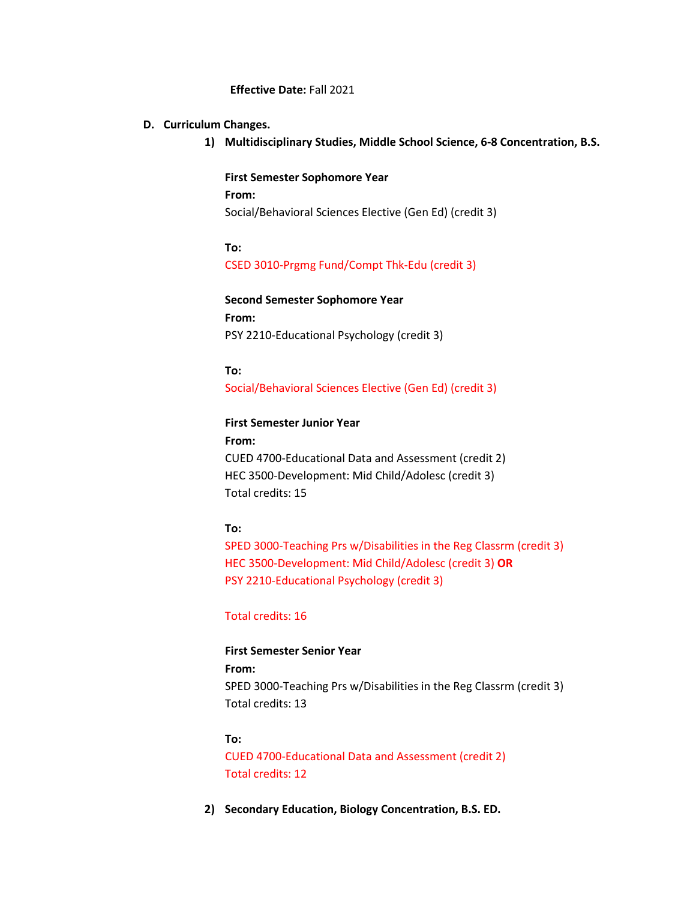**Effective Date:** Fall 2021

**D. Curriculum Changes.**

**1) Multidisciplinary Studies, Middle School Science, 6-8 Concentration, B.S.**

**First Semester Sophomore Year**

**From:**

Social/Behavioral Sciences Elective (Gen Ed) (credit 3)

**To:**

CSED 3010-Prgmg Fund/Compt Thk-Edu (credit 3)

**Second Semester Sophomore Year**

**From:**

PSY 2210-Educational Psychology (credit 3)

**To:**

Social/Behavioral Sciences Elective (Gen Ed) (credit 3)

**First Semester Junior Year**

**From:**

CUED 4700-Educational Data and Assessment (credit 2)
HEC 3500-Development: Mid Child/Adolesc (credit 3)
Total credits: 15

**To:**

SPED 3000-Teaching Prs w/Disabilities in the Reg Classrm (credit 3)
HEC 3500-Development: Mid Child/Adolesc (credit 3) **OR**
PSY 2210-Educational Psychology (credit 3)

Total credits: 16

**First Semester Senior Year**

**From:**

SPED 3000-Teaching Prs w/Disabilities in the Reg Classrm (credit 3)
Total credits: 13

**To:**

CUED 4700-Educational Data and Assessment (credit 2)
Total credits: 12

**2) Secondary Education, Biology Concentration, B.S. ED.**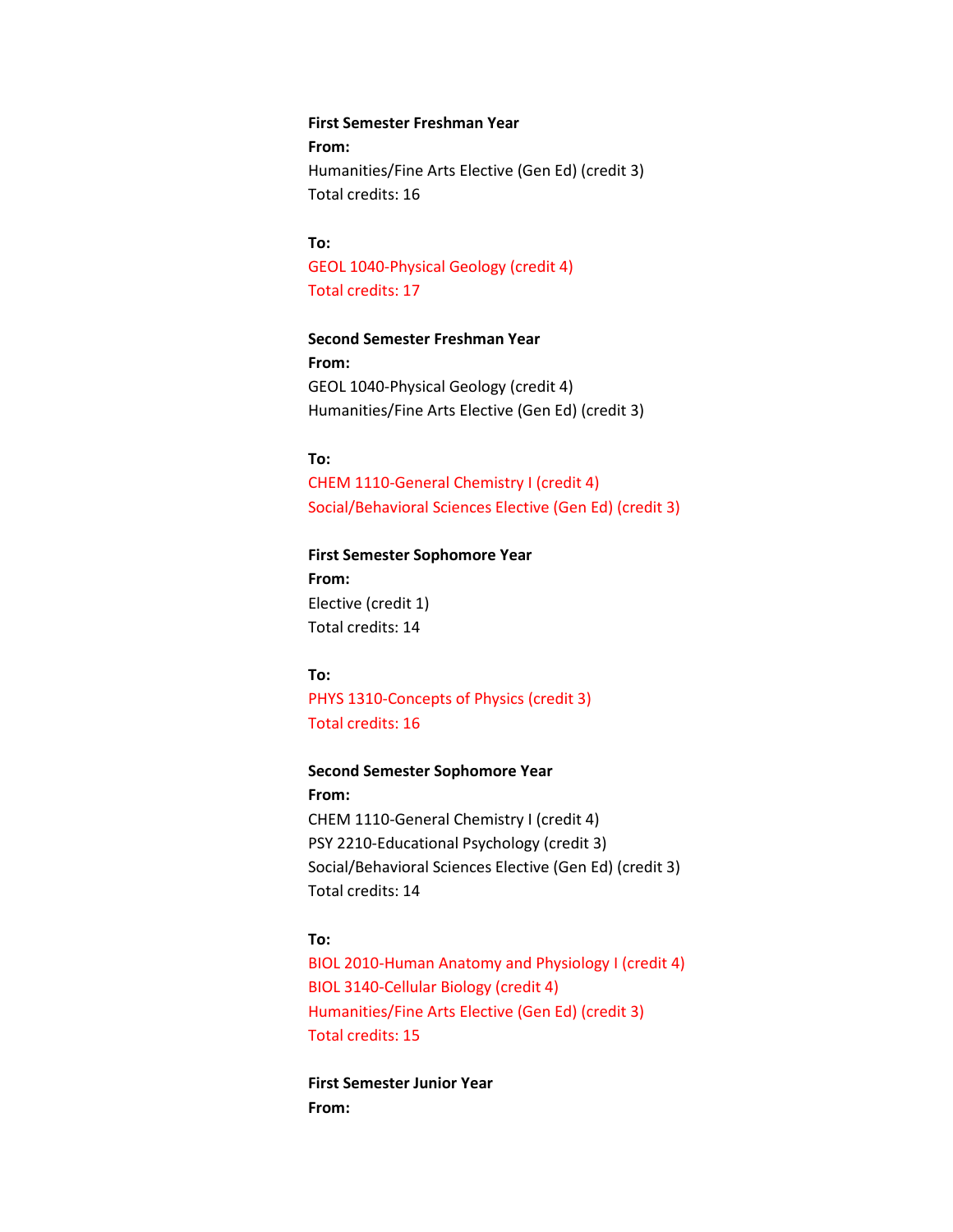**First Semester Freshman Year**

**From:**

Humanities/Fine Arts Elective (Gen Ed) (credit 3)

Total credits: 16

**To:**

GEOL 1040-Physical Geology (credit 4)

Total credits: 17

**Second Semester Freshman Year**

**From:**

GEOL 1040-Physical Geology (credit 4)

Humanities/Fine Arts Elective (Gen Ed) (credit 3)

**To:**

CHEM 1110-General Chemistry I (credit 4)

Social/Behavioral Sciences Elective (Gen Ed) (credit 3)

**First Semester Sophomore Year**

**From:**

Elective (credit 1)

Total credits: 14

**To:**

PHYS 1310-Concepts of Physics (credit 3)

Total credits: 16

**Second Semester Sophomore Year**

**From:**

CHEM 1110-General Chemistry I (credit 4)

PSY 2210-Educational Psychology (credit 3)

Social/Behavioral Sciences Elective (Gen Ed) (credit 3)

Total credits: 14

**To:**

BIOL 2010-Human Anatomy and Physiology I (credit 4)

BIOL 3140-Cellular Biology (credit 4)

Humanities/Fine Arts Elective (Gen Ed) (credit 3)

Total credits: 15

**First Semester Junior Year**

**From:**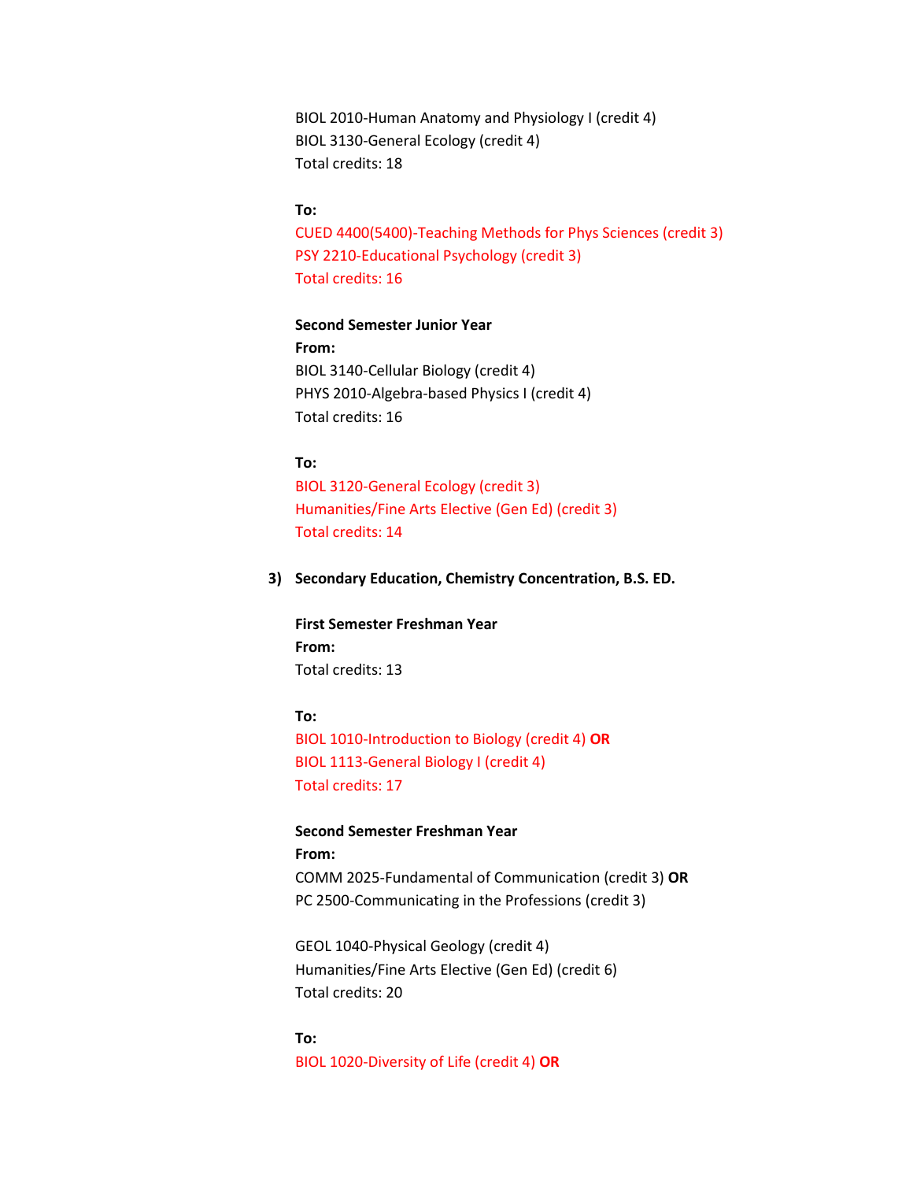BIOL 2010-Human Anatomy and Physiology I (credit 4)
BIOL 3130-General Ecology (credit 4)
Total credits: 18

**To:**
CUED 4400(5400)-Teaching Methods for Phys Sciences (credit 3)
PSY 2210-Educational Psychology (credit 3)
Total credits: 16

**Second Semester Junior Year**
**From:**
BIOL 3140-Cellular Biology (credit 4)
PHYS 2010-Algebra-based Physics I (credit 4)
Total credits: 16

**To:**
BIOL 3120-General Ecology (credit 3)
Humanities/Fine Arts Elective (Gen Ed) (credit 3)
Total credits: 14

3) **Secondary Education, Chemistry Concentration, B.S. ED.**

**First Semester Freshman Year**
**From:**
Total credits: 13

**To:**
BIOL 1010-Introduction to Biology (credit 4) **OR**
BIOL 1113-General Biology I (credit 4)
Total credits: 17

**Second Semester Freshman Year**
**From:**
COMM 2025-Fundamental of Communication (credit 3) **OR**
PC 2500-Communicating in the Professions (credit 3)

GEOL 1040-Physical Geology (credit 4)
Humanities/Fine Arts Elective (Gen Ed) (credit 6)
Total credits: 20

**To:**
BIOL 1020-Diversity of Life (credit 4) **OR**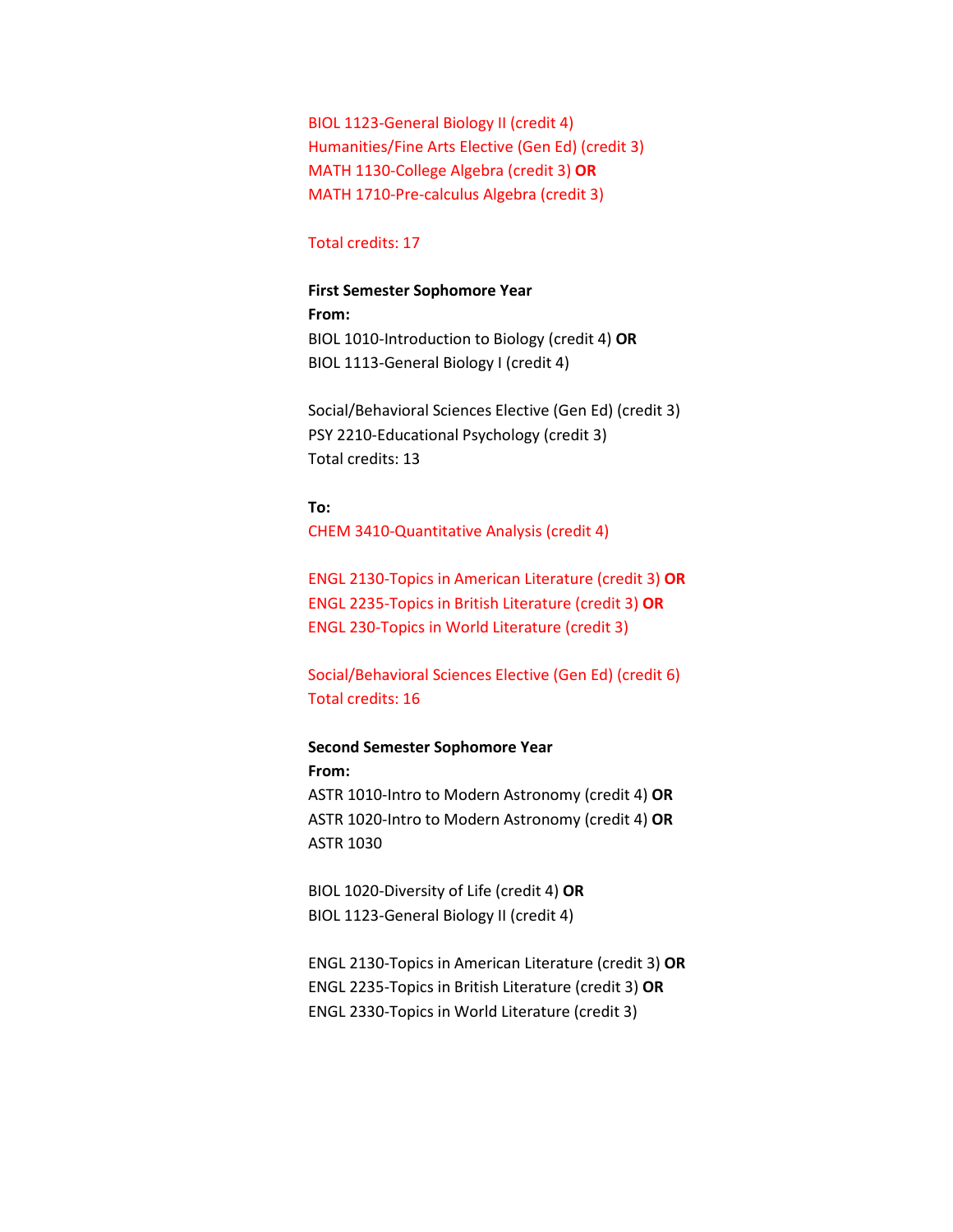BIOL 1123-General Biology II (credit 4)
Humanities/Fine Arts Elective (Gen Ed) (credit 3)
MATH 1130-College Algebra (credit 3) **OR**
MATH 1710-Pre-calculus Algebra (credit 3)

Total credits: 17

**First Semester Sophomore Year**
**From:**
BIOL 1010-Introduction to Biology (credit 4) **OR**
BIOL 1113-General Biology I (credit 4)

Social/Behavioral Sciences Elective (Gen Ed) (credit 3)
PSY 2210-Educational Psychology (credit 3)
Total credits: 13

**To:**
CHEM 3410-Quantitative Analysis (credit 4)

ENGL 2130-Topics in American Literature (credit 3) **OR**
ENGL 2235-Topics in British Literature (credit 3) **OR**
ENGL 230-Topics in World Literature (credit 3)

Social/Behavioral Sciences Elective (Gen Ed) (credit 6)
Total credits: 16

**Second Semester Sophomore Year**
**From:**
ASTR 1010-Intro to Modern Astronomy (credit 4) **OR**
ASTR 1020-Intro to Modern Astronomy (credit 4) **OR**
ASTR 1030

BIOL 1020-Diversity of Life (credit 4) **OR**
BIOL 1123-General Biology II (credit 4)

ENGL 2130-Topics in American Literature (credit 3) **OR**
ENGL 2235-Topics in British Literature (credit 3) **OR**
ENGL 2330-Topics in World Literature (credit 3)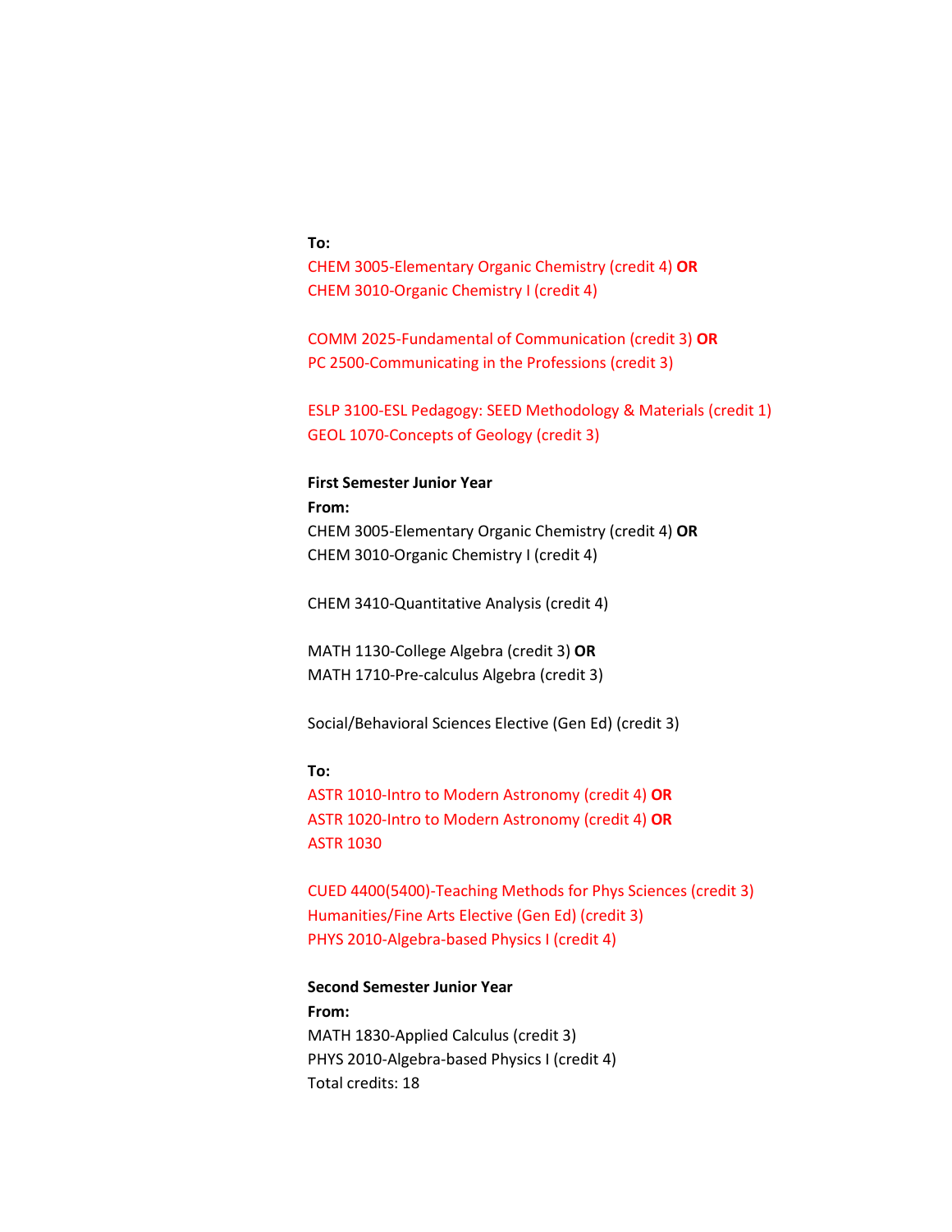**To:**
CHEM 3005-Elementary Organic Chemistry (credit 4) **OR**
CHEM 3010-Organic Chemistry I (credit 4)

COMM 2025-Fundamental of Communication (credit 3) **OR**
PC 2500-Communicating in the Professions (credit 3)

ESLP 3100-ESL Pedagogy: SEED Methodology & Materials (credit 1)
GEOL 1070-Concepts of Geology (credit 3)

**First Semester Junior Year**
**From:**
CHEM 3005-Elementary Organic Chemistry (credit 4) **OR**
CHEM 3010-Organic Chemistry I (credit 4)

CHEM 3410-Quantitative Analysis (credit 4)

MATH 1130-College Algebra (credit 3) **OR**
MATH 1710-Pre-calculus Algebra (credit 3)

Social/Behavioral Sciences Elective (Gen Ed) (credit 3)

**To:**
ASTR 1010-Intro to Modern Astronomy (credit 4) **OR**
ASTR 1020-Intro to Modern Astronomy (credit 4) **OR**
ASTR 1030

CUED 4400(5400)-Teaching Methods for Phys Sciences (credit 3)
Humanities/Fine Arts Elective (Gen Ed) (credit 3)
PHYS 2010-Algebra-based Physics I (credit 4)

**Second Semester Junior Year**
**From:**
MATH 1830-Applied Calculus (credit 3)
PHYS 2010-Algebra-based Physics I (credit 4)
Total credits: 18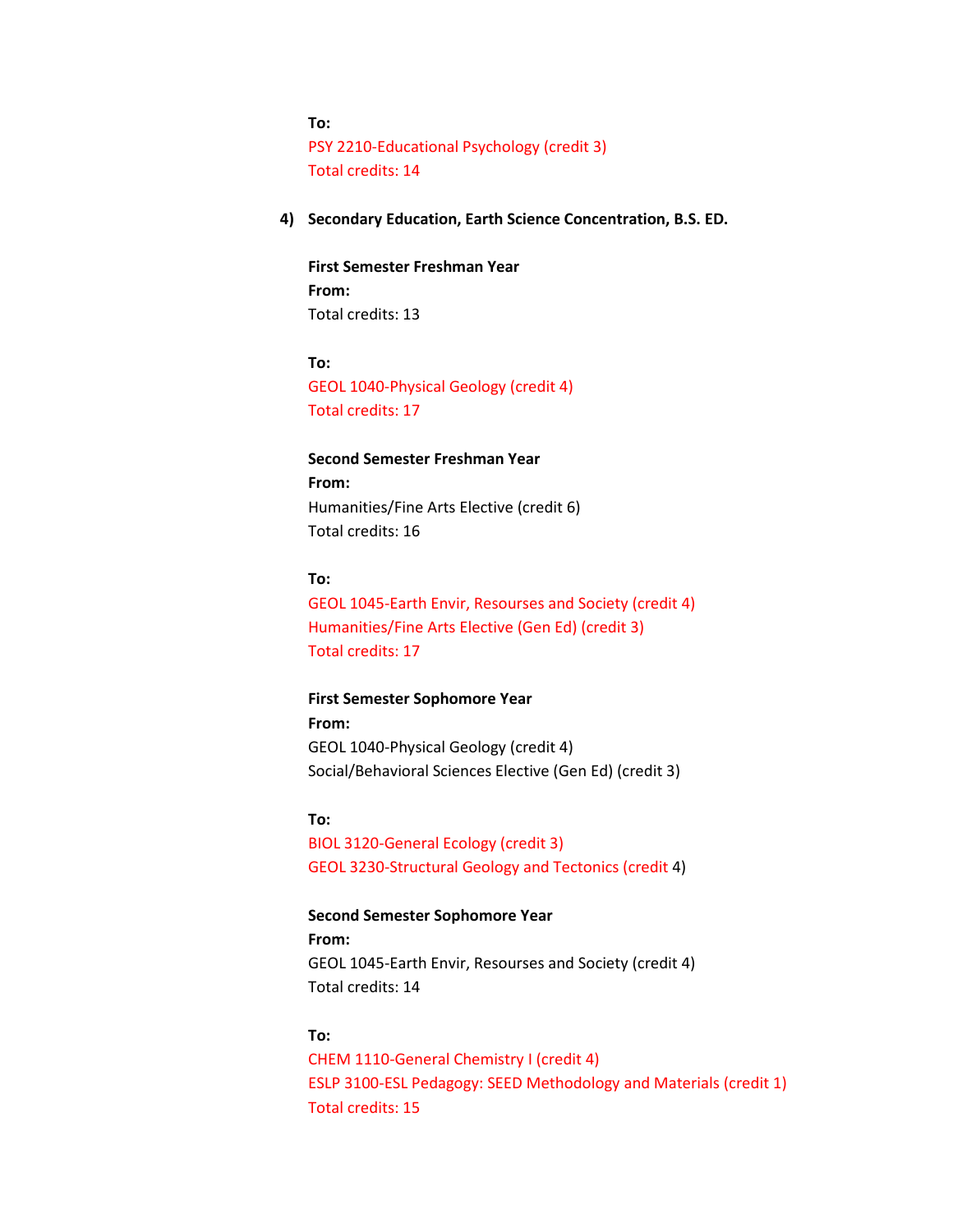**To:**
PSY 2210-Educational Psychology (credit 3)
Total credits: 14

4) **Secondary Education, Earth Science Concentration, B.S. ED.**

**First Semester Freshman Year**
**From:**
Total credits: 13

**To:**
GEOL 1040-Physical Geology (credit 4)
Total credits: 17

**Second Semester Freshman Year**
**From:**
Humanities/Fine Arts Elective (credit 6)
Total credits: 16

**To:**
GEOL 1045-Earth Envir, Resourses and Society (credit 4)
Humanities/Fine Arts Elective (Gen Ed) (credit 3)
Total credits: 17

**First Semester Sophomore Year**
**From:**
GEOL 1040-Physical Geology (credit 4)
Social/Behavioral Sciences Elective (Gen Ed) (credit 3)

**To:**
BIOL 3120-General Ecology (credit 3)
GEOL 3230-Structural Geology and Tectonics (credit 4)

**Second Semester Sophomore Year**
**From:**
GEOL 1045-Earth Envir, Resourses and Society (credit 4)
Total credits: 14

**To:**
CHEM 1110-General Chemistry I (credit 4)
ESLP 3100-ESL Pedagogy: SEED Methodology and Materials (credit 1)
Total credits: 15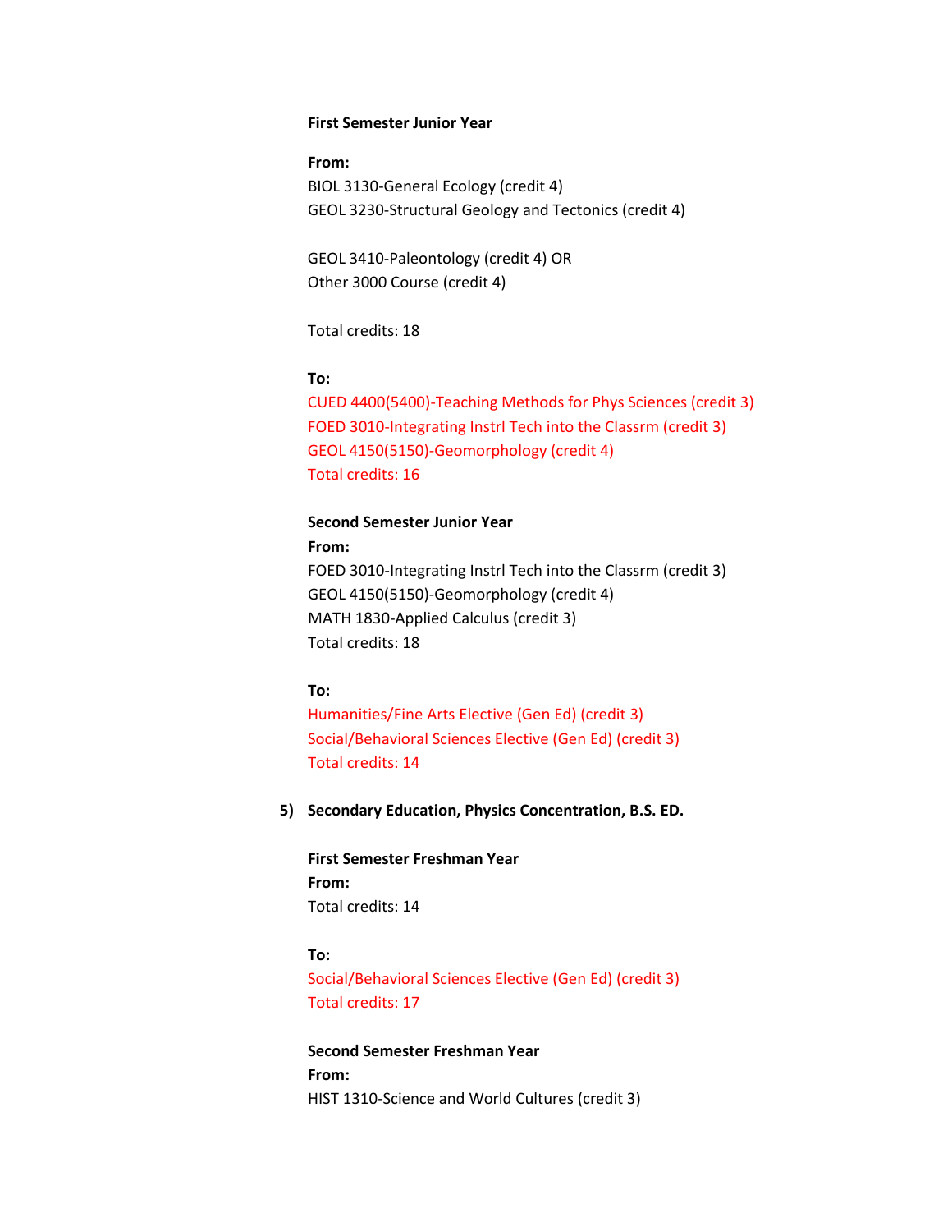**First Semester Junior Year**

**From:**
BIOL 3130-General Ecology (credit 4)
GEOL 3230-Structural Geology and Tectonics (credit 4)

GEOL 3410-Paleontology (credit 4) OR
Other 3000 Course (credit 4)

Total credits: 18

**To:**
CUED 4400(5400)-Teaching Methods for Phys Sciences (credit 3)
FOED 3010-Integrating Instrl Tech into the Classrm (credit 3)
GEOL 4150(5150)-Geomorphology (credit 4)
Total credits: 16

**Second Semester Junior Year**

**From:**
FOED 3010-Integrating Instrl Tech into the Classrm (credit 3)
GEOL 4150(5150)-Geomorphology (credit 4)
MATH 1830-Applied Calculus (credit 3)
Total credits: 18

**To:**
Humanities/Fine Arts Elective (Gen Ed) (credit 3)
Social/Behavioral Sciences Elective (Gen Ed) (credit 3)
Total credits: 14

5) **Secondary Education, Physics Concentration, B.S. ED.**

**First Semester Freshman Year**

**From:**
Total credits: 14

**To:**
Social/Behavioral Sciences Elective (Gen Ed) (credit 3)
Total credits: 17

**Second Semester Freshman Year**

**From:**
HIST 1310-Science and World Cultures (credit 3)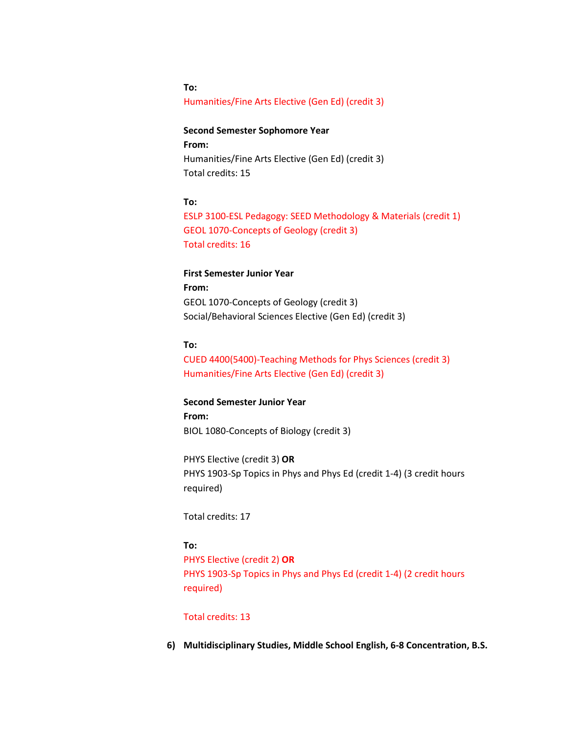**To:**
Humanities/Fine Arts Elective (Gen Ed) (credit 3)

**Second Semester Sophomore Year**
**From:**
Humanities/Fine Arts Elective (Gen Ed) (credit 3)
Total credits: 15

**To:**
ESLP 3100-ESL Pedagogy: SEED Methodology & Materials (credit 1)
GEOL 1070-Concepts of Geology (credit 3)
Total credits: 16

**First Semester Junior Year**
**From:**
GEOL 1070-Concepts of Geology (credit 3)
Social/Behavioral Sciences Elective (Gen Ed) (credit 3)

**To:**
CUED 4400(5400)-Teaching Methods for Phys Sciences (credit 3)
Humanities/Fine Arts Elective (Gen Ed) (credit 3)

**Second Semester Junior Year**
**From:**
BIOL 1080-Concepts of Biology (credit 3)

PHYS Elective (credit 3) **OR**
PHYS 1903-Sp Topics in Phys and Phys Ed (credit 1-4) (3 credit hours required)

Total credits: 17

**To:**
PHYS Elective (credit 2) **OR**
PHYS 1903-Sp Topics in Phys and Phys Ed (credit 1-4) (2 credit hours required)

Total credits: 13

6) **Multidisciplinary Studies, Middle School English, 6-8 Concentration, B.S.**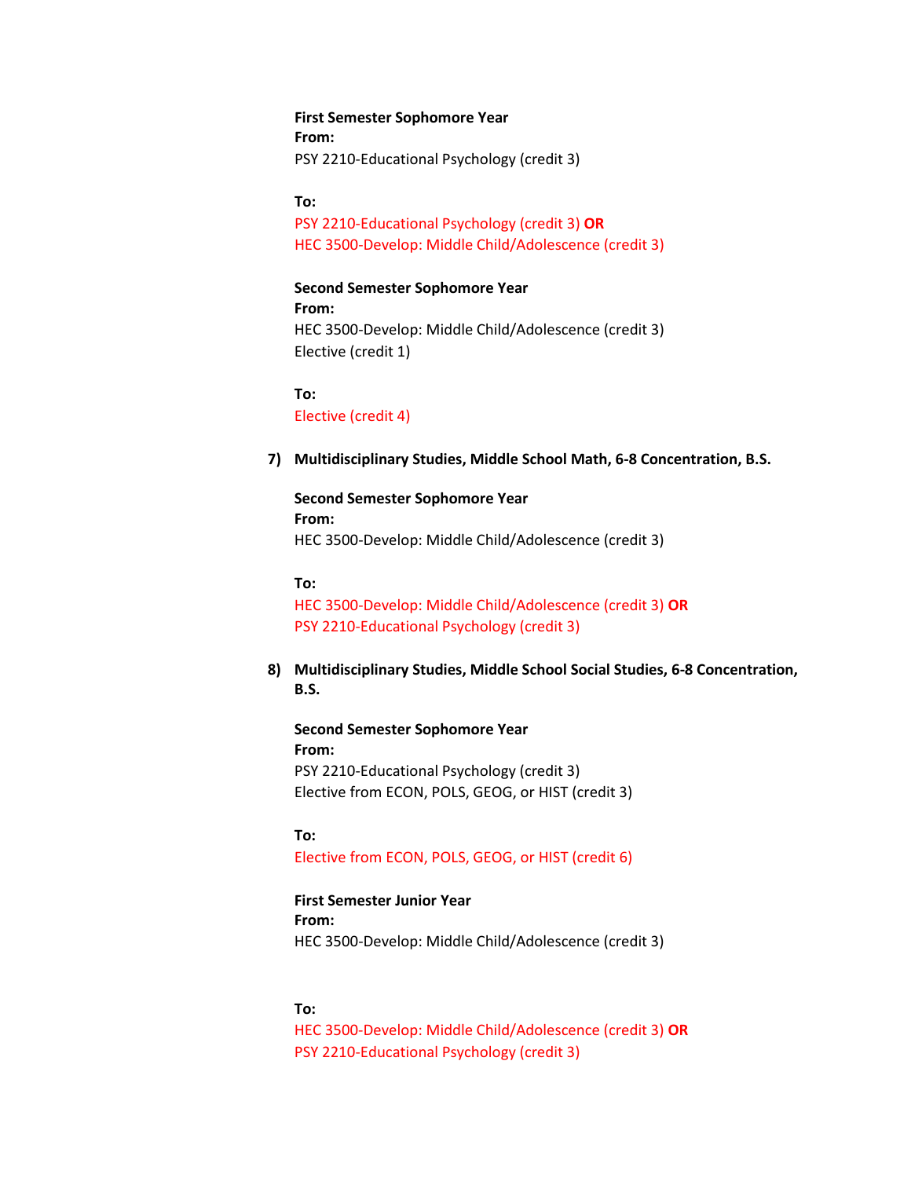**First Semester Sophomore Year**
**From:**
PSY 2210-Educational Psychology (credit 3)

**To:**
PSY 2210-Educational Psychology (credit 3) **OR**
HEC 3500-Develop: Middle Child/Adolescence (credit 3)

**Second Semester Sophomore Year**
**From:**
HEC 3500-Develop: Middle Child/Adolescence (credit 3)
Elective (credit 1)

**To:**
Elective (credit 4)

**7) Multidisciplinary Studies, Middle School Math, 6-8 Concentration, B.S.**

**Second Semester Sophomore Year**
**From:**
HEC 3500-Develop: Middle Child/Adolescence (credit 3)

**To:**
HEC 3500-Develop: Middle Child/Adolescence (credit 3) **OR**
PSY 2210-Educational Psychology (credit 3)

**8) Multidisciplinary Studies, Middle School Social Studies, 6-8 Concentration, B.S.**

**Second Semester Sophomore Year**
**From:**
PSY 2210-Educational Psychology (credit 3)
Elective from ECON, POLS, GEOG, or HIST (credit 3)

**To:**
Elective from ECON, POLS, GEOG, or HIST (credit 6)

**First Semester Junior Year**
**From:**
HEC 3500-Develop: Middle Child/Adolescence (credit 3)

**To:**
HEC 3500-Develop: Middle Child/Adolescence (credit 3) **OR**
PSY 2210-Educational Psychology (credit 3)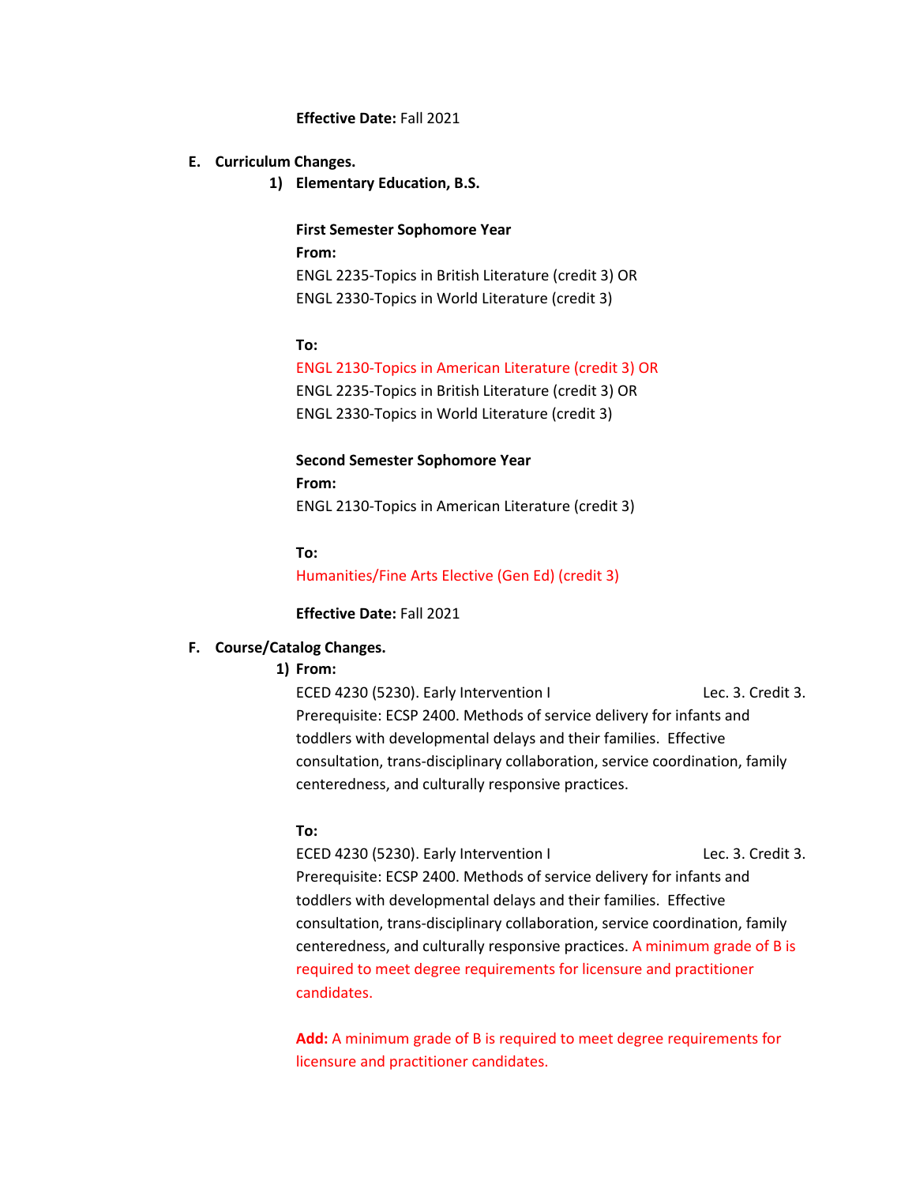**Effective Date:** Fall 2021

**E. Curriculum Changes.**

1) **Elementary Education, B.S.**

**First Semester Sophomore Year**

**From:**

ENGL 2235-Topics in British Literature (credit 3) OR
ENGL 2330-Topics in World Literature (credit 3)

**To:**

ENGL 2130-Topics in American Literature (credit 3) OR
ENGL 2235-Topics in British Literature (credit 3) OR
ENGL 2330-Topics in World Literature (credit 3)

**Second Semester Sophomore Year**

**From:**

ENGL 2130-Topics in American Literature (credit 3)

**To:**

Humanities/Fine Arts Elective (Gen Ed) (credit 3)

**Effective Date:** Fall 2021

**F. Course/Catalog Changes.**

1) **From:**

ECED 4230 (5230). Early Intervention I Lec. 3. Credit 3.
Prerequisite: ECSP 2400. Methods of service delivery for infants and toddlers with developmental delays and their families. Effective consultation, trans-disciplinary collaboration, service coordination, family centeredness, and culturally responsive practices.

**To:**

ECED 4230 (5230). Early Intervention I Lec. 3. Credit 3.
Prerequisite: ECSP 2400. Methods of service delivery for infants and toddlers with developmental delays and their families. Effective consultation, trans-disciplinary collaboration, service coordination, family centeredness, and culturally responsive practices. A minimum grade of B is required to meet degree requirements for licensure and practitioner candidates.

**Add:** A minimum grade of B is required to meet degree requirements for licensure and practitioner candidates.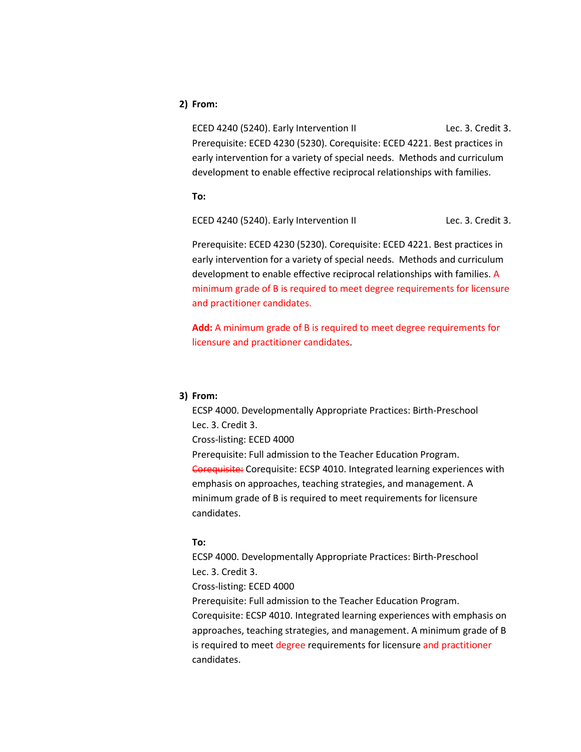2) **From:**

ECED 4240 (5240). Early Intervention II Lec. 3. Credit 3.
Prerequisite: ECED 4230 (5230). Corequisite: ECED 4221. Best practices in early intervention for a variety of special needs. Methods and curriculum development to enable effective reciprocal relationships with families.

**To:**

ECED 4240 (5240). Early Intervention II Lec. 3. Credit 3.

Prerequisite: ECED 4230 (5230). Corequisite: ECED 4221. Best practices in early intervention for a variety of special needs. Methods and curriculum development to enable effective reciprocal relationships with families. A minimum grade of B is required to meet degree requirements for licensure and practitioner candidates.

**Add:** A minimum grade of B is required to meet degree requirements for licensure and practitioner candidates.

3) **From:**

ECSP 4000. Developmentally Appropriate Practices: Birth-Preschool
Lec. 3. Credit 3.
Cross-listing: ECED 4000
Prerequisite: Full admission to the Teacher Education Program.
~~Corequisite:~~ Corequisite: ECSP 4010. Integrated learning experiences with emphasis on approaches, teaching strategies, and management. A minimum grade of B is required to meet requirements for licensure candidates.

**To:**

ECSP 4000. Developmentally Appropriate Practices: Birth-Preschool
Lec. 3. Credit 3.
Cross-listing: ECED 4000
Prerequisite: Full admission to the Teacher Education Program.
Corequisite: ECSP 4010. Integrated learning experiences with emphasis on approaches, teaching strategies, and management. A minimum grade of B is required to meet degree requirements for licensure and practitioner candidates.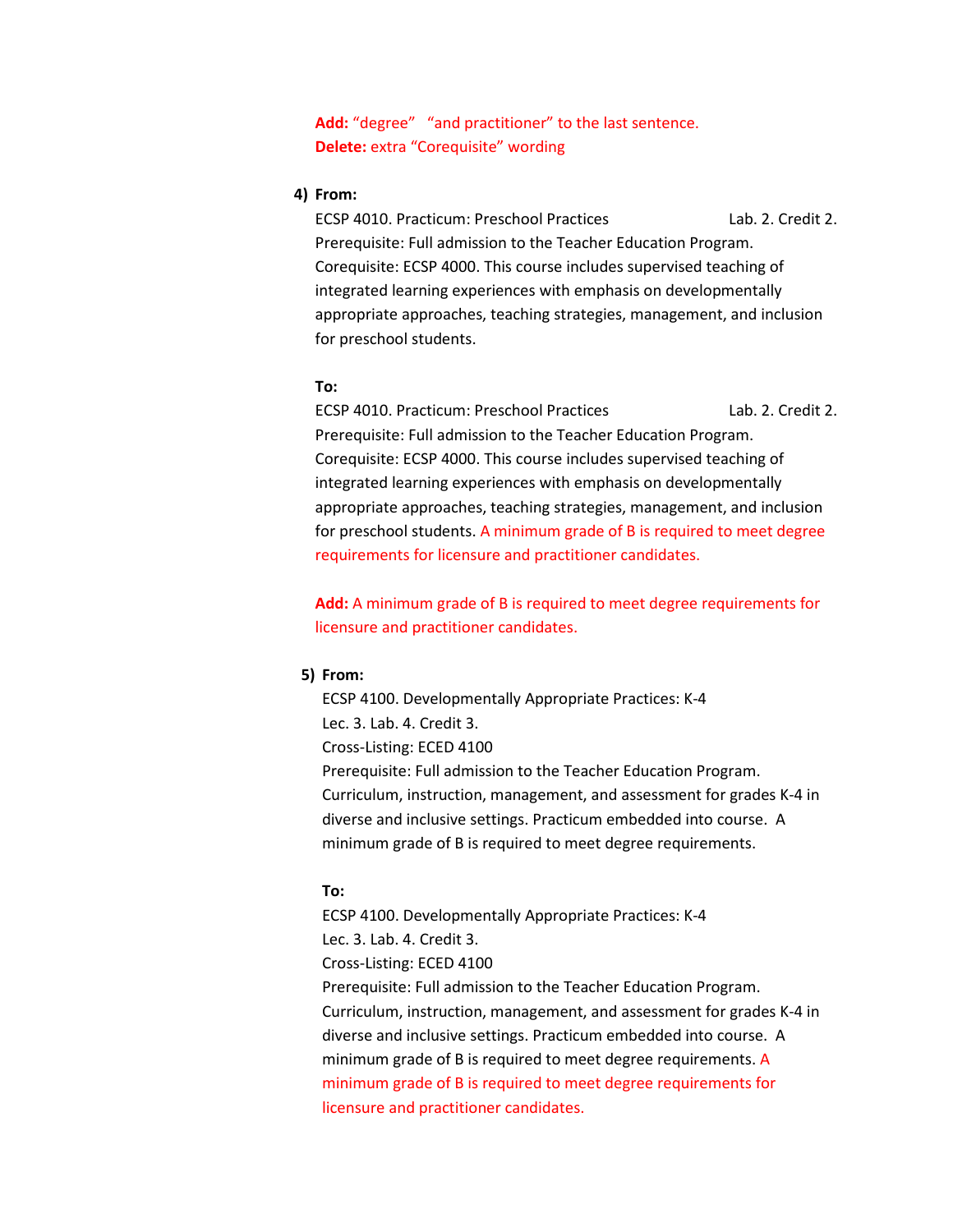**Add:** “degree” “and practitioner” to the last sentence.
**Delete:** extra “Corequisite” wording

4) **From:**

ECSP 4010. Practicum: Preschool Practices Lab. 2. Credit 2.
Prerequisite: Full admission to the Teacher Education Program.
Corequisite: ECSP 4000. This course includes supervised teaching of integrated learning experiences with emphasis on developmentally appropriate approaches, teaching strategies, management, and inclusion for preschool students.

**To:**

ECSP 4010. Practicum: Preschool Practices Lab. 2. Credit 2.
Prerequisite: Full admission to the Teacher Education Program.
Corequisite: ECSP 4000. This course includes supervised teaching of integrated learning experiences with emphasis on developmentally appropriate approaches, teaching strategies, management, and inclusion for preschool students. A minimum grade of B is required to meet degree requirements for licensure and practitioner candidates.

**Add:** A minimum grade of B is required to meet degree requirements for licensure and practitioner candidates.

5) **From:**

ECSP 4100. Developmentally Appropriate Practices: K-4
Lec. 3. Lab. 4. Credit 3.
Cross-Listing: ECED 4100
Prerequisite: Full admission to the Teacher Education Program.
Curriculum, instruction, management, and assessment for grades K-4 in diverse and inclusive settings. Practicum embedded into course. A minimum grade of B is required to meet degree requirements.

**To:**

ECSP 4100. Developmentally Appropriate Practices: K-4
Lec. 3. Lab. 4. Credit 3.
Cross-Listing: ECED 4100
Prerequisite: Full admission to the Teacher Education Program.
Curriculum, instruction, management, and assessment for grades K-4 in diverse and inclusive settings. Practicum embedded into course. A minimum grade of B is required to meet degree requirements. A minimum grade of B is required to meet degree requirements for licensure and practitioner candidates.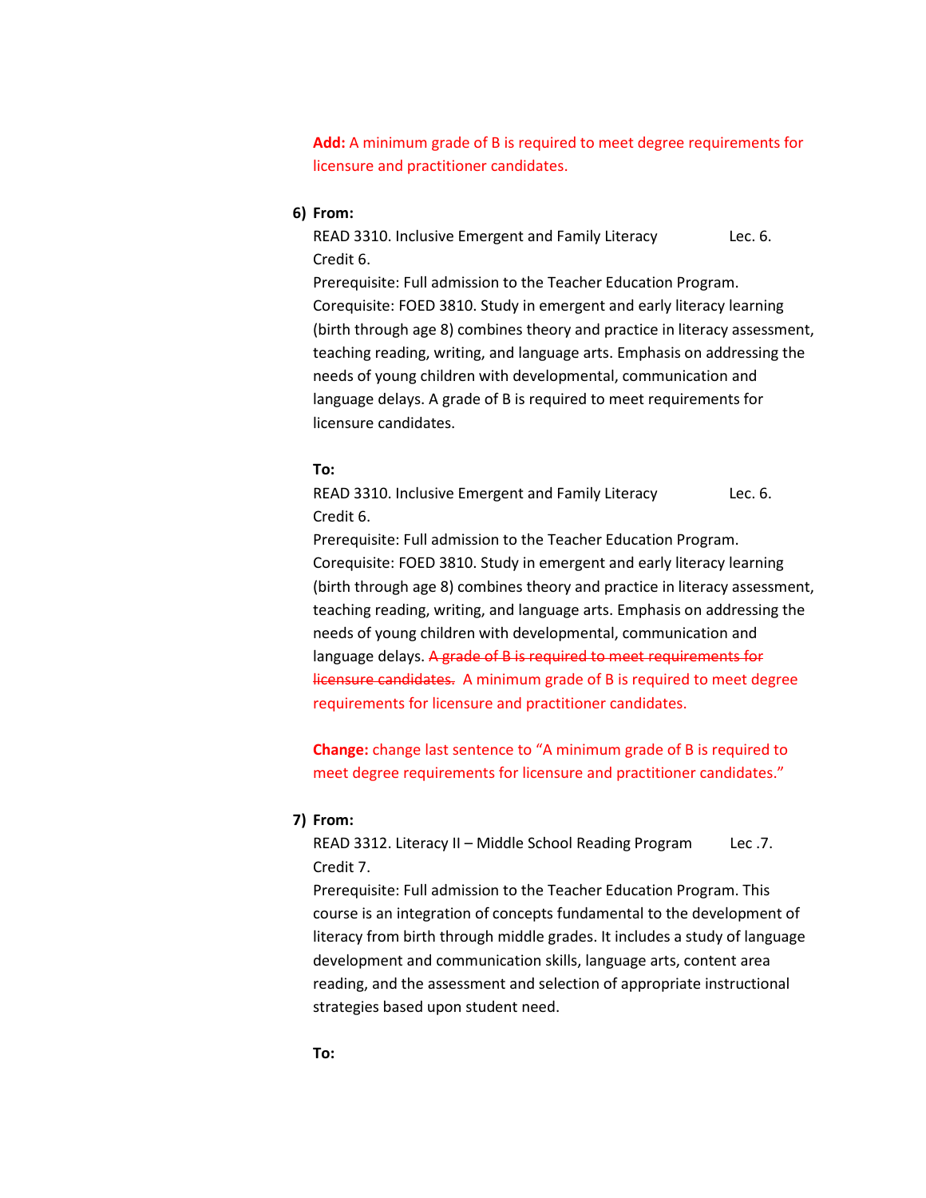**Add:** A minimum grade of B is required to meet degree requirements for licensure and practitioner candidates.

6) **From:**

READ 3310. Inclusive Emergent and Family Literacy Lec. 6. Credit 6.
Prerequisite: Full admission to the Teacher Education Program. Corequisite: FOED 3810. Study in emergent and early literacy learning (birth through age 8) combines theory and practice in literacy assessment, teaching reading, writing, and language arts. Emphasis on addressing the needs of young children with developmental, communication and language delays. A grade of B is required to meet requirements for licensure candidates.

**To:**

READ 3310. Inclusive Emergent and Family Literacy Lec. 6. Credit 6.
Prerequisite: Full admission to the Teacher Education Program. Corequisite: FOED 3810. Study in emergent and early literacy learning (birth through age 8) combines theory and practice in literacy assessment, teaching reading, writing, and language arts. Emphasis on addressing the needs of young children with developmental, communication and language delays. ~~A grade of B is required to meet requirements for licensure candidates.~~ A minimum grade of B is required to meet degree requirements for licensure and practitioner candidates.

**Change:** change last sentence to "A minimum grade of B is required to meet degree requirements for licensure and practitioner candidates."

7) **From:**

READ 3312. Literacy II – Middle School Reading Program Lec .7. Credit 7.
Prerequisite: Full admission to the Teacher Education Program. This course is an integration of concepts fundamental to the development of literacy from birth through middle grades. It includes a study of language development and communication skills, language arts, content area reading, and the assessment and selection of appropriate instructional strategies based upon student need.

**To:**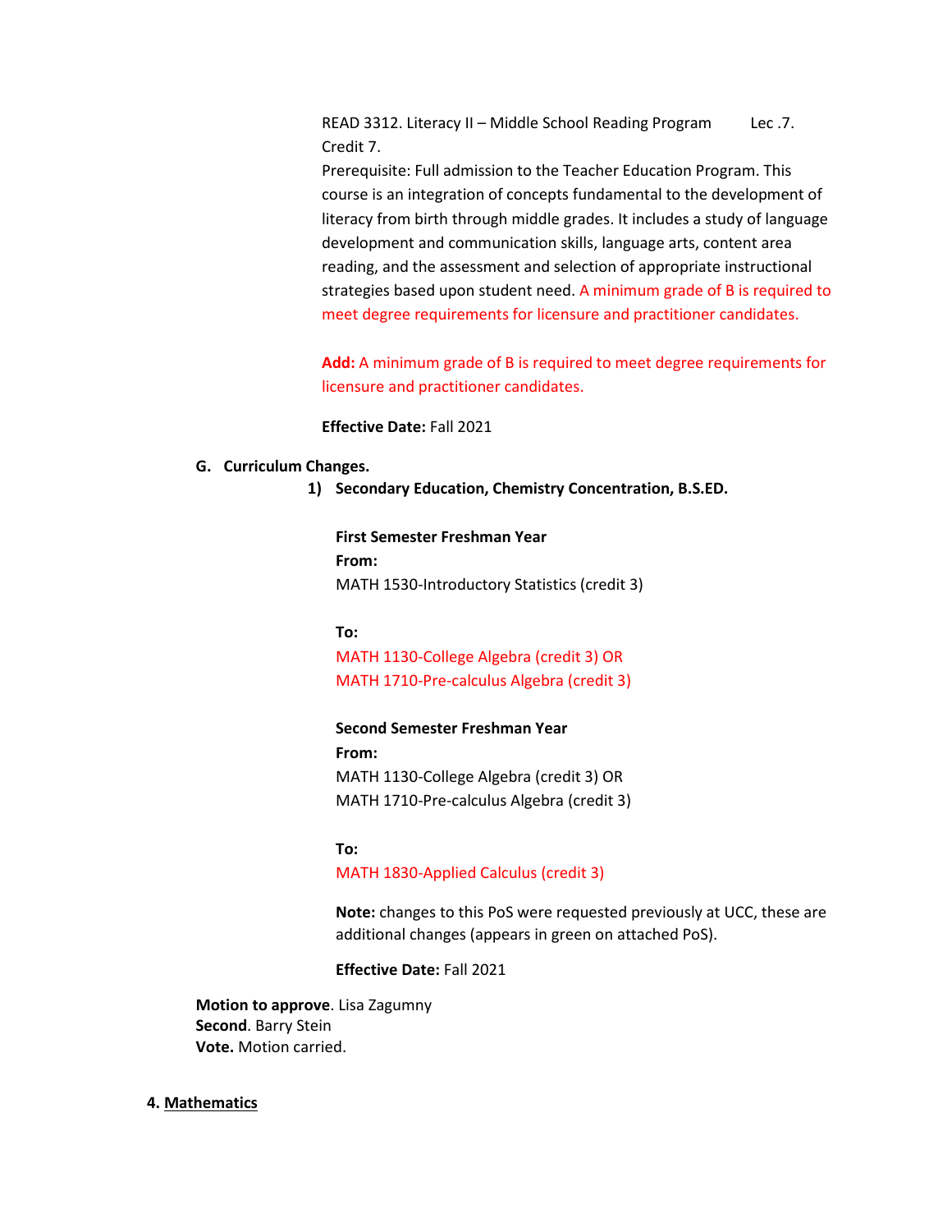READ 3312. Literacy II – Middle School Reading Program Lec .7. Credit 7.
Prerequisite: Full admission to the Teacher Education Program. This course is an integration of concepts fundamental to the development of literacy from birth through middle grades. It includes a study of language development and communication skills, language arts, content area reading, and the assessment and selection of appropriate instructional strategies based upon student need. A minimum grade of B is required to meet degree requirements for licensure and practitioner candidates.

**Add:** A minimum grade of B is required to meet degree requirements for licensure and practitioner candidates.

**Effective Date:** Fall 2021

**G. Curriculum Changes.**

**1) Secondary Education, Chemistry Concentration, B.S.ED.**

**First Semester Freshman Year**
**From:**
MATH 1530-Introductory Statistics (credit 3)

**To:**
MATH 1130-College Algebra (credit 3) OR
MATH 1710-Pre-calculus Algebra (credit 3)

**Second Semester Freshman Year**
**From:**
MATH 1130-College Algebra (credit 3) OR
MATH 1710-Pre-calculus Algebra (credit 3)

**To:**
MATH 1830-Applied Calculus (credit 3)

**Note:** changes to this PoS were requested previously at UCC, these are additional changes (appears in green on attached PoS).

**Effective Date:** Fall 2021

**Motion to approve**. Lisa Zagumny
**Second**. Barry Stein
**Vote.** Motion carried.

**4. Mathematics**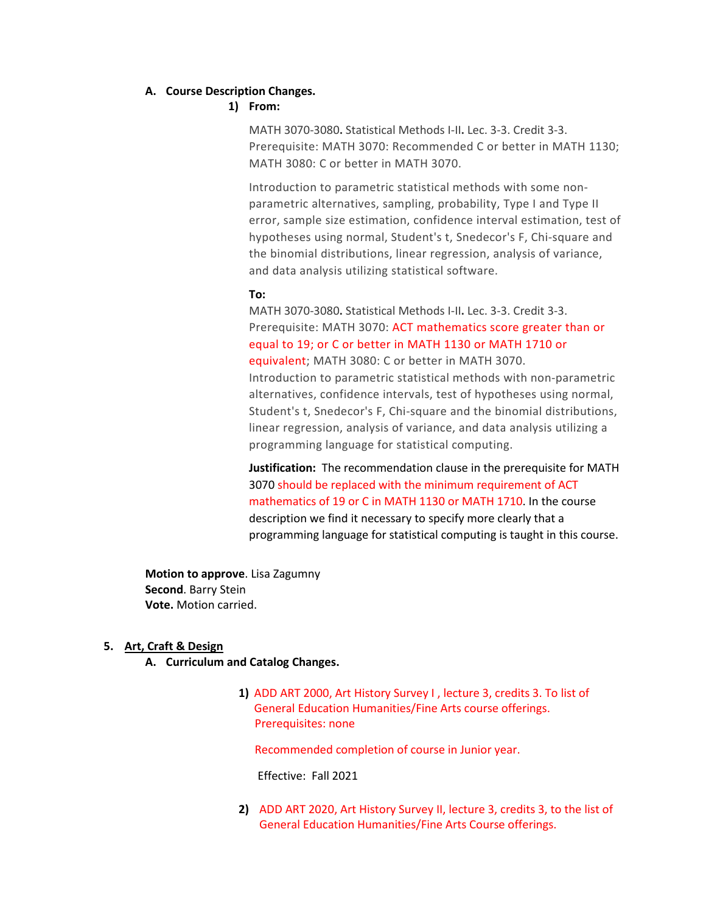**A. Course Description Changes.**

**1) From:**

MATH 3070-3080**.** Statistical Methods I-II**.** Lec. 3-3. Credit 3-3. Prerequisite: MATH 3070: Recommended C or better in MATH 1130; MATH 3080: C or better in MATH 3070.

Introduction to parametric statistical methods with some non-parametric alternatives, sampling, probability, Type I and Type II error, sample size estimation, confidence interval estimation, test of hypotheses using normal, Student's t, Snedecor's F, Chi-square and the binomial distributions, linear regression, analysis of variance, and data analysis utilizing statistical software.

**To:**

MATH 3070-3080**.** Statistical Methods I-II**.** Lec. 3-3. Credit 3-3. Prerequisite: MATH 3070: ACT mathematics score greater than or equal to 19; or C or better in MATH 1130 or MATH 1710 or equivalent; MATH 3080: C or better in MATH 3070.
Introduction to parametric statistical methods with non-parametric alternatives, confidence intervals, test of hypotheses using normal, Student's t, Snedecor's F, Chi-square and the binomial distributions, linear regression, analysis of variance, and data analysis utilizing a programming language for statistical computing.

**Justification:** The recommendation clause in the prerequisite for MATH 3070 should be replaced with the minimum requirement of ACT mathematics of 19 or C in MATH 1130 or MATH 1710. In the course description we find it necessary to specify more clearly that a programming language for statistical computing is taught in this course.

**Motion to approve**. Lisa Zagumny
**Second**. Barry Stein
**Vote.** Motion carried.

## 5. Art, Craft & Design

**A. Curriculum and Catalog Changes.**

1) ADD ART 2000, Art History Survey I , lecture 3, credits 3. To list of General Education Humanities/Fine Arts course offerings.
Prerequisites: none

Recommended completion of course in Junior year.

Effective: Fall 2021

2) ADD ART 2020, Art History Survey II, lecture 3, credits 3, to the list of General Education Humanities/Fine Arts Course offerings.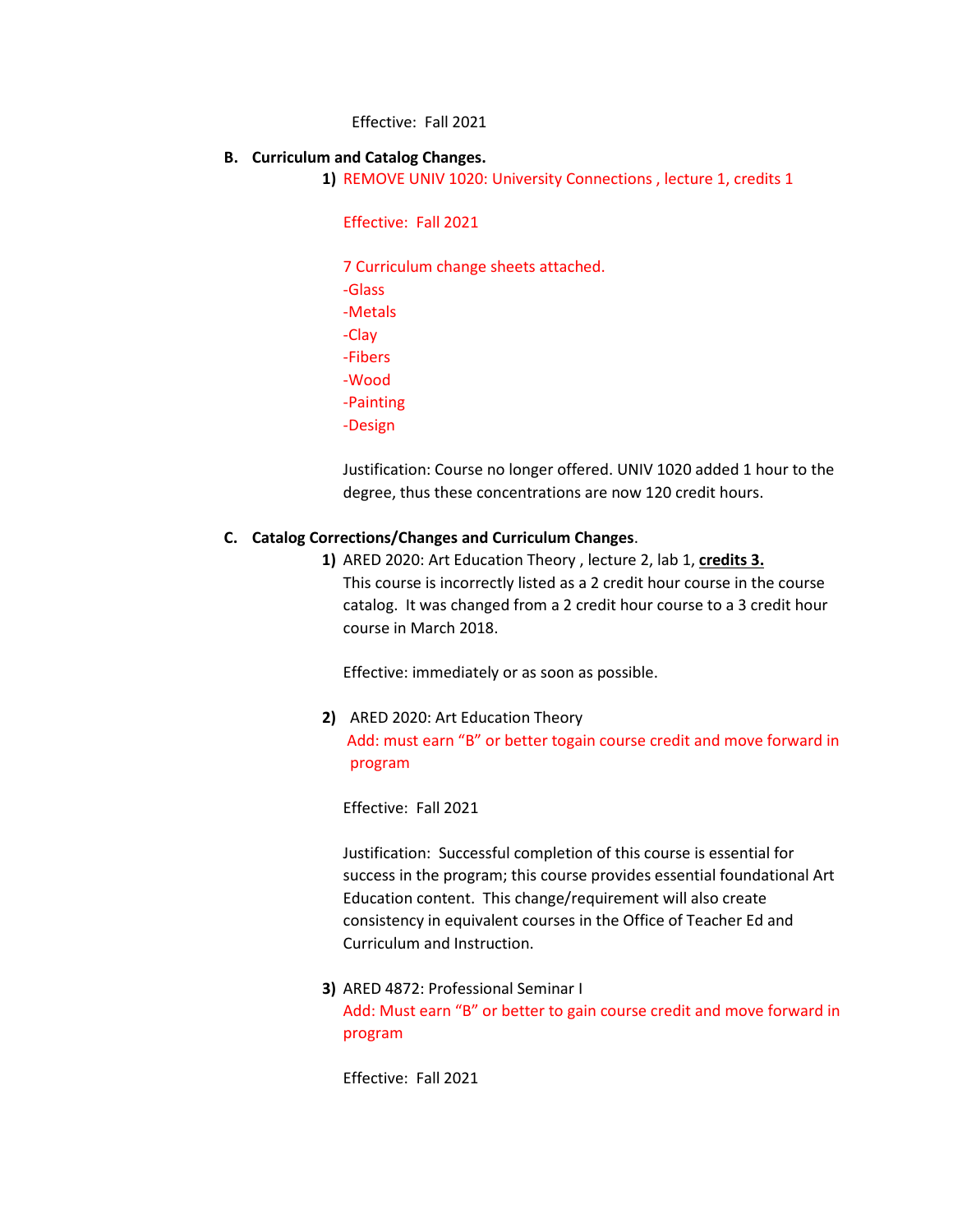Effective: Fall 2021

**B. Curriculum and Catalog Changes.**

1) REMOVE UNIV 1020: University Connections , lecture 1, credits 1

   Effective: Fall 2021

   7 Curriculum change sheets attached.
   -Glass
   -Metals
   -Clay
   -Fibers
   -Wood
   -Painting
   -Design

   Justification: Course no longer offered. UNIV 1020 added 1 hour to the degree, thus these concentrations are now 120 credit hours.

**C. Catalog Corrections/Changes and Curriculum Changes**.

1) ARED 2020: Art Education Theory , lecture 2, lab 1, **credits 3.**
   This course is incorrectly listed as a 2 credit hour course in the course catalog. It was changed from a 2 credit hour course to a 3 credit hour course in March 2018.

   Effective: immediately or as soon as possible.

2) ARED 2020: Art Education Theory
   Add: must earn "B" or better togain course credit and move forward in program

   Effective: Fall 2021

   Justification: Successful completion of this course is essential for success in the program; this course provides essential foundational Art Education content. This change/requirement will also create consistency in equivalent courses in the Office of Teacher Ed and Curriculum and Instruction.

3) ARED 4872: Professional Seminar I
   Add: Must earn "B" or better to gain course credit and move forward in program

   Effective: Fall 2021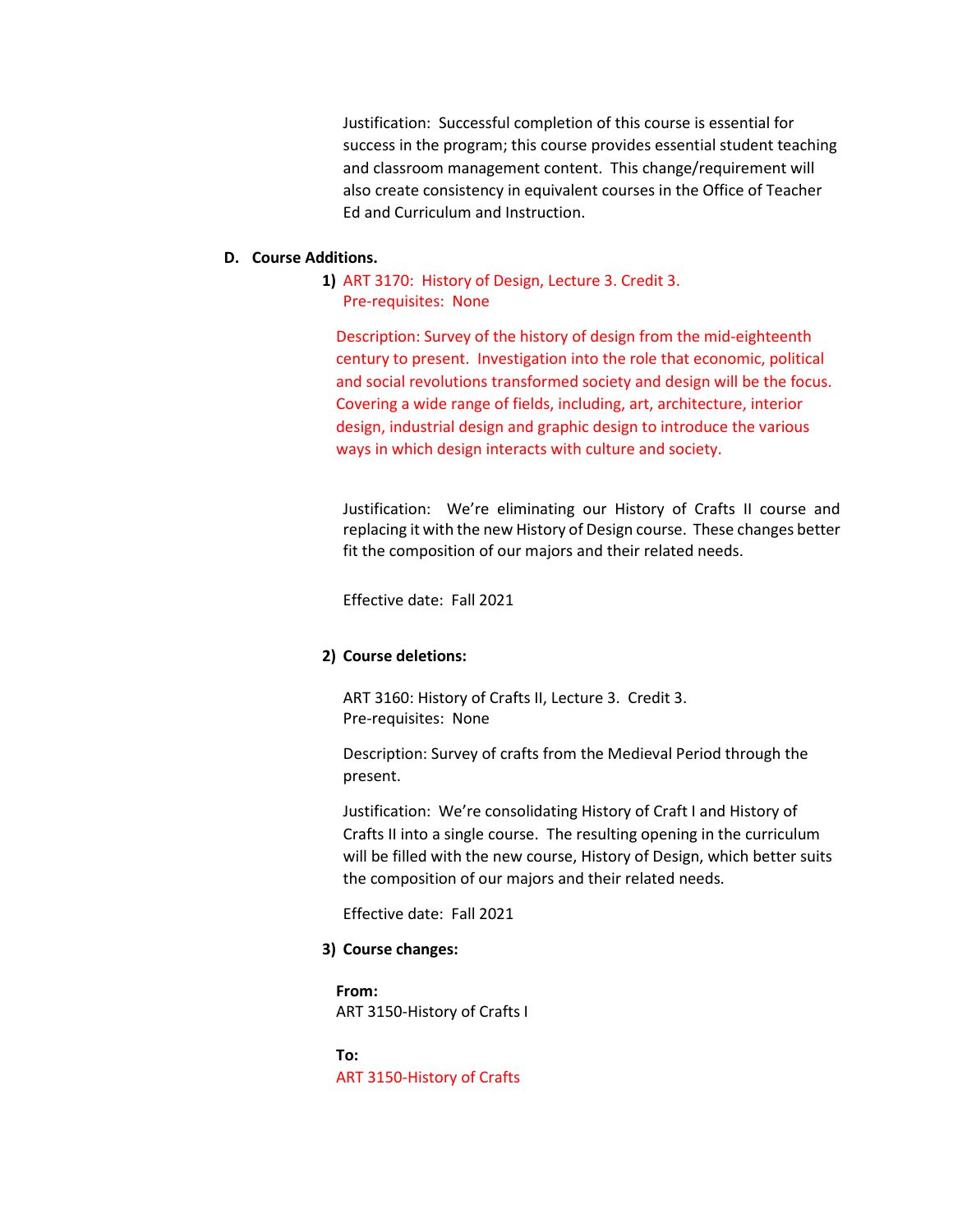Justification: Successful completion of this course is essential for success in the program; this course provides essential student teaching and classroom management content. This change/requirement will also create consistency in equivalent courses in the Office of Teacher Ed and Curriculum and Instruction.

**D. Course Additions.**

**1)** ART 3170: History of Design, Lecture 3. Credit 3.
Pre-requisites: None

Description: Survey of the history of design from the mid-eighteenth century to present. Investigation into the role that economic, political and social revolutions transformed society and design will be the focus. Covering a wide range of fields, including, art, architecture, interior design, industrial design and graphic design to introduce the various ways in which design interacts with culture and society.

Justification: We're eliminating our History of Crafts II course and replacing it with the new History of Design course. These changes better fit the composition of our majors and their related needs.

Effective date: Fall 2021

**2) Course deletions:**

ART 3160: History of Crafts II, Lecture 3. Credit 3.
Pre-requisites: None

Description: Survey of crafts from the Medieval Period through the present.

Justification: We're consolidating History of Craft I and History of Crafts II into a single course. The resulting opening in the curriculum will be filled with the new course, History of Design, which better suits the composition of our majors and their related needs.

Effective date: Fall 2021

**3) Course changes:**

**From:**
ART 3150-History of Crafts I

**To:**
ART 3150-History of Crafts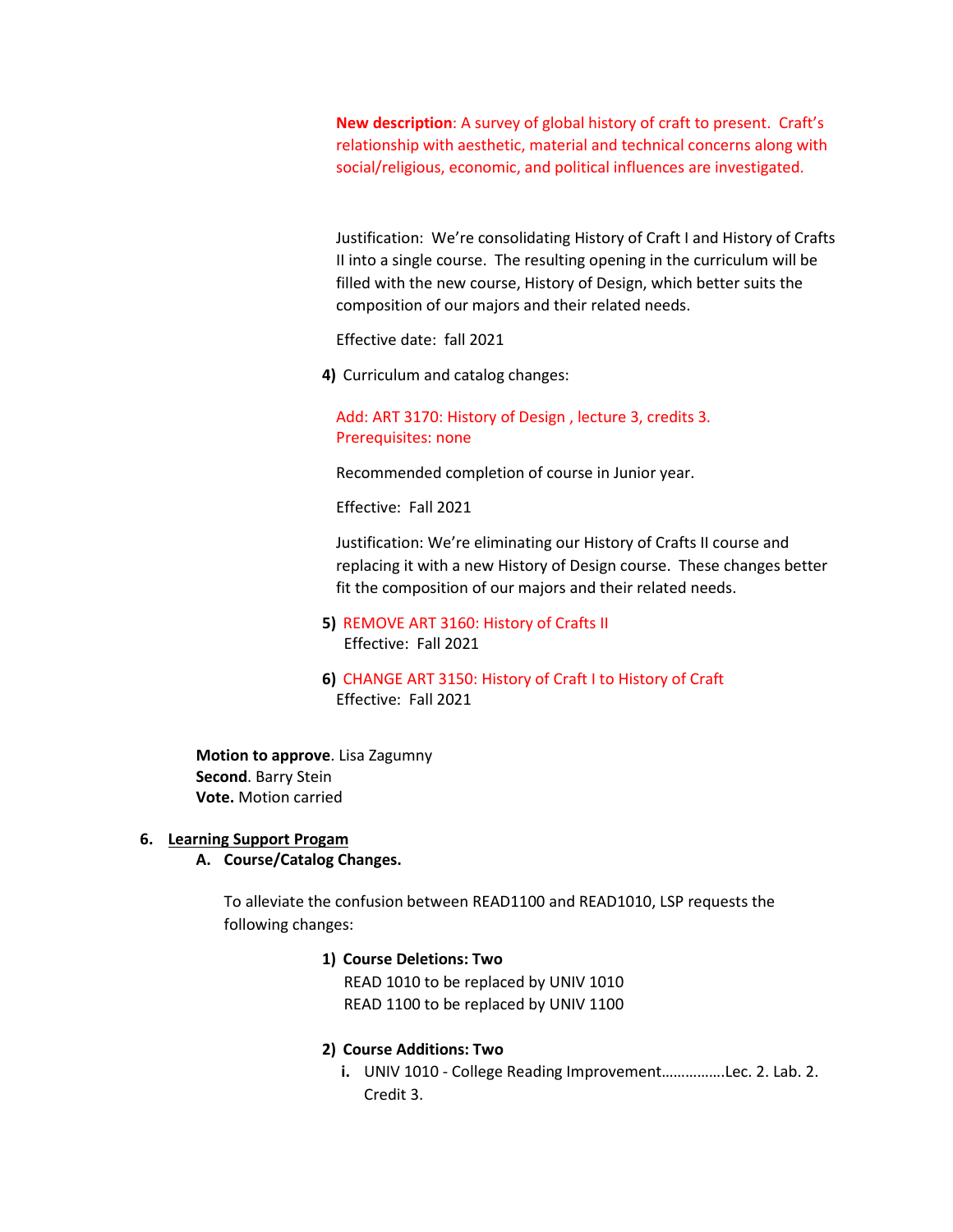**New description**: A survey of global history of craft to present. Craft's relationship with aesthetic, material and technical concerns along with social/religious, economic, and political influences are investigated.

Justification: We're consolidating History of Craft I and History of Crafts II into a single course. The resulting opening in the curriculum will be filled with the new course, History of Design, which better suits the composition of our majors and their related needs.

Effective date: fall 2021

4) Curriculum and catalog changes:

Add: ART 3170: History of Design , lecture 3, credits 3.
Prerequisites: none

Recommended completion of course in Junior year.

Effective: Fall 2021

Justification: We're eliminating our History of Crafts II course and replacing it with a new History of Design course. These changes better fit the composition of our majors and their related needs.

5) REMOVE ART 3160: History of Crafts II
Effective: Fall 2021

6) CHANGE ART 3150: History of Craft I to History of Craft
Effective: Fall 2021

**Motion to approve**. Lisa Zagumny
**Second**. Barry Stein
**Vote.** Motion carried

6. <u>**Learning Support Progam**</u>

   **A. Course/Catalog Changes.**

   To alleviate the confusion between READ1100 and READ1010, LSP requests the following changes:

   1) **Course Deletions: Two**
      READ 1010 to be replaced by UNIV 1010
      READ 1100 to be replaced by UNIV 1100

   2) **Course Additions: Two**
      i. UNIV 1010 - College Reading Improvement…………….Lec. 2. Lab. 2. Credit 3.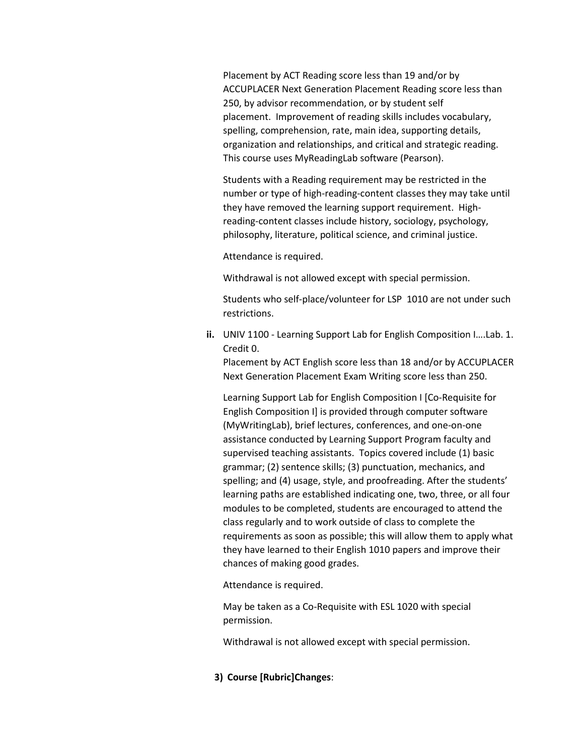Placement by ACT Reading score less than 19 and/or by ACCUPLACER Next Generation Placement Reading score less than 250, by advisor recommendation, or by student self placement. Improvement of reading skills includes vocabulary, spelling, comprehension, rate, main idea, supporting details, organization and relationships, and critical and strategic reading. This course uses MyReadingLab software (Pearson).

Students with a Reading requirement may be restricted in the number or type of high-reading-content classes they may take until they have removed the learning support requirement. High-reading-content classes include history, sociology, psychology, philosophy, literature, political science, and criminal justice.

Attendance is required.

Withdrawal is not allowed except with special permission.

Students who self-place/volunteer for LSP 1010 are not under such restrictions.

**ii.** UNIV 1100 - Learning Support Lab for English Composition I….Lab. 1. Credit 0.
Placement by ACT English score less than 18 and/or by ACCUPLACER Next Generation Placement Exam Writing score less than 250.

Learning Support Lab for English Composition I [Co-Requisite for English Composition I] is provided through computer software (MyWritingLab), brief lectures, conferences, and one-on-one assistance conducted by Learning Support Program faculty and supervised teaching assistants. Topics covered include (1) basic grammar; (2) sentence skills; (3) punctuation, mechanics, and spelling; and (4) usage, style, and proofreading. After the students' learning paths are established indicating one, two, three, or all four modules to be completed, students are encouraged to attend the class regularly and to work outside of class to complete the requirements as soon as possible; this will allow them to apply what they have learned to their English 1010 papers and improve their chances of making good grades.

Attendance is required.

May be taken as a Co-Requisite with ESL 1020 with special permission.

Withdrawal is not allowed except with special permission.

**3) Course [Rubric]Changes**: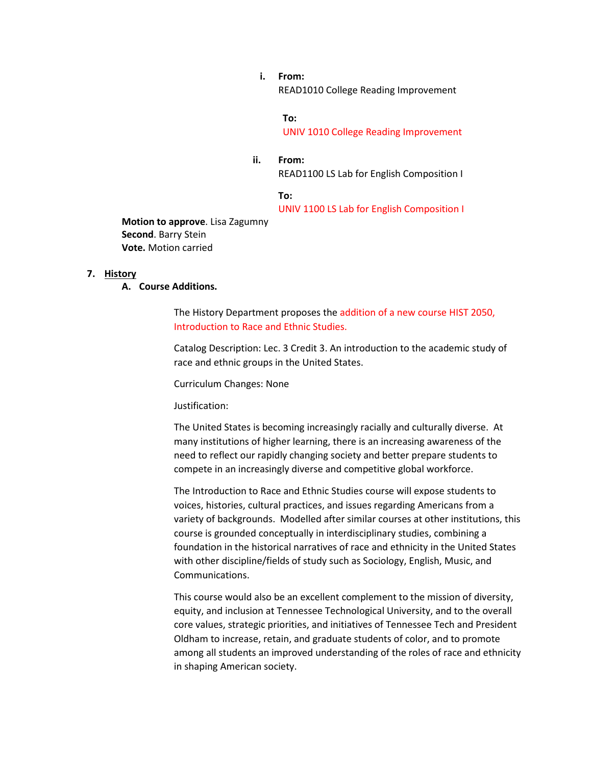i. **From:**
   READ1010 College Reading Improvement

   **To:**
   UNIV 1010 College Reading Improvement

ii. **From:**
   READ1100 LS Lab for English Composition I

   **To:**
   UNIV 1100 LS Lab for English Composition I

**Motion to approve**. Lisa Zagumny
**Second**. Barry Stein
**Vote.** Motion carried

## 7. History

### A. Course Additions.

The History Department proposes the addition of a new course HIST 2050, Introduction to Race and Ethnic Studies.

Catalog Description: Lec. 3 Credit 3. An introduction to the academic study of race and ethnic groups in the United States.

Curriculum Changes: None

Justification:

The United States is becoming increasingly racially and culturally diverse. At many institutions of higher learning, there is an increasing awareness of the need to reflect our rapidly changing society and better prepare students to compete in an increasingly diverse and competitive global workforce.

The Introduction to Race and Ethnic Studies course will expose students to voices, histories, cultural practices, and issues regarding Americans from a variety of backgrounds. Modelled after similar courses at other institutions, this course is grounded conceptually in interdisciplinary studies, combining a foundation in the historical narratives of race and ethnicity in the United States with other discipline/fields of study such as Sociology, English, Music, and Communications.

This course would also be an excellent complement to the mission of diversity, equity, and inclusion at Tennessee Technological University, and to the overall core values, strategic priorities, and initiatives of Tennessee Tech and President Oldham to increase, retain, and graduate students of color, and to promote among all students an improved understanding of the roles of race and ethnicity in shaping American society.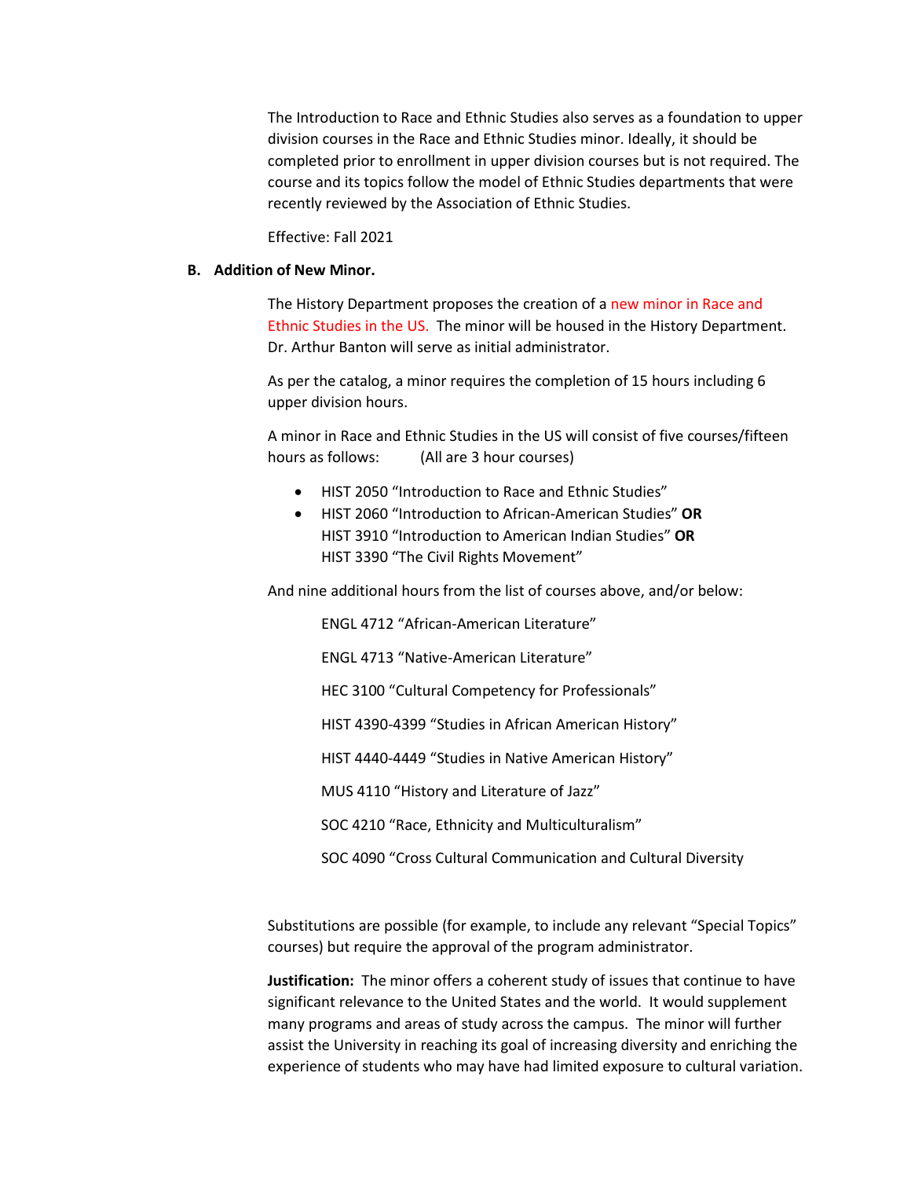The Introduction to Race and Ethnic Studies also serves as a foundation to upper division courses in the Race and Ethnic Studies minor. Ideally, it should be completed prior to enrollment in upper division courses but is not required. The course and its topics follow the model of Ethnic Studies departments that were recently reviewed by the Association of Ethnic Studies.

Effective: Fall 2021

**B. Addition of New Minor.**

The History Department proposes the creation of a new minor in Race and Ethnic Studies in the US. The minor will be housed in the History Department. Dr. Arthur Banton will serve as initial administrator.

As per the catalog, a minor requires the completion of 15 hours including 6 upper division hours.

A minor in Race and Ethnic Studies in the US will consist of five courses/fifteen hours as follows: (All are 3 hour courses)

- HIST 2050 “Introduction to Race and Ethnic Studies”
- HIST 2060 “Introduction to African-American Studies” **OR**
  HIST 3910 “Introduction to American Indian Studies” **OR**
  HIST 3390 “The Civil Rights Movement”

And nine additional hours from the list of courses above, and/or below:

ENGL 4712 “African-American Literature”

ENGL 4713 “Native-American Literature”

HEC 3100 “Cultural Competency for Professionals”

HIST 4390-4399 “Studies in African American History”

HIST 4440-4449 “Studies in Native American History”

MUS 4110 “History and Literature of Jazz”

SOC 4210 “Race, Ethnicity and Multiculturalism”

SOC 4090 “Cross Cultural Communication and Cultural Diversity

Substitutions are possible (for example, to include any relevant “Special Topics” courses) but require the approval of the program administrator.

**Justification:** The minor offers a coherent study of issues that continue to have significant relevance to the United States and the world. It would supplement many programs and areas of study across the campus. The minor will further assist the University in reaching its goal of increasing diversity and enriching the experience of students who may have had limited exposure to cultural variation.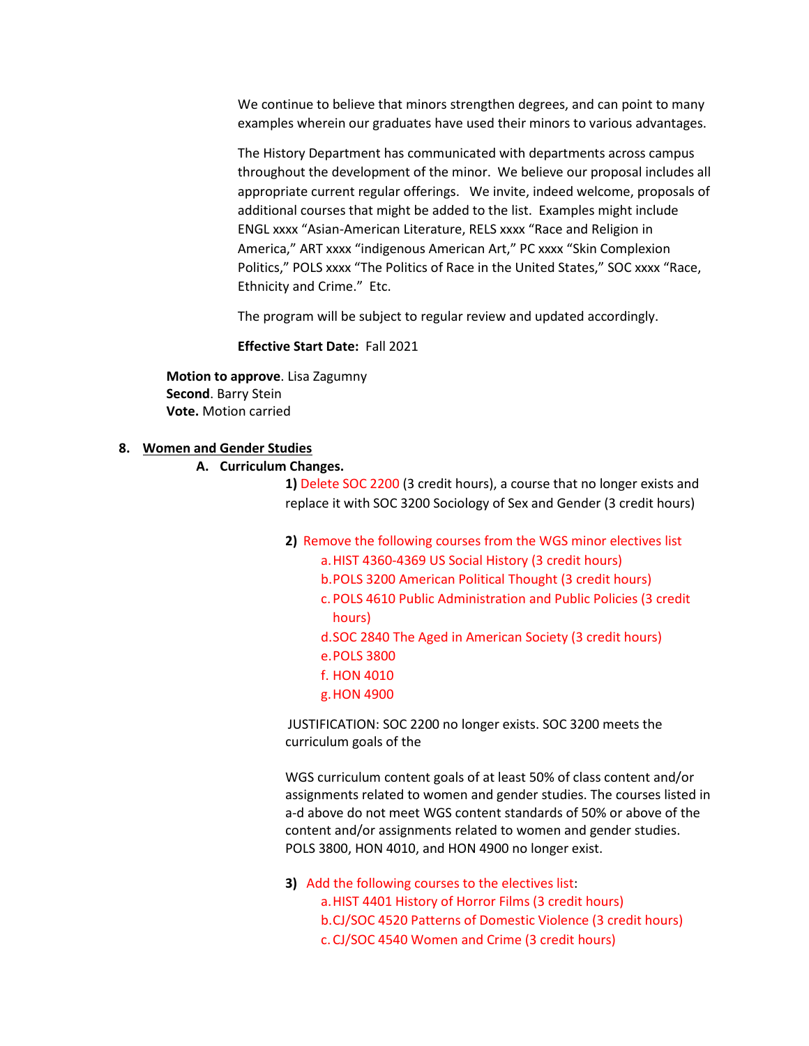We continue to believe that minors strengthen degrees, and can point to many examples wherein our graduates have used their minors to various advantages.

The History Department has communicated with departments across campus throughout the development of the minor. We believe our proposal includes all appropriate current regular offerings. We invite, indeed welcome, proposals of additional courses that might be added to the list. Examples might include ENGL xxxx "Asian-American Literature, RELS xxxx "Race and Religion in America," ART xxxx "indigenous American Art," PC xxxx "Skin Complexion Politics," POLS xxxx "The Politics of Race in the United States," SOC xxxx "Race, Ethnicity and Crime." Etc.

The program will be subject to regular review and updated accordingly.

**Effective Start Date:** Fall 2021

**Motion to approve**. Lisa Zagumny
**Second**. Barry Stein
**Vote.** Motion carried

8. **Women and Gender Studies**

   A. **Curriculum Changes.**

   **1)** Delete SOC 2200 (3 credit hours), a course that no longer exists and replace it with SOC 3200 Sociology of Sex and Gender (3 credit hours)

   **2)** Remove the following courses from the WGS minor electives list

      a. HIST 4360-4369 US Social History (3 credit hours)
      b. POLS 3200 American Political Thought (3 credit hours)
      c. POLS 4610 Public Administration and Public Policies (3 credit hours)
      d. SOC 2840 The Aged in American Society (3 credit hours)
      e. POLS 3800
      f. HON 4010
      g. HON 4900

   JUSTIFICATION: SOC 2200 no longer exists. SOC 3200 meets the curriculum goals of the

   WGS curriculum content goals of at least 50% of class content and/or assignments related to women and gender studies. The courses listed in a-d above do not meet WGS content standards of 50% or above of the content and/or assignments related to women and gender studies. POLS 3800, HON 4010, and HON 4900 no longer exist.

   **3)** Add the following courses to the electives list:

      a. HIST 4401 History of Horror Films (3 credit hours)
      b. CJ/SOC 4520 Patterns of Domestic Violence (3 credit hours)
      c. CJ/SOC 4540 Women and Crime (3 credit hours)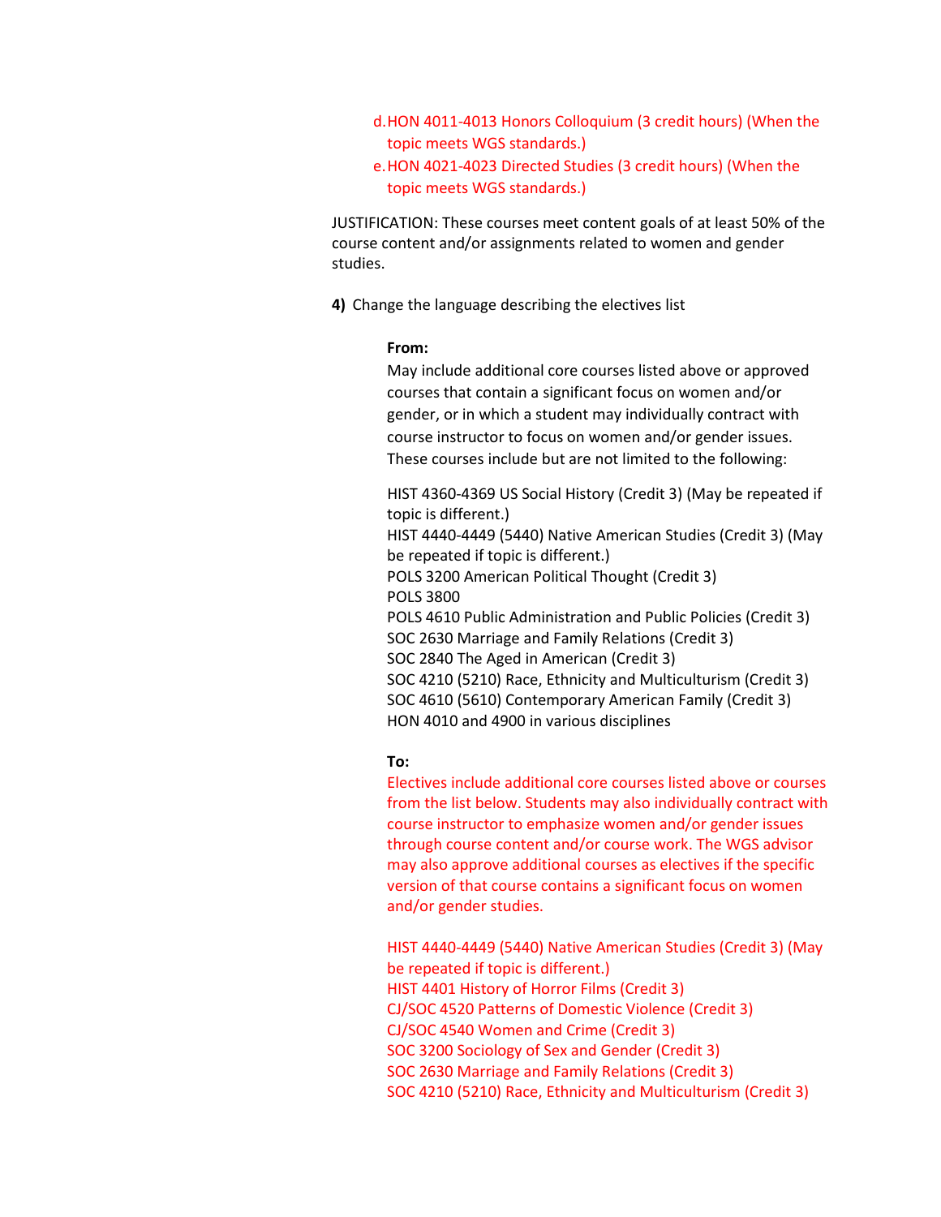d. HON 4011-4013 Honors Colloquium (3 credit hours) (When the topic meets WGS standards.)
e. HON 4021-4023 Directed Studies (3 credit hours) (When the topic meets WGS standards.)

JUSTIFICATION: These courses meet content goals of at least 50% of the course content and/or assignments related to women and gender studies.

**4)** Change the language describing the electives list

**From:**

May include additional core courses listed above or approved courses that contain a significant focus on women and/or gender, or in which a student may individually contract with course instructor to focus on women and/or gender issues. These courses include but are not limited to the following:

HIST 4360-4369 US Social History (Credit 3) (May be repeated if topic is different.)
HIST 4440-4449 (5440) Native American Studies (Credit 3) (May be repeated if topic is different.)
POLS 3200 American Political Thought (Credit 3)
POLS 3800
POLS 4610 Public Administration and Public Policies (Credit 3)
SOC 2630 Marriage and Family Relations (Credit 3)
SOC 2840 The Aged in American (Credit 3)
SOC 4210 (5210) Race, Ethnicity and Multiculturism (Credit 3)
SOC 4610 (5610) Contemporary American Family (Credit 3)
HON 4010 and 4900 in various disciplines

**To:**

Electives include additional core courses listed above or courses from the list below. Students may also individually contract with course instructor to emphasize women and/or gender issues through course content and/or course work. The WGS advisor may also approve additional courses as electives if the specific version of that course contains a significant focus on women and/or gender studies.

HIST 4440-4449 (5440) Native American Studies (Credit 3) (May be repeated if topic is different.)
HIST 4401 History of Horror Films (Credit 3)
CJ/SOC 4520 Patterns of Domestic Violence (Credit 3)
CJ/SOC 4540 Women and Crime (Credit 3)
SOC 3200 Sociology of Sex and Gender (Credit 3)
SOC 2630 Marriage and Family Relations (Credit 3)
SOC 4210 (5210) Race, Ethnicity and Multiculturism (Credit 3)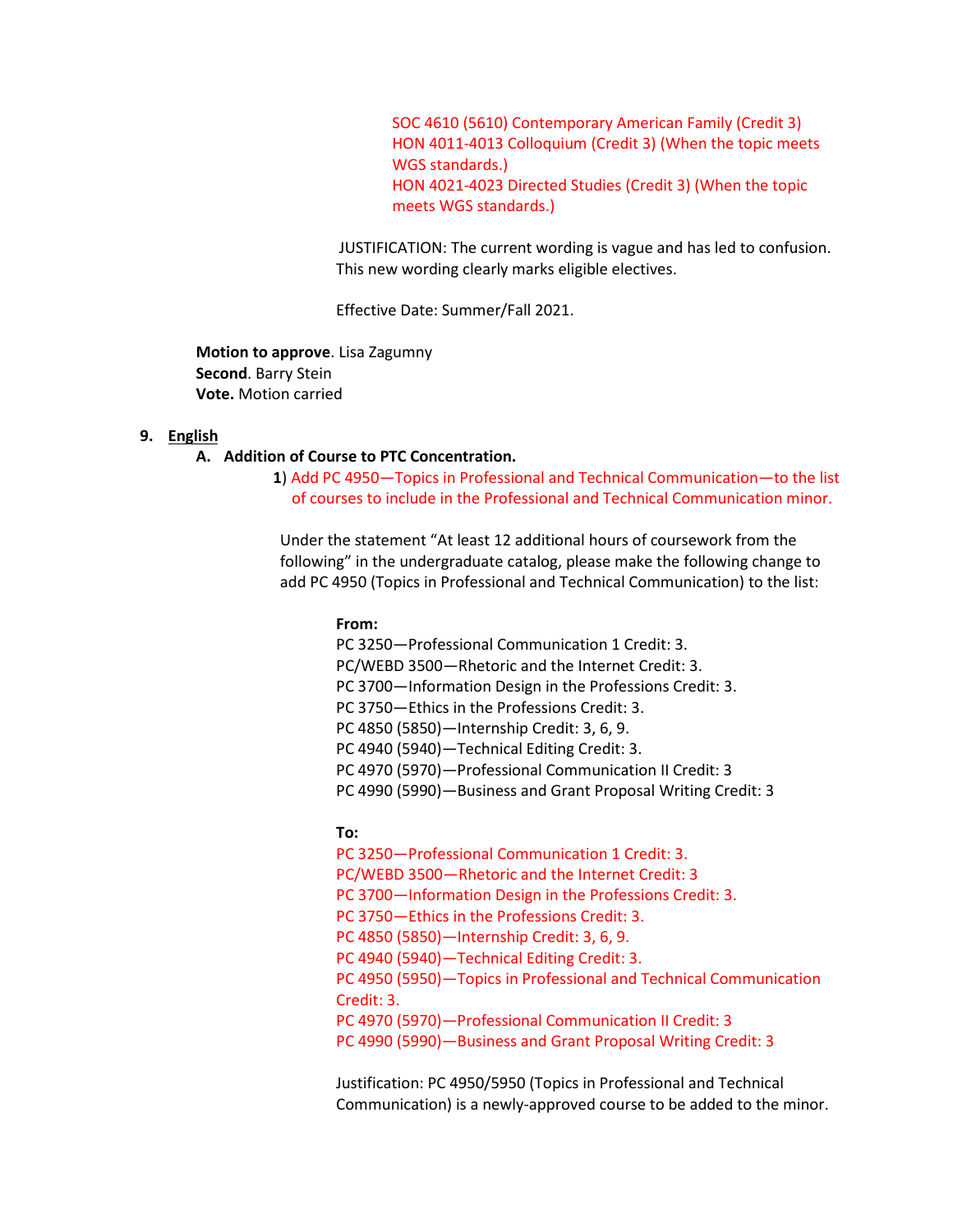SOC 4610 (5610) Contemporary American Family (Credit 3)
HON 4011-4013 Colloquium (Credit 3) (When the topic meets WGS standards.)
HON 4021-4023 Directed Studies (Credit 3) (When the topic meets WGS standards.)

JUSTIFICATION: The current wording is vague and has led to confusion. This new wording clearly marks eligible electives.

Effective Date: Summer/Fall 2021.

**Motion to approve**. Lisa Zagumny
**Second**. Barry Stein
**Vote.** Motion carried

9. **English**

**A. Addition of Course to PTC Concentration.**

**1**) Add PC 4950—Topics in Professional and Technical Communication—to the list of courses to include in the Professional and Technical Communication minor.

Under the statement "At least 12 additional hours of coursework from the following" in the undergraduate catalog, please make the following change to add PC 4950 (Topics in Professional and Technical Communication) to the list:

**From:**
PC 3250—Professional Communication 1 Credit: 3.
PC/WEBD 3500—Rhetoric and the Internet Credit: 3.
PC 3700—Information Design in the Professions Credit: 3.
PC 3750—Ethics in the Professions Credit: 3.
PC 4850 (5850)—Internship Credit: 3, 6, 9.
PC 4940 (5940)—Technical Editing Credit: 3.
PC 4970 (5970)—Professional Communication II Credit: 3
PC 4990 (5990)—Business and Grant Proposal Writing Credit: 3

**To:**
PC 3250—Professional Communication 1 Credit: 3.
PC/WEBD 3500—Rhetoric and the Internet Credit: 3
PC 3700—Information Design in the Professions Credit: 3.
PC 3750—Ethics in the Professions Credit: 3.
PC 4850 (5850)—Internship Credit: 3, 6, 9.
PC 4940 (5940)—Technical Editing Credit: 3.
PC 4950 (5950)—Topics in Professional and Technical Communication Credit: 3.
PC 4970 (5970)—Professional Communication II Credit: 3
PC 4990 (5990)—Business and Grant Proposal Writing Credit: 3

Justification: PC 4950/5950 (Topics in Professional and Technical Communication) is a newly-approved course to be added to the minor.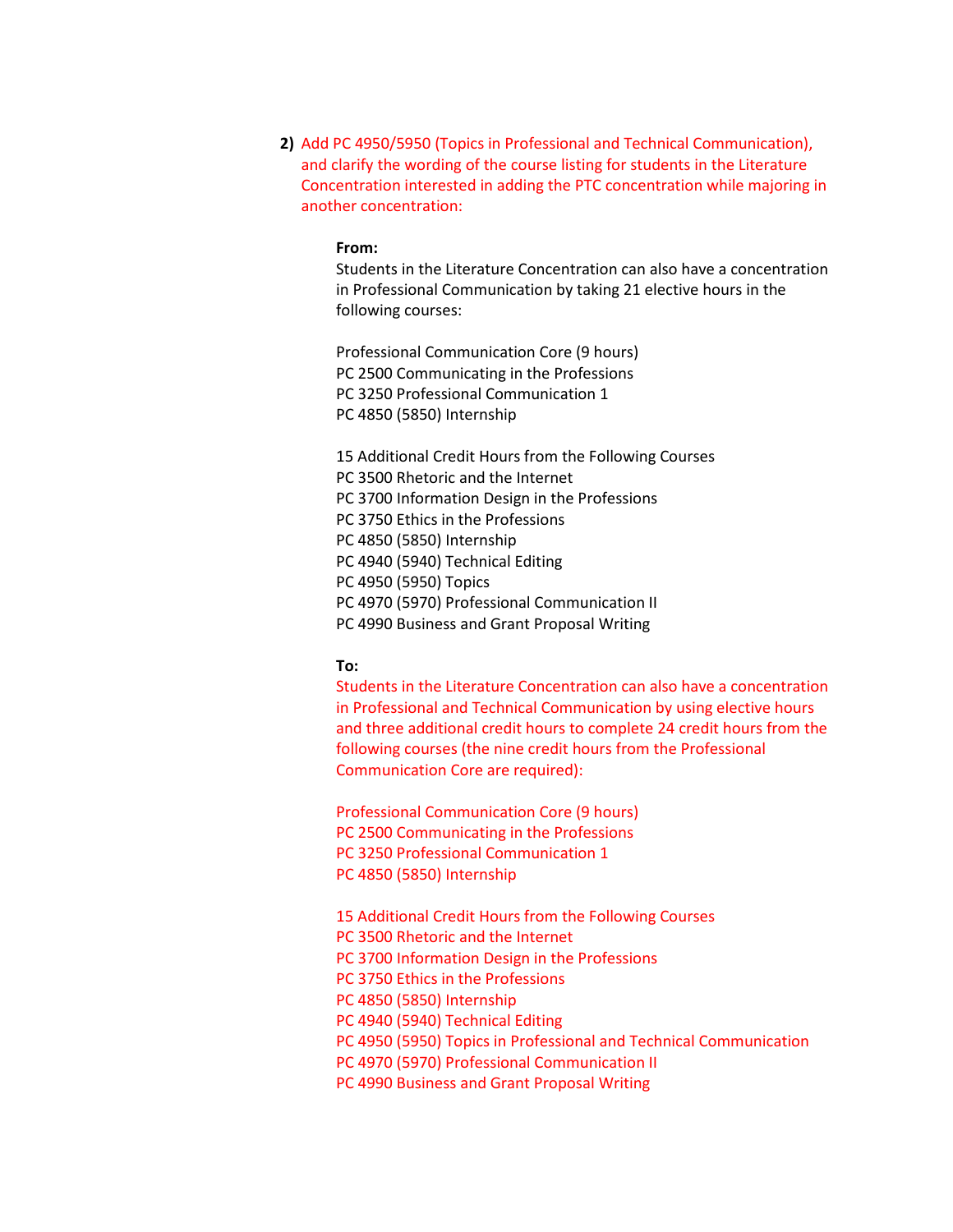**2)** Add PC 4950/5950 (Topics in Professional and Technical Communication), and clarify the wording of the course listing for students in the Literature Concentration interested in adding the PTC concentration while majoring in another concentration:

**From:**

Students in the Literature Concentration can also have a concentration in Professional Communication by taking 21 elective hours in the following courses:

Professional Communication Core (9 hours)
PC 2500 Communicating in the Professions
PC 3250 Professional Communication 1
PC 4850 (5850) Internship

15 Additional Credit Hours from the Following Courses
PC 3500 Rhetoric and the Internet
PC 3700 Information Design in the Professions
PC 3750 Ethics in the Professions
PC 4850 (5850) Internship
PC 4940 (5940) Technical Editing
PC 4950 (5950) Topics
PC 4970 (5970) Professional Communication II
PC 4990 Business and Grant Proposal Writing

**To:**

Students in the Literature Concentration can also have a concentration in Professional and Technical Communication by using elective hours and three additional credit hours to complete 24 credit hours from the following courses (the nine credit hours from the Professional Communication Core are required):

Professional Communication Core (9 hours)
PC 2500 Communicating in the Professions
PC 3250 Professional Communication 1
PC 4850 (5850) Internship

15 Additional Credit Hours from the Following Courses
PC 3500 Rhetoric and the Internet
PC 3700 Information Design in the Professions
PC 3750 Ethics in the Professions
PC 4850 (5850) Internship
PC 4940 (5940) Technical Editing
PC 4950 (5950) Topics in Professional and Technical Communication
PC 4970 (5970) Professional Communication II
PC 4990 Business and Grant Proposal Writing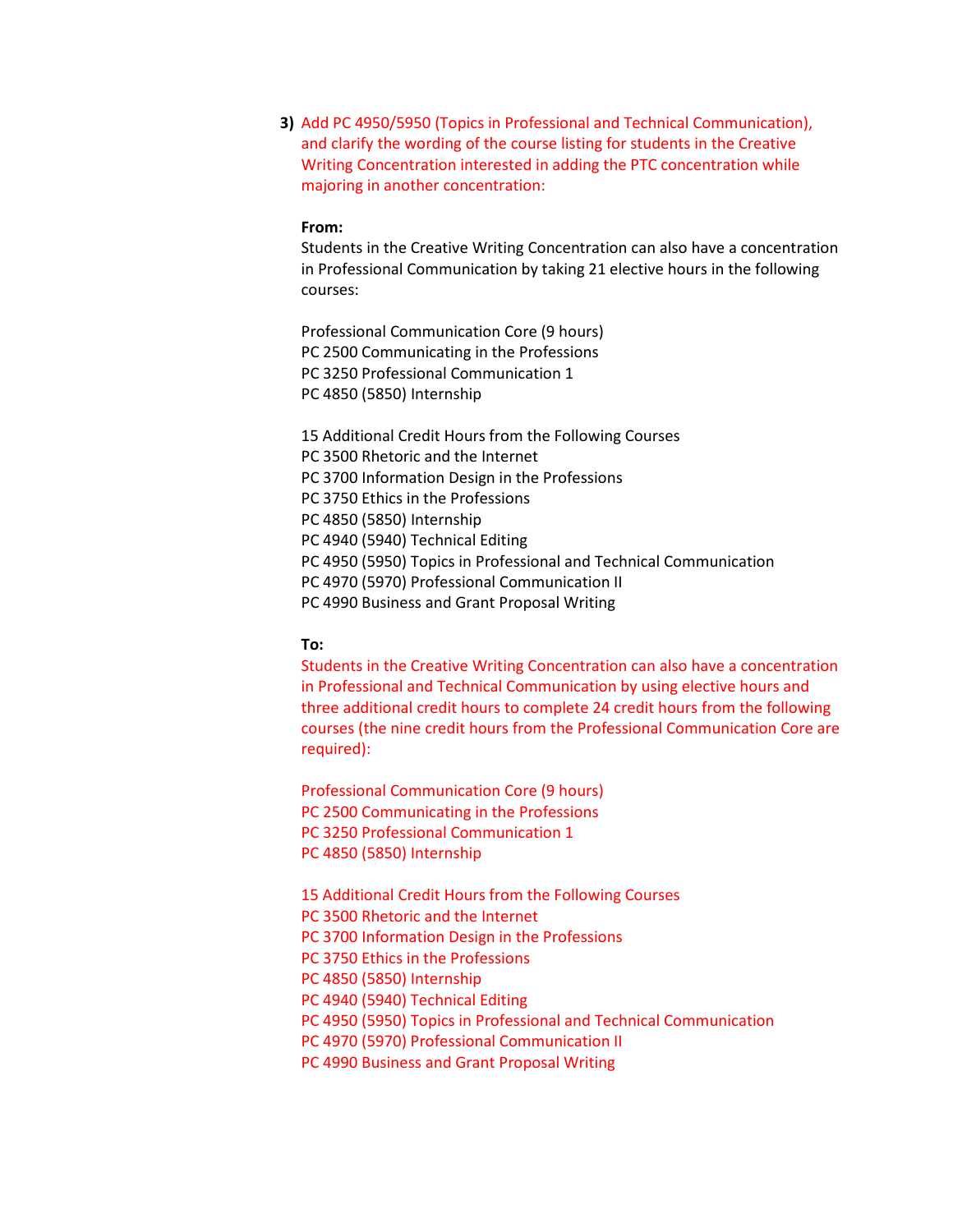**3)** Add PC 4950/5950 (Topics in Professional and Technical Communication), and clarify the wording of the course listing for students in the Creative Writing Concentration interested in adding the PTC concentration while majoring in another concentration:

**From:**

Students in the Creative Writing Concentration can also have a concentration in Professional Communication by taking 21 elective hours in the following courses:

Professional Communication Core (9 hours)
PC 2500 Communicating in the Professions
PC 3250 Professional Communication 1
PC 4850 (5850) Internship

15 Additional Credit Hours from the Following Courses
PC 3500 Rhetoric and the Internet
PC 3700 Information Design in the Professions
PC 3750 Ethics in the Professions
PC 4850 (5850) Internship
PC 4940 (5940) Technical Editing
PC 4950 (5950) Topics in Professional and Technical Communication
PC 4970 (5970) Professional Communication II
PC 4990 Business and Grant Proposal Writing

**To:**

Students in the Creative Writing Concentration can also have a concentration in Professional and Technical Communication by using elective hours and three additional credit hours to complete 24 credit hours from the following courses (the nine credit hours from the Professional Communication Core are required):

Professional Communication Core (9 hours)
PC 2500 Communicating in the Professions
PC 3250 Professional Communication 1
PC 4850 (5850) Internship

15 Additional Credit Hours from the Following Courses
PC 3500 Rhetoric and the Internet
PC 3700 Information Design in the Professions
PC 3750 Ethics in the Professions
PC 4850 (5850) Internship
PC 4940 (5940) Technical Editing
PC 4950 (5950) Topics in Professional and Technical Communication
PC 4970 (5970) Professional Communication II
PC 4990 Business and Grant Proposal Writing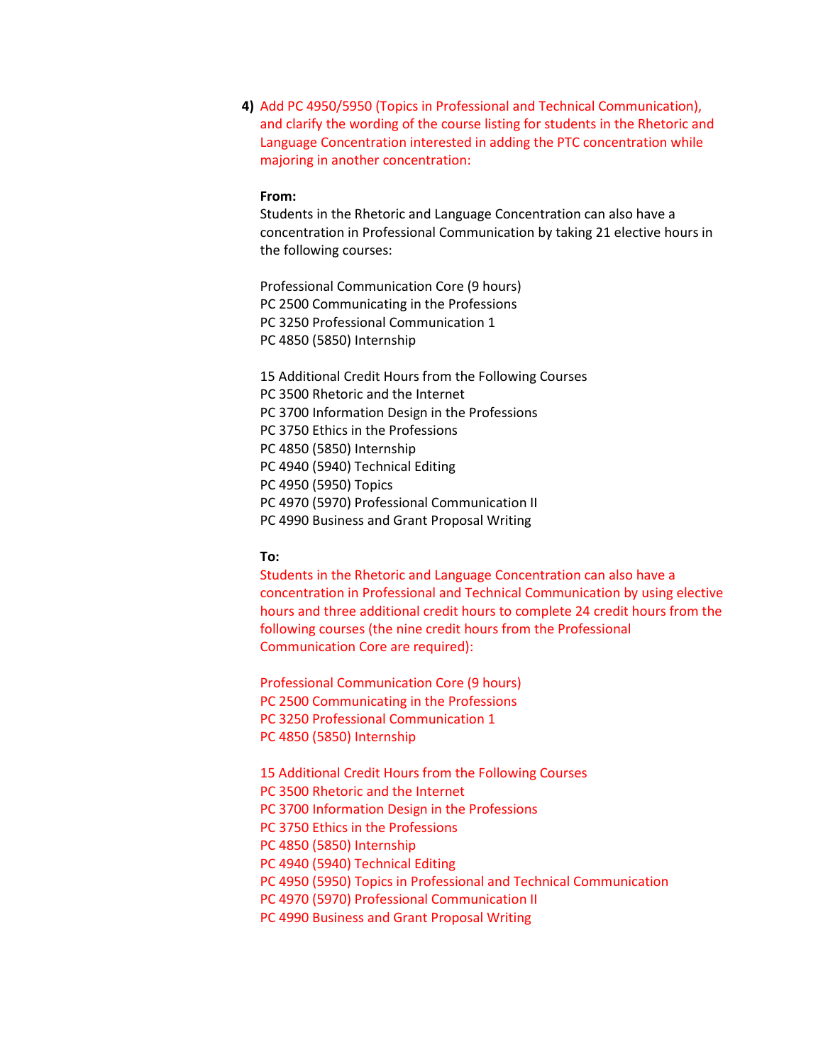4) Add PC 4950/5950 (Topics in Professional and Technical Communication), and clarify the wording of the course listing for students in the Rhetoric and Language Concentration interested in adding the PTC concentration while majoring in another concentration:

**From:**

Students in the Rhetoric and Language Concentration can also have a concentration in Professional Communication by taking 21 elective hours in the following courses:

Professional Communication Core (9 hours)
PC 2500 Communicating in the Professions
PC 3250 Professional Communication 1
PC 4850 (5850) Internship

15 Additional Credit Hours from the Following Courses
PC 3500 Rhetoric and the Internet
PC 3700 Information Design in the Professions
PC 3750 Ethics in the Professions
PC 4850 (5850) Internship
PC 4940 (5940) Technical Editing
PC 4950 (5950) Topics
PC 4970 (5970) Professional Communication II
PC 4990 Business and Grant Proposal Writing

**To:**

Students in the Rhetoric and Language Concentration can also have a concentration in Professional and Technical Communication by using elective hours and three additional credit hours to complete 24 credit hours from the following courses (the nine credit hours from the Professional Communication Core are required):

Professional Communication Core (9 hours)
PC 2500 Communicating in the Professions
PC 3250 Professional Communication 1
PC 4850 (5850) Internship

15 Additional Credit Hours from the Following Courses
PC 3500 Rhetoric and the Internet
PC 3700 Information Design in the Professions
PC 3750 Ethics in the Professions
PC 4850 (5850) Internship
PC 4940 (5940) Technical Editing
PC 4950 (5950) Topics in Professional and Technical Communication
PC 4970 (5970) Professional Communication II
PC 4990 Business and Grant Proposal Writing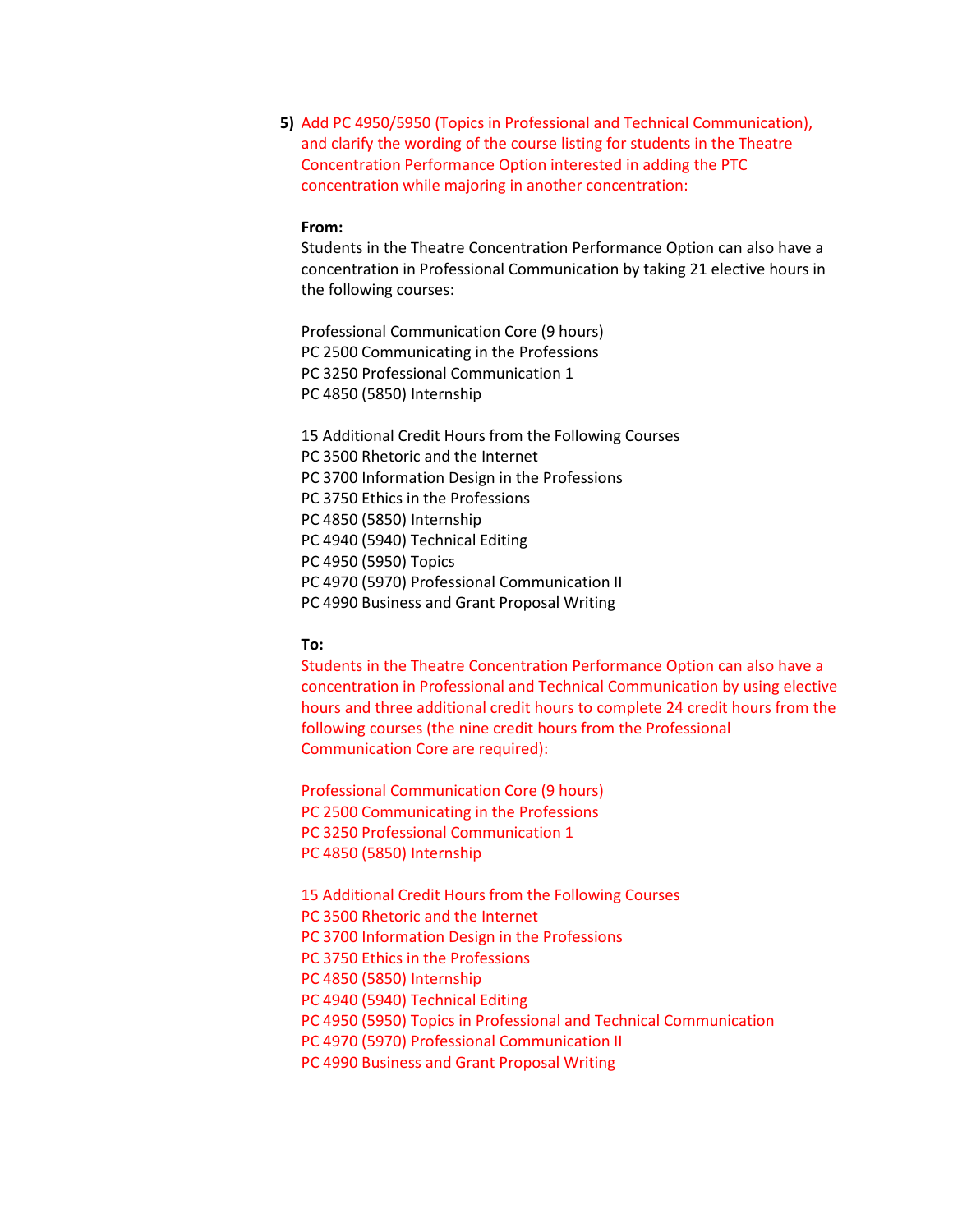**5)** Add PC 4950/5950 (Topics in Professional and Technical Communication), and clarify the wording of the course listing for students in the Theatre Concentration Performance Option interested in adding the PTC concentration while majoring in another concentration:

**From:**

Students in the Theatre Concentration Performance Option can also have a concentration in Professional Communication by taking 21 elective hours in the following courses:

Professional Communication Core (9 hours)
PC 2500 Communicating in the Professions
PC 3250 Professional Communication 1
PC 4850 (5850) Internship

15 Additional Credit Hours from the Following Courses
PC 3500 Rhetoric and the Internet
PC 3700 Information Design in the Professions
PC 3750 Ethics in the Professions
PC 4850 (5850) Internship
PC 4940 (5940) Technical Editing
PC 4950 (5950) Topics
PC 4970 (5970) Professional Communication II
PC 4990 Business and Grant Proposal Writing

**To:**

Students in the Theatre Concentration Performance Option can also have a concentration in Professional and Technical Communication by using elective hours and three additional credit hours to complete 24 credit hours from the following courses (the nine credit hours from the Professional Communication Core are required):

Professional Communication Core (9 hours)
PC 2500 Communicating in the Professions
PC 3250 Professional Communication 1
PC 4850 (5850) Internship

15 Additional Credit Hours from the Following Courses
PC 3500 Rhetoric and the Internet
PC 3700 Information Design in the Professions
PC 3750 Ethics in the Professions
PC 4850 (5850) Internship
PC 4940 (5940) Technical Editing
PC 4950 (5950) Topics in Professional and Technical Communication
PC 4970 (5970) Professional Communication II
PC 4990 Business and Grant Proposal Writing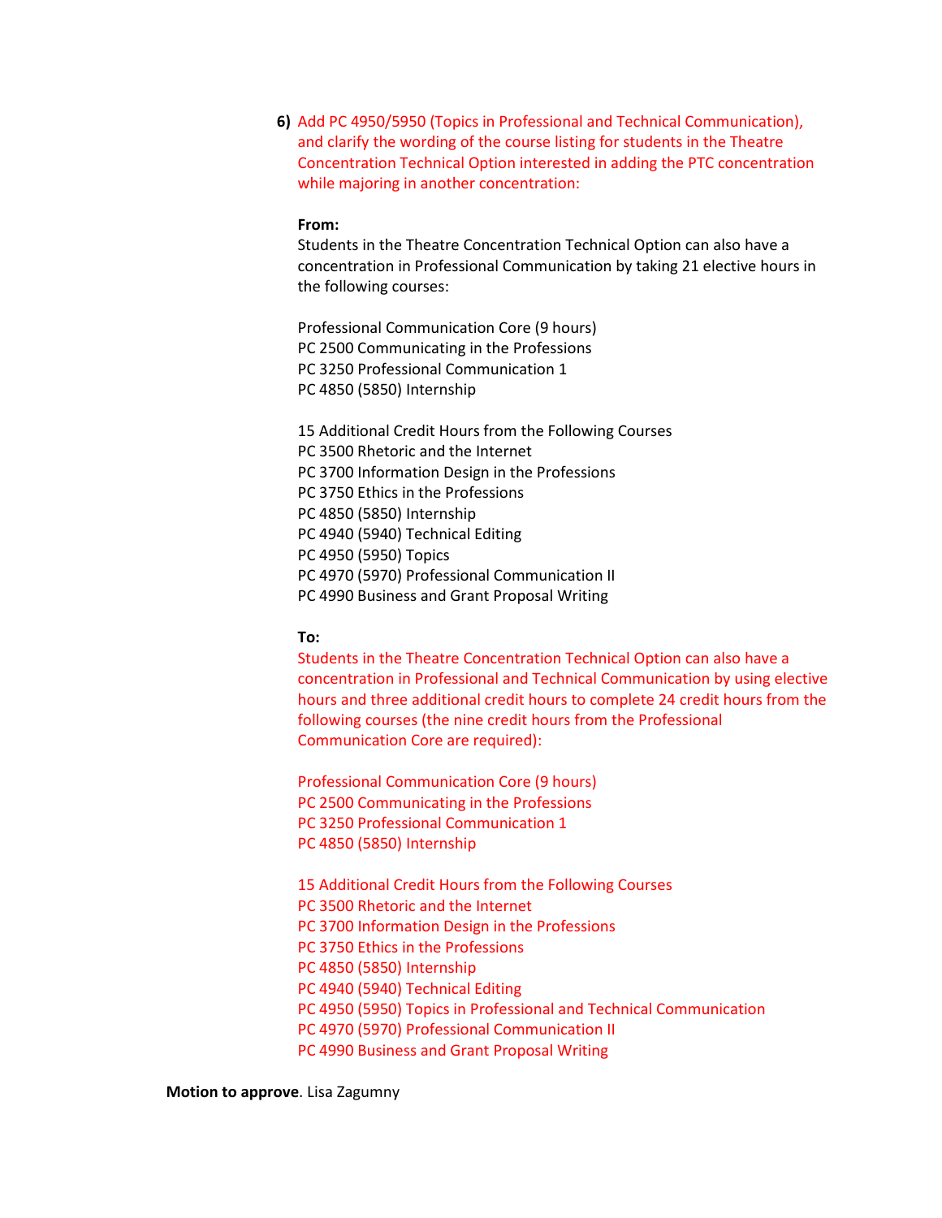**6)** Add PC 4950/5950 (Topics in Professional and Technical Communication), and clarify the wording of the course listing for students in the Theatre Concentration Technical Option interested in adding the PTC concentration while majoring in another concentration:

**From:**

Students in the Theatre Concentration Technical Option can also have a concentration in Professional Communication by taking 21 elective hours in the following courses:

Professional Communication Core (9 hours)
PC 2500 Communicating in the Professions
PC 3250 Professional Communication 1
PC 4850 (5850) Internship

15 Additional Credit Hours from the Following Courses
PC 3500 Rhetoric and the Internet
PC 3700 Information Design in the Professions
PC 3750 Ethics in the Professions
PC 4850 (5850) Internship
PC 4940 (5940) Technical Editing
PC 4950 (5950) Topics
PC 4970 (5970) Professional Communication II
PC 4990 Business and Grant Proposal Writing

**To:**

Students in the Theatre Concentration Technical Option can also have a concentration in Professional and Technical Communication by using elective hours and three additional credit hours to complete 24 credit hours from the following courses (the nine credit hours from the Professional Communication Core are required):

Professional Communication Core (9 hours)
PC 2500 Communicating in the Professions
PC 3250 Professional Communication 1
PC 4850 (5850) Internship

15 Additional Credit Hours from the Following Courses
PC 3500 Rhetoric and the Internet
PC 3700 Information Design in the Professions
PC 3750 Ethics in the Professions
PC 4850 (5850) Internship
PC 4940 (5940) Technical Editing
PC 4950 (5950) Topics in Professional and Technical Communication
PC 4970 (5970) Professional Communication II
PC 4990 Business and Grant Proposal Writing

**Motion to approve**. Lisa Zagumny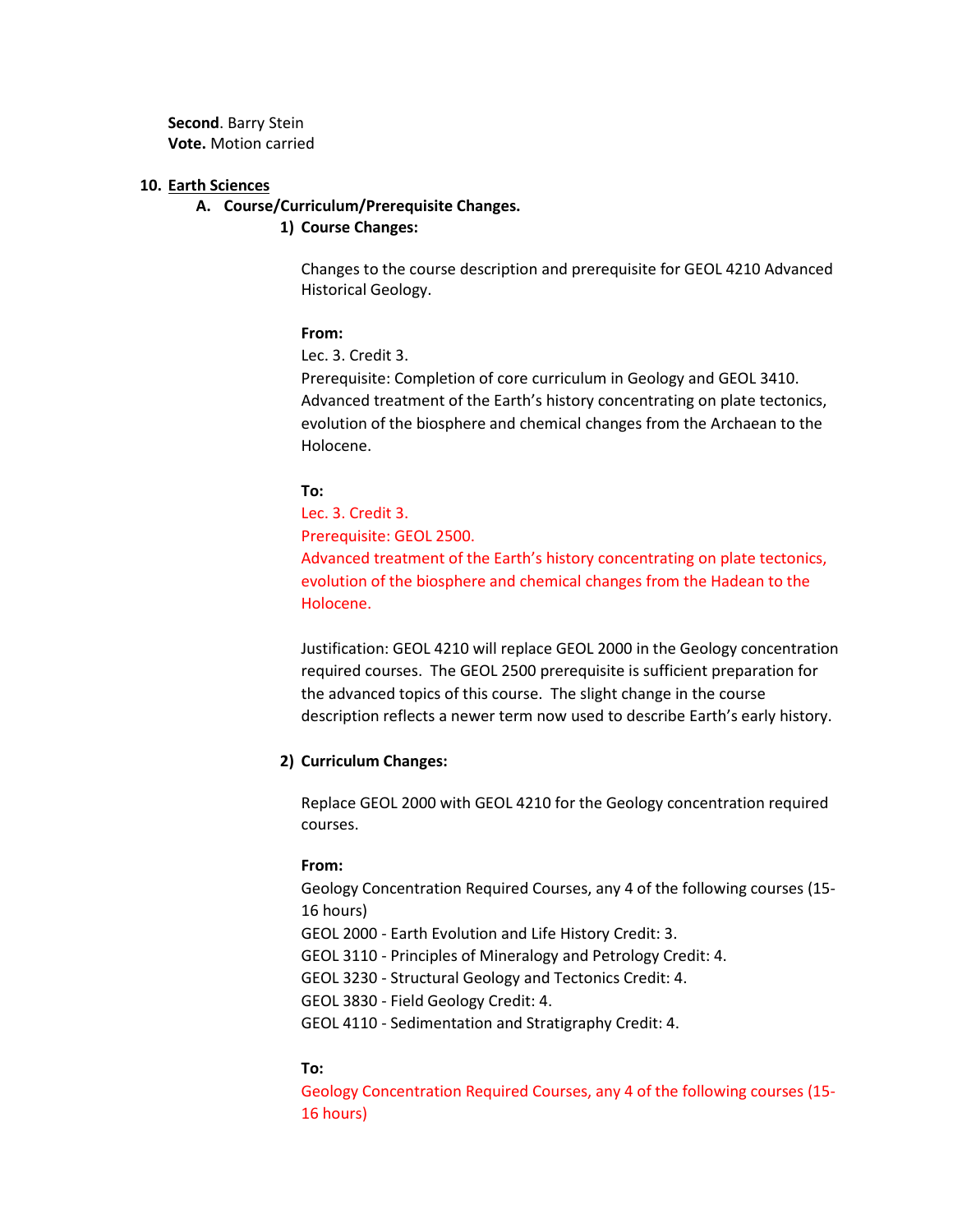**Second**. Barry Stein
**Vote.** Motion carried

10. <u>Earth Sciences</u>

   A. **Course/Curriculum/Prerequisite Changes.**

      1) **Course Changes:**

         Changes to the course description and prerequisite for GEOL 4210 Advanced Historical Geology.

         **From:**
         Lec. 3. Credit 3.
         Prerequisite: Completion of core curriculum in Geology and GEOL 3410.
         Advanced treatment of the Earth's history concentrating on plate tectonics, evolution of the biosphere and chemical changes from the Archaean to the Holocene.

         **To:**
         Lec. 3. Credit 3.
         Prerequisite: GEOL 2500.
         Advanced treatment of the Earth's history concentrating on plate tectonics, evolution of the biosphere and chemical changes from the Hadean to the Holocene.

         Justification: GEOL 4210 will replace GEOL 2000 in the Geology concentration required courses. The GEOL 2500 prerequisite is sufficient preparation for the advanced topics of this course. The slight change in the course description reflects a newer term now used to describe Earth's early history.

      2) **Curriculum Changes:**

         Replace GEOL 2000 with GEOL 4210 for the Geology concentration required courses.

         **From:**
         Geology Concentration Required Courses, any 4 of the following courses (15-16 hours)
         GEOL 2000 - Earth Evolution and Life History Credit: 3.
         GEOL 3110 - Principles of Mineralogy and Petrology Credit: 4.
         GEOL 3230 - Structural Geology and Tectonics Credit: 4.
         GEOL 3830 - Field Geology Credit: 4.
         GEOL 4110 - Sedimentation and Stratigraphy Credit: 4.

         **To:**
         Geology Concentration Required Courses, any 4 of the following courses (15-16 hours)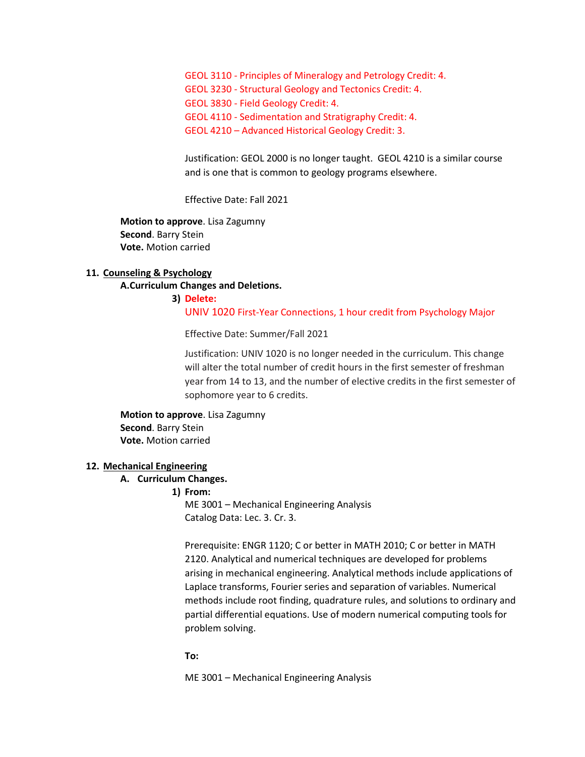GEOL 3110 - Principles of Mineralogy and Petrology Credit: 4.
GEOL 3230 - Structural Geology and Tectonics Credit: 4.
GEOL 3830 - Field Geology Credit: 4.
GEOL 4110 - Sedimentation and Stratigraphy Credit: 4.
GEOL 4210 – Advanced Historical Geology Credit: 3.

Justification: GEOL 2000 is no longer taught. GEOL 4210 is a similar course and is one that is common to geology programs elsewhere.

Effective Date: Fall 2021

**Motion to approve**. Lisa Zagumny
**Second**. Barry Stein
**Vote.** Motion carried

**11. Counseling & Psychology**

**A.Curriculum Changes and Deletions.**

**3) Delete:**

UNIV 1020 First-Year Connections, 1 hour credit from Psychology Major

Effective Date: Summer/Fall 2021

Justification: UNIV 1020 is no longer needed in the curriculum. This change will alter the total number of credit hours in the first semester of freshman year from 14 to 13, and the number of elective credits in the first semester of sophomore year to 6 credits.

**Motion to approve**. Lisa Zagumny
**Second**. Barry Stein
**Vote.** Motion carried

**12. Mechanical Engineering**

**A. Curriculum Changes.**

**1) From:**

ME 3001 – Mechanical Engineering Analysis
Catalog Data: Lec. 3. Cr. 3.

Prerequisite: ENGR 1120; C or better in MATH 2010; C or better in MATH 2120. Analytical and numerical techniques are developed for problems arising in mechanical engineering. Analytical methods include applications of Laplace transforms, Fourier series and separation of variables. Numerical methods include root finding, quadrature rules, and solutions to ordinary and partial differential equations. Use of modern numerical computing tools for problem solving.

**To:**

ME 3001 – Mechanical Engineering Analysis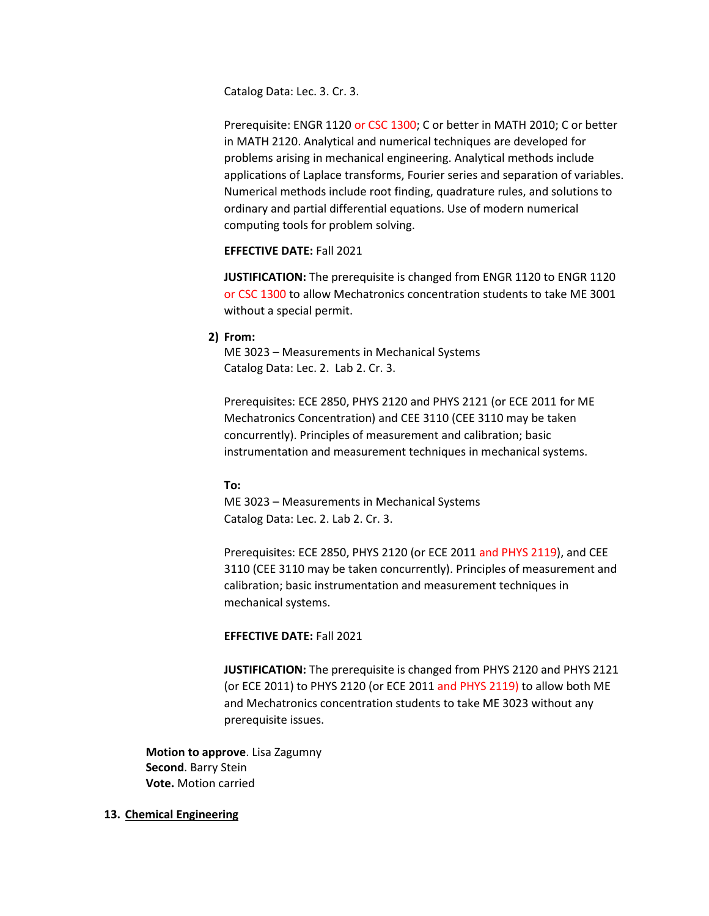Catalog Data: Lec. 3. Cr. 3.

Prerequisite: ENGR 1120 or CSC 1300; C or better in MATH 2010; C or better in MATH 2120. Analytical and numerical techniques are developed for problems arising in mechanical engineering. Analytical methods include applications of Laplace transforms, Fourier series and separation of variables. Numerical methods include root finding, quadrature rules, and solutions to ordinary and partial differential equations. Use of modern numerical computing tools for problem solving.

**EFFECTIVE DATE:** Fall 2021

**JUSTIFICATION:** The prerequisite is changed from ENGR 1120 to ENGR 1120 or CSC 1300 to allow Mechatronics concentration students to take ME 3001 without a special permit.

2) **From:**
ME 3023 – Measurements in Mechanical Systems
Catalog Data: Lec. 2. Lab 2. Cr. 3.

Prerequisites: ECE 2850, PHYS 2120 and PHYS 2121 (or ECE 2011 for ME Mechatronics Concentration) and CEE 3110 (CEE 3110 may be taken concurrently). Principles of measurement and calibration; basic instrumentation and measurement techniques in mechanical systems.

**To:**
ME 3023 – Measurements in Mechanical Systems
Catalog Data: Lec. 2. Lab 2. Cr. 3.

Prerequisites: ECE 2850, PHYS 2120 (or ECE 2011 and PHYS 2119), and CEE 3110 (CEE 3110 may be taken concurrently). Principles of measurement and calibration; basic instrumentation and measurement techniques in mechanical systems.

**EFFECTIVE DATE:** Fall 2021

**JUSTIFICATION:** The prerequisite is changed from PHYS 2120 and PHYS 2121 (or ECE 2011) to PHYS 2120 (or ECE 2011 and PHYS 2119) to allow both ME and Mechatronics concentration students to take ME 3023 without any prerequisite issues.

**Motion to approve**. Lisa Zagumny
**Second**. Barry Stein
**Vote.** Motion carried

13. **Chemical Engineering**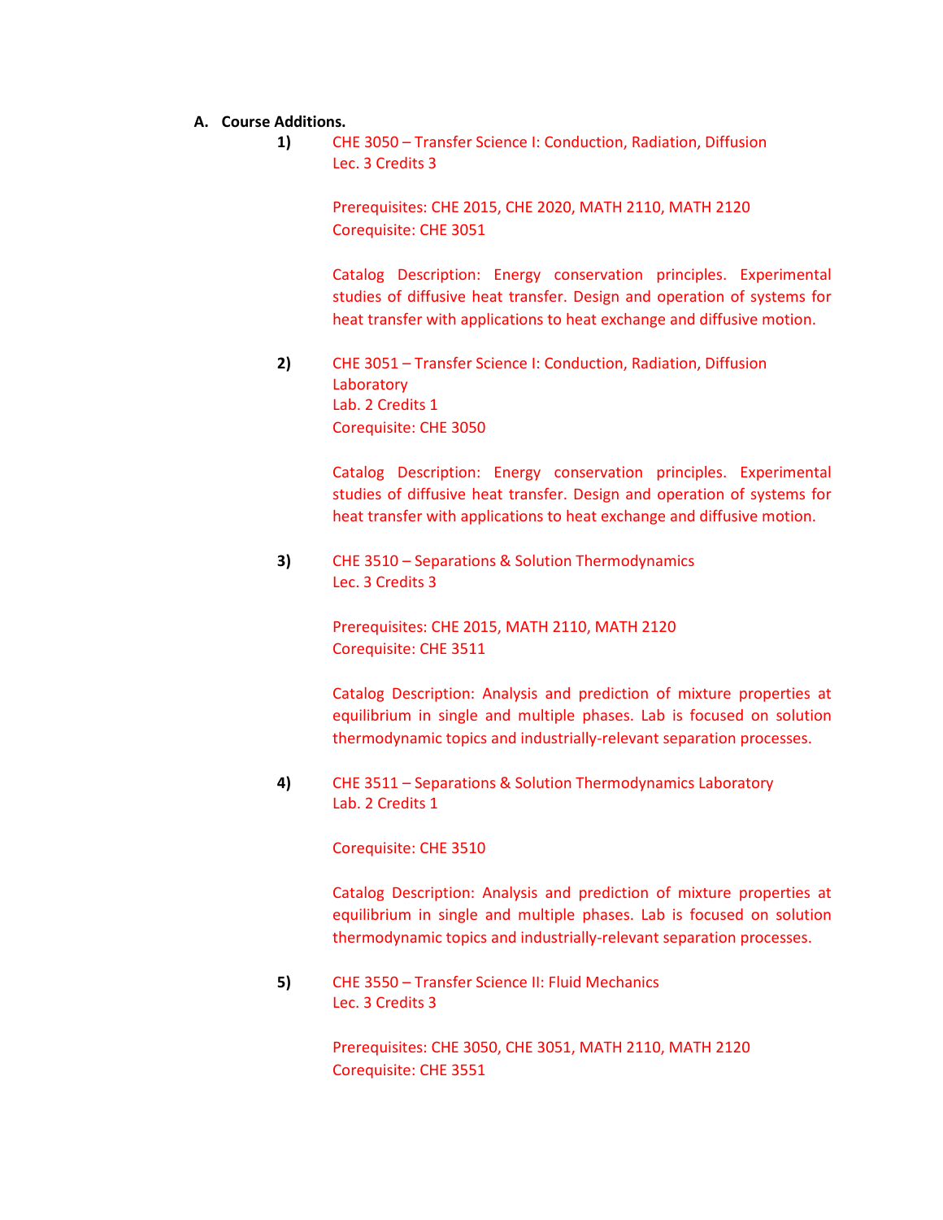**A. Course Additions.**

**1)** CHE 3050 – Transfer Science I: Conduction, Radiation, Diffusion
Lec. 3 Credits 3

Prerequisites: CHE 2015, CHE 2020, MATH 2110, MATH 2120
Corequisite: CHE 3051

Catalog Description: Energy conservation principles. Experimental studies of diffusive heat transfer. Design and operation of systems for heat transfer with applications to heat exchange and diffusive motion.

**2)** CHE 3051 – Transfer Science I: Conduction, Radiation, Diffusion Laboratory
Lab. 2 Credits 1
Corequisite: CHE 3050

Catalog Description: Energy conservation principles. Experimental studies of diffusive heat transfer. Design and operation of systems for heat transfer with applications to heat exchange and diffusive motion.

**3)** CHE 3510 – Separations & Solution Thermodynamics
Lec. 3 Credits 3

Prerequisites: CHE 2015, MATH 2110, MATH 2120
Corequisite: CHE 3511

Catalog Description: Analysis and prediction of mixture properties at equilibrium in single and multiple phases. Lab is focused on solution thermodynamic topics and industrially-relevant separation processes.

**4)** CHE 3511 – Separations & Solution Thermodynamics Laboratory
Lab. 2 Credits 1

Corequisite: CHE 3510

Catalog Description: Analysis and prediction of mixture properties at equilibrium in single and multiple phases. Lab is focused on solution thermodynamic topics and industrially-relevant separation processes.

**5)** CHE 3550 – Transfer Science II: Fluid Mechanics
Lec. 3 Credits 3

Prerequisites: CHE 3050, CHE 3051, MATH 2110, MATH 2120
Corequisite: CHE 3551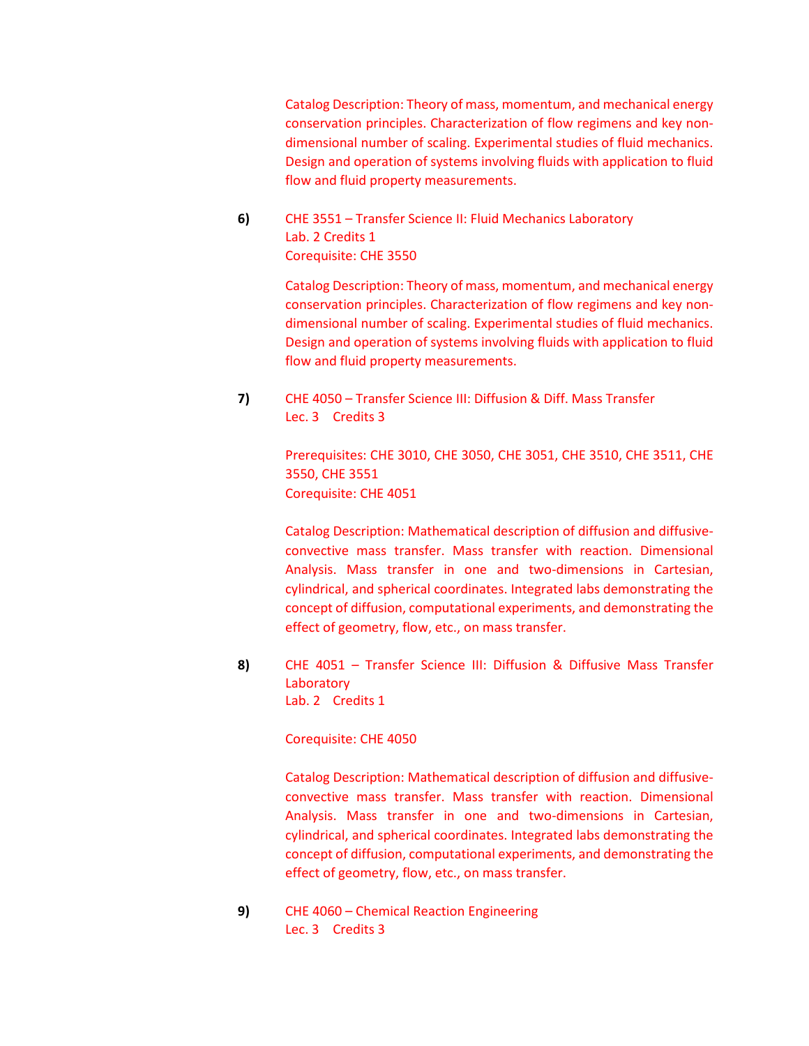Catalog Description: Theory of mass, momentum, and mechanical energy conservation principles. Characterization of flow regimens and key non-dimensional number of scaling. Experimental studies of fluid mechanics. Design and operation of systems involving fluids with application to fluid flow and fluid property measurements.

**6)** CHE 3551 – Transfer Science II: Fluid Mechanics Laboratory
Lab. 2 Credits 1
Corequisite: CHE 3550

Catalog Description: Theory of mass, momentum, and mechanical energy conservation principles. Characterization of flow regimens and key non-dimensional number of scaling. Experimental studies of fluid mechanics. Design and operation of systems involving fluids with application to fluid flow and fluid property measurements.

**7)** CHE 4050 – Transfer Science III: Diffusion & Diff. Mass Transfer
Lec. 3 Credits 3

Prerequisites: CHE 3010, CHE 3050, CHE 3051, CHE 3510, CHE 3511, CHE 3550, CHE 3551
Corequisite: CHE 4051

Catalog Description: Mathematical description of diffusion and diffusive-convective mass transfer. Mass transfer with reaction. Dimensional Analysis. Mass transfer in one and two-dimensions in Cartesian, cylindrical, and spherical coordinates. Integrated labs demonstrating the concept of diffusion, computational experiments, and demonstrating the effect of geometry, flow, etc., on mass transfer.

**8)** CHE 4051 – Transfer Science III: Diffusion & Diffusive Mass Transfer Laboratory
Lab. 2 Credits 1

Corequisite: CHE 4050

Catalog Description: Mathematical description of diffusion and diffusive-convective mass transfer. Mass transfer with reaction. Dimensional Analysis. Mass transfer in one and two-dimensions in Cartesian, cylindrical, and spherical coordinates. Integrated labs demonstrating the concept of diffusion, computational experiments, and demonstrating the effect of geometry, flow, etc., on mass transfer.

**9)** CHE 4060 – Chemical Reaction Engineering
Lec. 3 Credits 3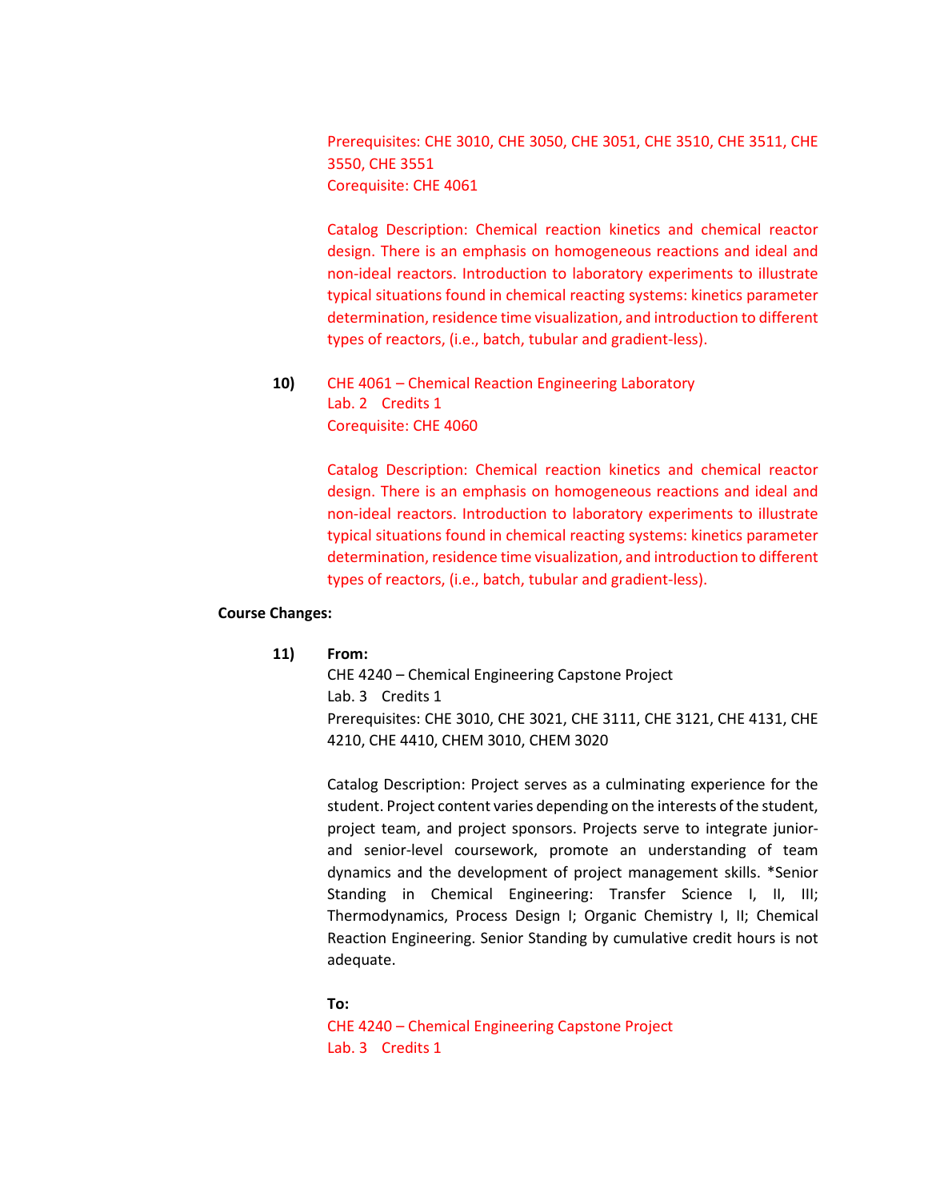Prerequisites: CHE 3010, CHE 3050, CHE 3051, CHE 3510, CHE 3511, CHE 3550, CHE 3551
Corequisite: CHE 4061

Catalog Description: Chemical reaction kinetics and chemical reactor design. There is an emphasis on homogeneous reactions and ideal and non-ideal reactors. Introduction to laboratory experiments to illustrate typical situations found in chemical reacting systems: kinetics parameter determination, residence time visualization, and introduction to different types of reactors, (i.e., batch, tubular and gradient-less).

10) CHE 4061 – Chemical Reaction Engineering Laboratory
Lab. 2 Credits 1
Corequisite: CHE 4060

Catalog Description: Chemical reaction kinetics and chemical reactor design. There is an emphasis on homogeneous reactions and ideal and non-ideal reactors. Introduction to laboratory experiments to illustrate typical situations found in chemical reacting systems: kinetics parameter determination, residence time visualization, and introduction to different types of reactors, (i.e., batch, tubular and gradient-less).

**Course Changes:**

11) **From:**
CHE 4240 – Chemical Engineering Capstone Project
Lab. 3 Credits 1
Prerequisites: CHE 3010, CHE 3021, CHE 3111, CHE 3121, CHE 4131, CHE 4210, CHE 4410, CHEM 3010, CHEM 3020

Catalog Description: Project serves as a culminating experience for the student. Project content varies depending on the interests of the student, project team, and project sponsors. Projects serve to integrate junior- and senior-level coursework, promote an understanding of team dynamics and the development of project management skills. *Senior Standing in Chemical Engineering: Transfer Science I, II, III; Thermodynamics, Process Design I; Organic Chemistry I, II; Chemical Reaction Engineering. Senior Standing by cumulative credit hours is not adequate.

**To:**
CHE 4240 – Chemical Engineering Capstone Project
Lab. 3 Credits 1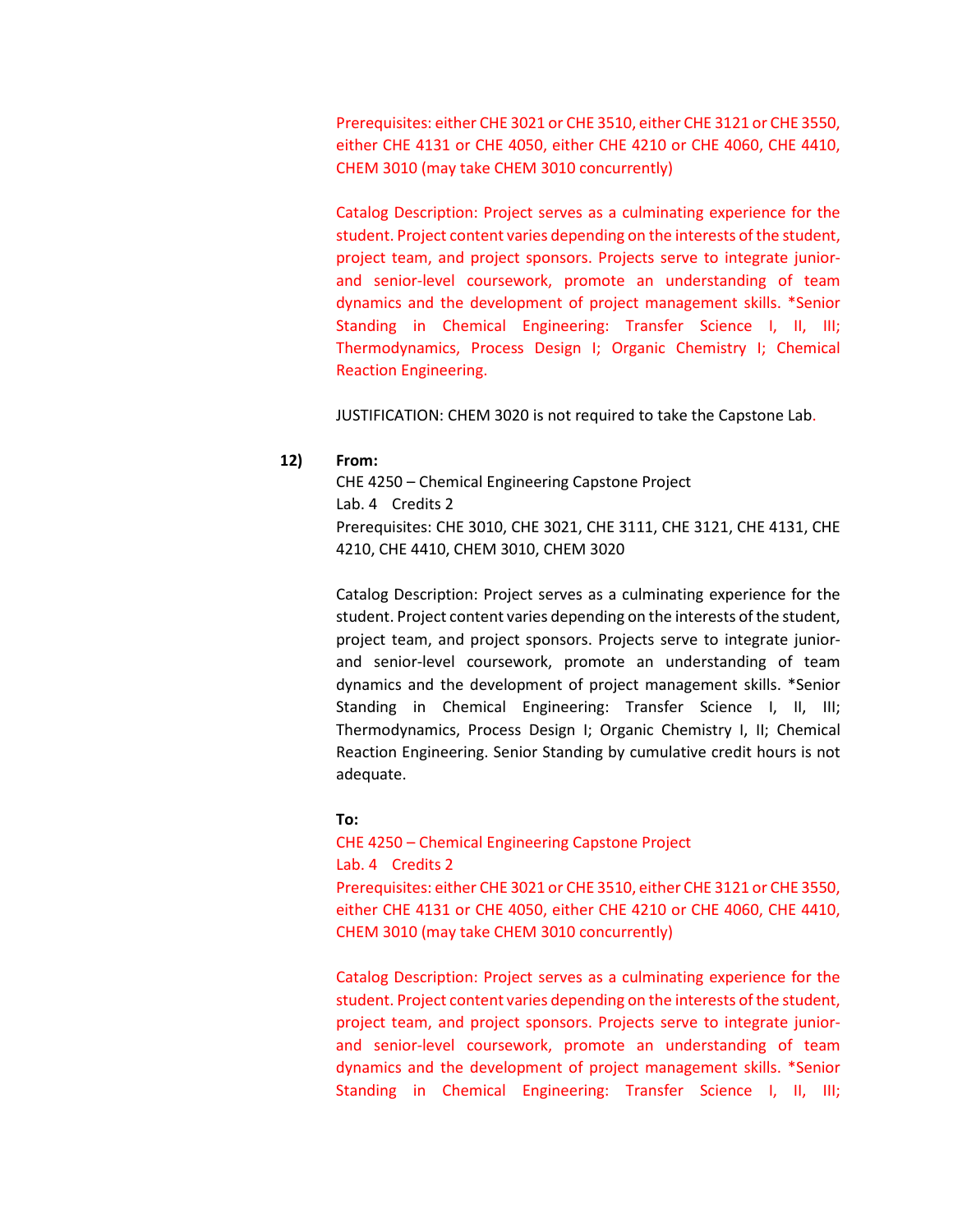Prerequisites: either CHE 3021 or CHE 3510, either CHE 3121 or CHE 3550, either CHE 4131 or CHE 4050, either CHE 4210 or CHE 4060, CHE 4410, CHEM 3010 (may take CHEM 3010 concurrently)

Catalog Description: Project serves as a culminating experience for the student. Project content varies depending on the interests of the student, project team, and project sponsors. Projects serve to integrate junior- and senior-level coursework, promote an understanding of team dynamics and the development of project management skills. *Senior Standing in Chemical Engineering: Transfer Science I, II, III; Thermodynamics, Process Design I; Organic Chemistry I; Chemical Reaction Engineering.

JUSTIFICATION: CHEM 3020 is not required to take the Capstone Lab.

**12)** **From:**

CHE 4250 – Chemical Engineering Capstone Project
Lab. 4 Credits 2
Prerequisites: CHE 3010, CHE 3021, CHE 3111, CHE 3121, CHE 4131, CHE 4210, CHE 4410, CHEM 3010, CHEM 3020

Catalog Description: Project serves as a culminating experience for the student. Project content varies depending on the interests of the student, project team, and project sponsors. Projects serve to integrate junior- and senior-level coursework, promote an understanding of team dynamics and the development of project management skills. *Senior Standing in Chemical Engineering: Transfer Science I, II, III; Thermodynamics, Process Design I; Organic Chemistry I, II; Chemical Reaction Engineering. Senior Standing by cumulative credit hours is not adequate.

**To:**

CHE 4250 – Chemical Engineering Capstone Project
Lab. 4 Credits 2
Prerequisites: either CHE 3021 or CHE 3510, either CHE 3121 or CHE 3550, either CHE 4131 or CHE 4050, either CHE 4210 or CHE 4060, CHE 4410, CHEM 3010 (may take CHEM 3010 concurrently)

Catalog Description: Project serves as a culminating experience for the student. Project content varies depending on the interests of the student, project team, and project sponsors. Projects serve to integrate junior- and senior-level coursework, promote an understanding of team dynamics and the development of project management skills. *Senior Standing in Chemical Engineering: Transfer Science I, II, III;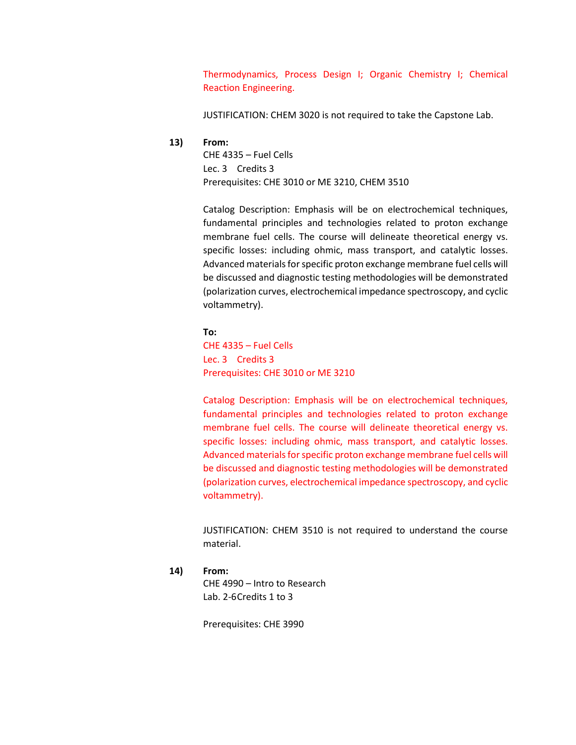Thermodynamics, Process Design I; Organic Chemistry I; Chemical Reaction Engineering.

JUSTIFICATION: CHEM 3020 is not required to take the Capstone Lab.

**13)** **From:**

CHE 4335 – Fuel Cells
Lec. 3 Credits 3
Prerequisites: CHE 3010 or ME 3210, CHEM 3510

Catalog Description: Emphasis will be on electrochemical techniques, fundamental principles and technologies related to proton exchange membrane fuel cells. The course will delineate theoretical energy vs. specific losses: including ohmic, mass transport, and catalytic losses. Advanced materials for specific proton exchange membrane fuel cells will be discussed and diagnostic testing methodologies will be demonstrated (polarization curves, electrochemical impedance spectroscopy, and cyclic voltammetry).

**To:**

CHE 4335 – Fuel Cells
Lec. 3 Credits 3
Prerequisites: CHE 3010 or ME 3210

Catalog Description: Emphasis will be on electrochemical techniques, fundamental principles and technologies related to proton exchange membrane fuel cells. The course will delineate theoretical energy vs. specific losses: including ohmic, mass transport, and catalytic losses. Advanced materials for specific proton exchange membrane fuel cells will be discussed and diagnostic testing methodologies will be demonstrated (polarization curves, electrochemical impedance spectroscopy, and cyclic voltammetry).

JUSTIFICATION: CHEM 3510 is not required to understand the course material.

**14)** **From:**

CHE 4990 – Intro to Research
Lab. 2-6Credits 1 to 3

Prerequisites: CHE 3990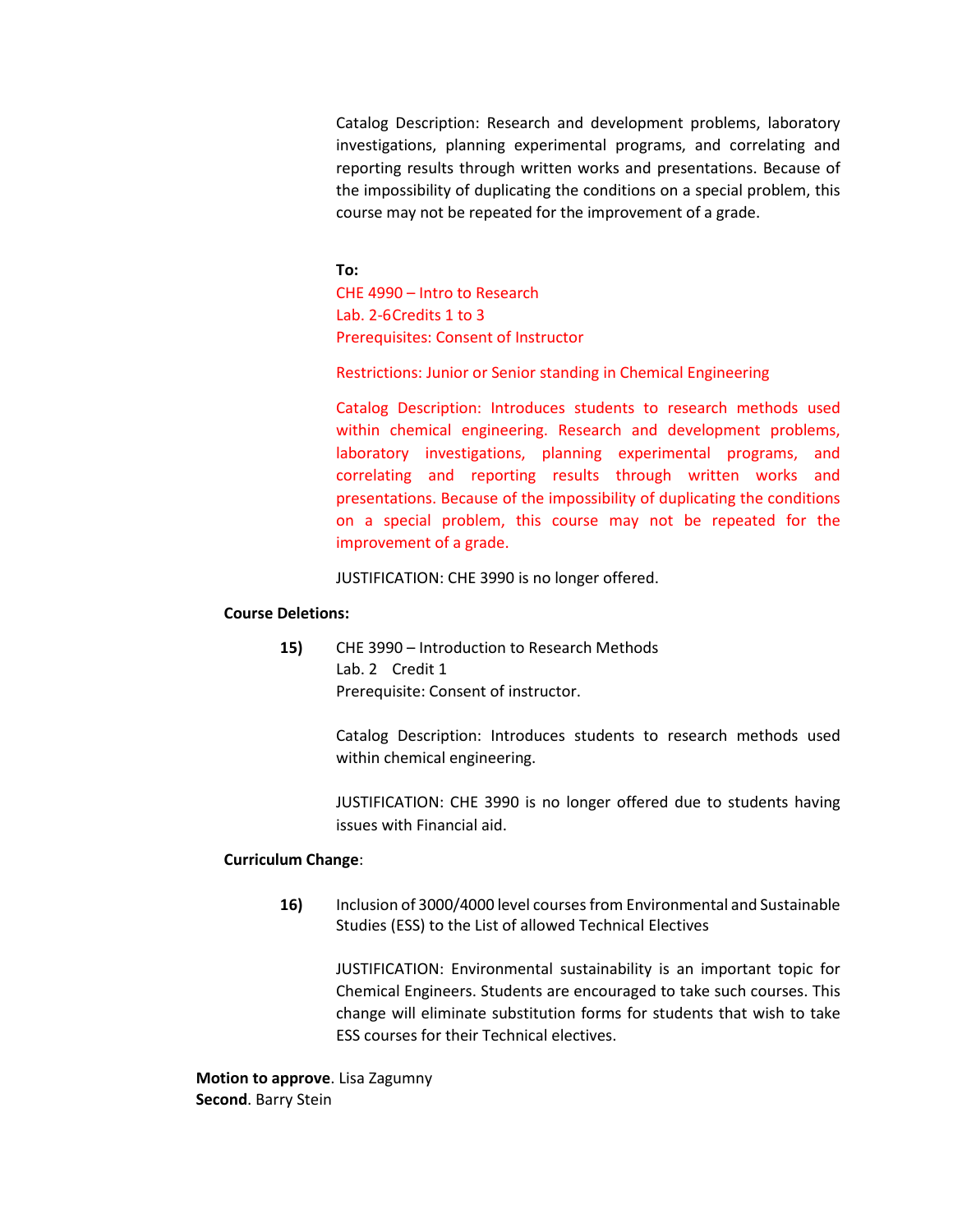Catalog Description: Research and development problems, laboratory investigations, planning experimental programs, and correlating and reporting results through written works and presentations. Because of the impossibility of duplicating the conditions on a special problem, this course may not be repeated for the improvement of a grade.

**To:**

CHE 4990 – Intro to Research
Lab. 2-6Credits 1 to 3
Prerequisites: Consent of Instructor

Restrictions: Junior or Senior standing in Chemical Engineering

Catalog Description: Introduces students to research methods used within chemical engineering. Research and development problems, laboratory investigations, planning experimental programs, and correlating and reporting results through written works and presentations. Because of the impossibility of duplicating the conditions on a special problem, this course may not be repeated for the improvement of a grade.

JUSTIFICATION: CHE 3990 is no longer offered.

**Course Deletions:**

**15)** CHE 3990 – Introduction to Research Methods
Lab. 2 Credit 1
Prerequisite: Consent of instructor.

Catalog Description: Introduces students to research methods used within chemical engineering.

JUSTIFICATION: CHE 3990 is no longer offered due to students having issues with Financial aid.

**Curriculum Change**:

**16)** Inclusion of 3000/4000 level courses from Environmental and Sustainable Studies (ESS) to the List of allowed Technical Electives

JUSTIFICATION: Environmental sustainability is an important topic for Chemical Engineers. Students are encouraged to take such courses. This change will eliminate substitution forms for students that wish to take ESS courses for their Technical electives.

**Motion to approve**. Lisa Zagumny
**Second**. Barry Stein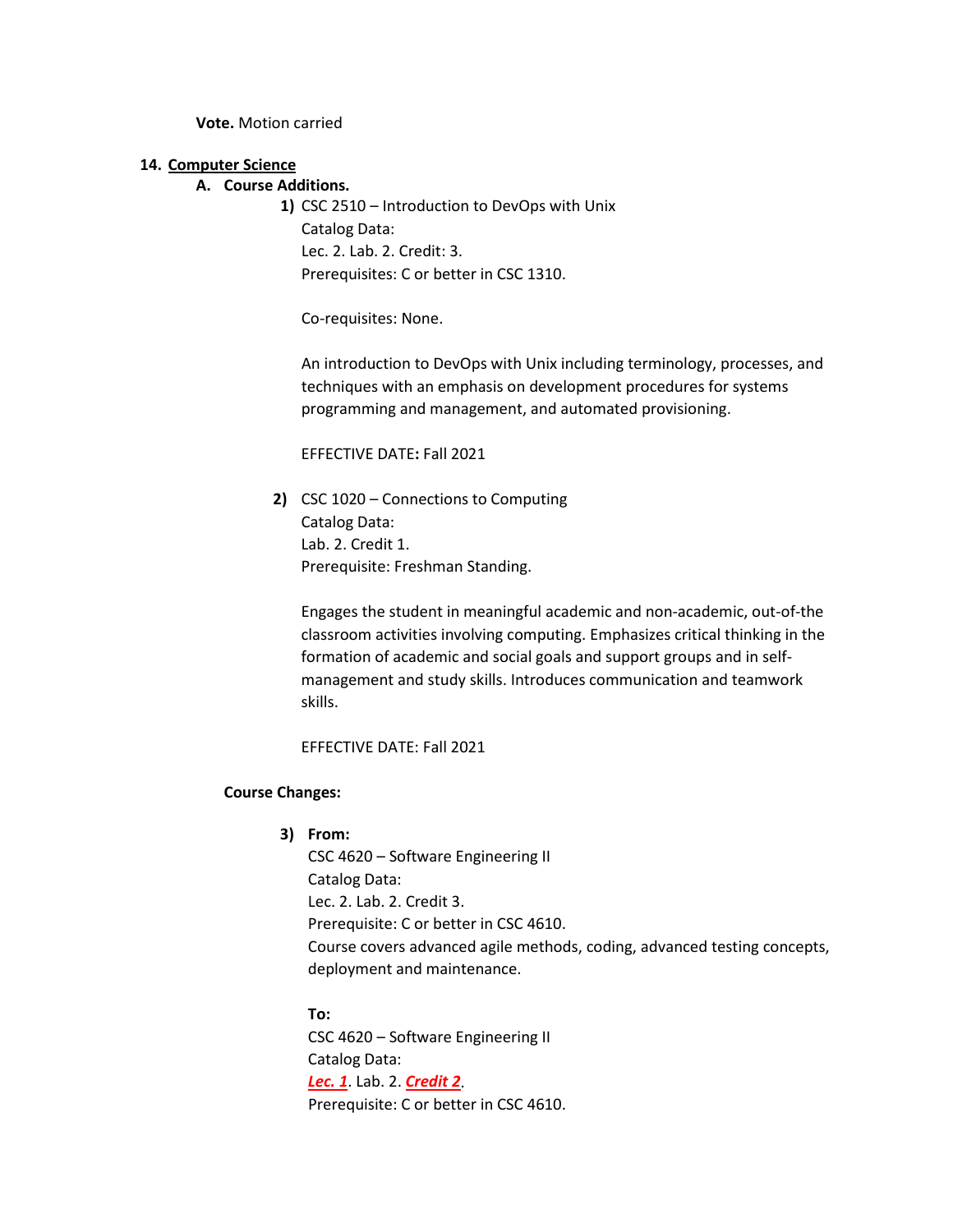**Vote.** Motion carried

**14. <u>Computer Science</u>**

**A. Course Additions.**

**1)** CSC 2510 – Introduction to DevOps with Unix
Catalog Data:
Lec. 2. Lab. 2. Credit: 3.
Prerequisites: C or better in CSC 1310.

Co-requisites: None.

An introduction to DevOps with Unix including terminology, processes, and techniques with an emphasis on development procedures for systems programming and management, and automated provisioning.

EFFECTIVE DATE**:** Fall 2021

**2)** CSC 1020 – Connections to Computing
Catalog Data:
Lab. 2. Credit 1.
Prerequisite: Freshman Standing.

Engages the student in meaningful academic and non-academic, out-of-the classroom activities involving computing. Emphasizes critical thinking in the formation of academic and social goals and support groups and in self-management and study skills. Introduces communication and teamwork skills.

EFFECTIVE DATE: Fall 2021

**Course Changes:**

**3) From:**
CSC 4620 – Software Engineering II
Catalog Data:
Lec. 2. Lab. 2. Credit 3.
Prerequisite: C or better in CSC 4610.
Course covers advanced agile methods, coding, advanced testing concepts, deployment and maintenance.

**To:**
CSC 4620 – Software Engineering II
Catalog Data:
***<u>Lec. 1</u>***. Lab. 2. ***<u>Credit 2</u>***.
Prerequisite: C or better in CSC 4610.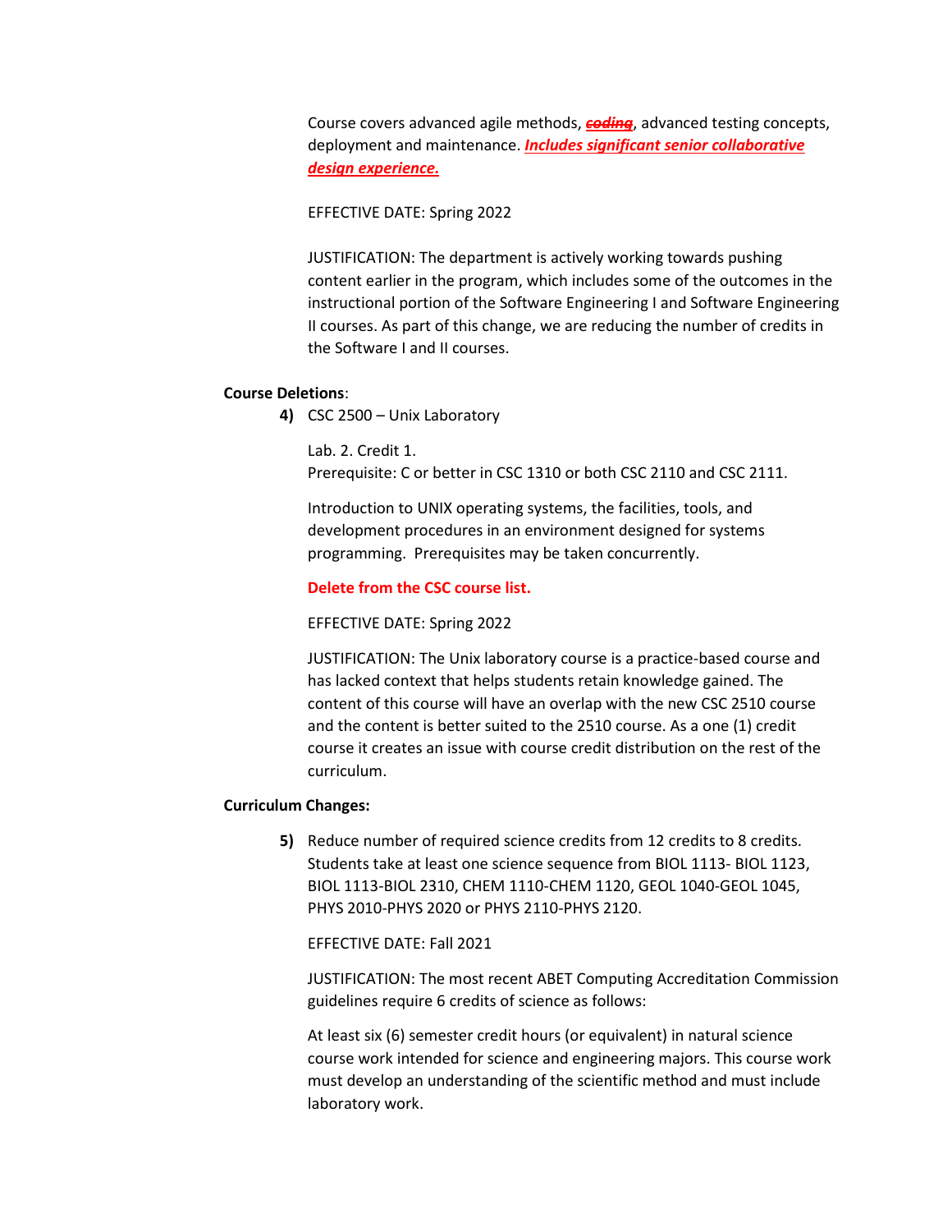Course covers advanced agile methods, ~~***coding***~~, advanced testing concepts, deployment and maintenance. ***Includes significant senior collaborative design experience.***

EFFECTIVE DATE: Spring 2022

JUSTIFICATION: The department is actively working towards pushing content earlier in the program, which includes some of the outcomes in the instructional portion of the Software Engineering I and Software Engineering II courses. As part of this change, we are reducing the number of credits in the Software I and II courses.

**Course Deletions**:

**4)** CSC 2500 – Unix Laboratory

Lab. 2. Credit 1.
Prerequisite: C or better in CSC 1310 or both CSC 2110 and CSC 2111.

Introduction to UNIX operating systems, the facilities, tools, and development procedures in an environment designed for systems programming. Prerequisites may be taken concurrently.

**Delete from the CSC course list.**

EFFECTIVE DATE: Spring 2022

JUSTIFICATION: The Unix laboratory course is a practice-based course and has lacked context that helps students retain knowledge gained. The content of this course will have an overlap with the new CSC 2510 course and the content is better suited to the 2510 course. As a one (1) credit course it creates an issue with course credit distribution on the rest of the curriculum.

**Curriculum Changes:**

**5)** Reduce number of required science credits from 12 credits to 8 credits. Students take at least one science sequence from BIOL 1113- BIOL 1123, BIOL 1113-BIOL 2310, CHEM 1110-CHEM 1120, GEOL 1040-GEOL 1045, PHYS 2010-PHYS 2020 or PHYS 2110-PHYS 2120.

EFFECTIVE DATE: Fall 2021

JUSTIFICATION: The most recent ABET Computing Accreditation Commission guidelines require 6 credits of science as follows:

At least six (6) semester credit hours (or equivalent) in natural science course work intended for science and engineering majors. This course work must develop an understanding of the scientific method and must include laboratory work.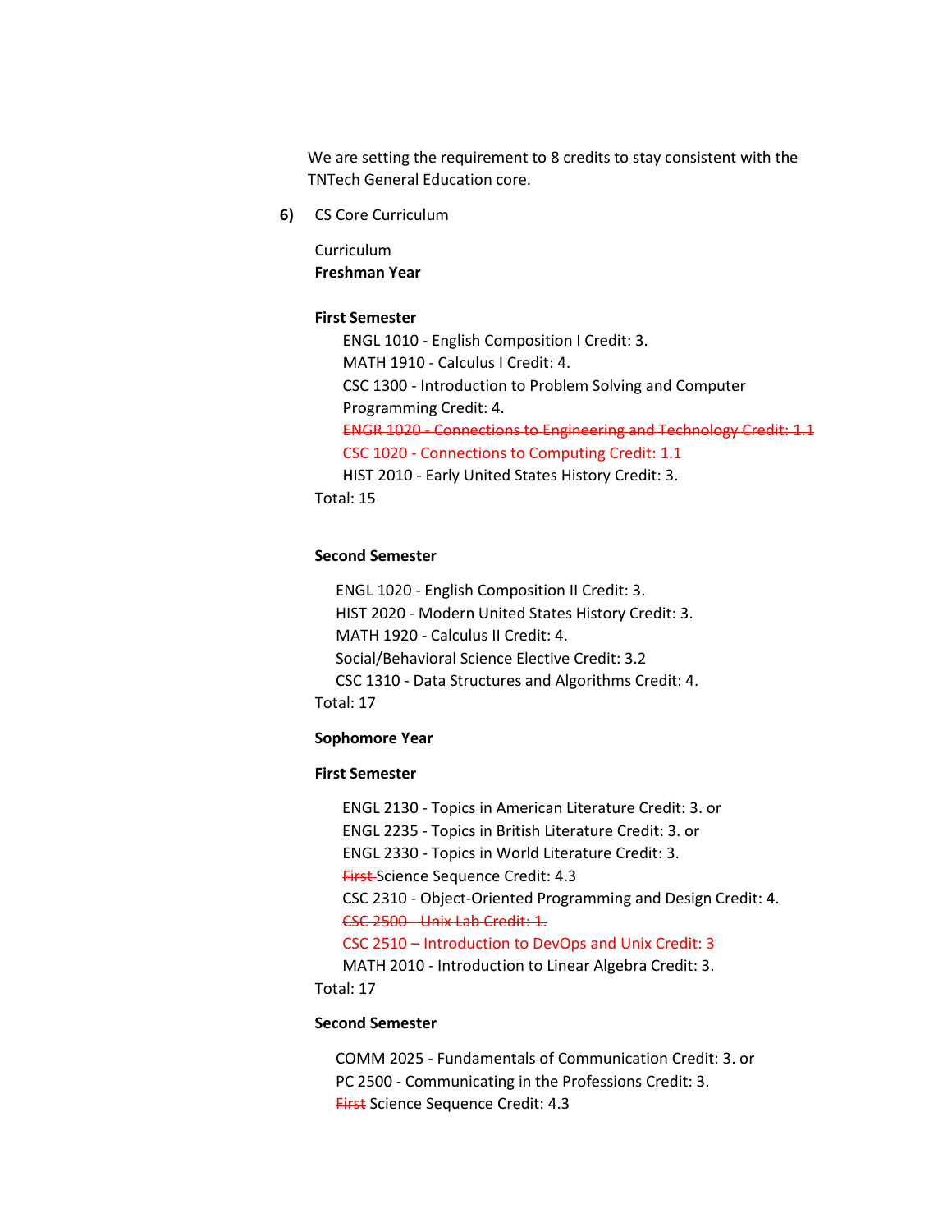We are setting the requirement to 8 credits to stay consistent with the TNTech General Education core.

**6)** CS Core Curriculum

Curriculum

**Freshman Year**

**First Semester**

- ENGL 1010 - English Composition I Credit: 3.
- MATH 1910 - Calculus I Credit: 4.
- CSC 1300 - Introduction to Problem Solving and Computer Programming Credit: 4.
- ~~ENGR 1020 - Connections to Engineering and Technology Credit: 1.1~~
- CSC 1020 - Connections to Computing Credit: 1.1
- HIST 2010 - Early United States History Credit: 3.

Total: 15

**Second Semester**

- ENGL 1020 - English Composition II Credit: 3.
- HIST 2020 - Modern United States History Credit: 3.
- MATH 1920 - Calculus II Credit: 4.
- Social/Behavioral Science Elective Credit: 3.2
- CSC 1310 - Data Structures and Algorithms Credit: 4.

Total: 17

**Sophomore Year**

**First Semester**

- ENGL 2130 - Topics in American Literature Credit: 3. or
- ENGL 2235 - Topics in British Literature Credit: 3. or
- ENGL 2330 - Topics in World Literature Credit: 3.
- ~~First~~ Science Sequence Credit: 4.3
- CSC 2310 - Object-Oriented Programming and Design Credit: 4.
- ~~CSC 2500 - Unix Lab Credit: 1.~~
- CSC 2510 – Introduction to DevOps and Unix Credit: 3
- MATH 2010 - Introduction to Linear Algebra Credit: 3.

Total: 17

**Second Semester**

- COMM 2025 - Fundamentals of Communication Credit: 3. or
- PC 2500 - Communicating in the Professions Credit: 3.
- ~~First~~ Science Sequence Credit: 4.3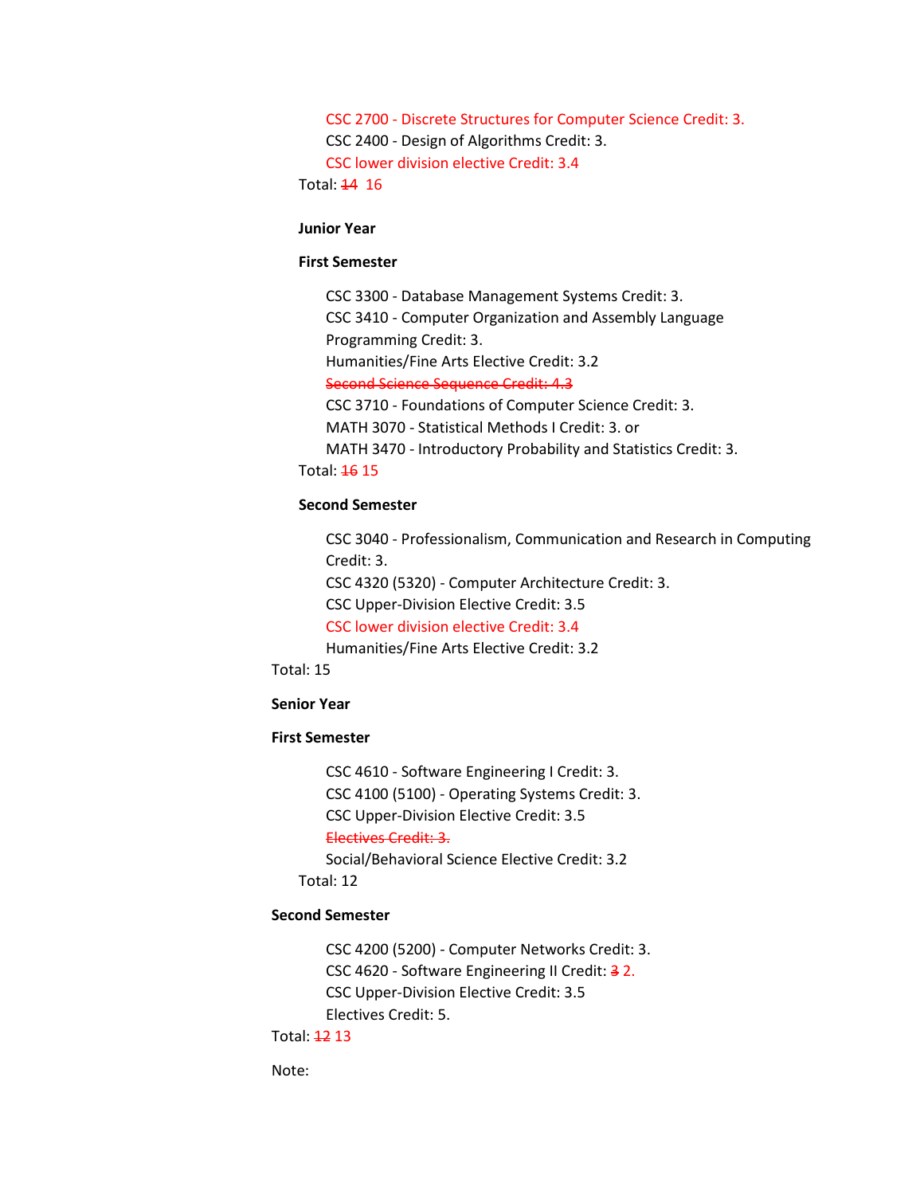CSC 2700 - Discrete Structures for Computer Science Credit: 3.
CSC 2400 - Design of Algorithms Credit: 3.
CSC lower division elective Credit: 3.4

Total: ~~14~~ 16

**Junior Year**

**First Semester**

CSC 3300 - Database Management Systems Credit: 3.
CSC 3410 - Computer Organization and Assembly Language Programming Credit: 3.
Humanities/Fine Arts Elective Credit: 3.2
~~Second Science Sequence Credit: 4.3~~
CSC 3710 - Foundations of Computer Science Credit: 3.
MATH 3070 - Statistical Methods I Credit: 3. or
MATH 3470 - Introductory Probability and Statistics Credit: 3.

Total: ~~16~~ 15

**Second Semester**

CSC 3040 - Professionalism, Communication and Research in Computing Credit: 3.
CSC 4320 (5320) - Computer Architecture Credit: 3.
CSC Upper-Division Elective Credit: 3.5
CSC lower division elective Credit: 3.4
Humanities/Fine Arts Elective Credit: 3.2

Total: 15

**Senior Year**

**First Semester**

CSC 4610 - Software Engineering I Credit: 3.
CSC 4100 (5100) - Operating Systems Credit: 3.
CSC Upper-Division Elective Credit: 3.5
~~Electives Credit: 3.~~
Social/Behavioral Science Elective Credit: 3.2

Total: 12

**Second Semester**

CSC 4200 (5200) - Computer Networks Credit: 3.
CSC 4620 - Software Engineering II Credit: ~~3~~ 2.
CSC Upper-Division Elective Credit: 3.5
Electives Credit: 5.

Total: ~~12~~ 13

Note: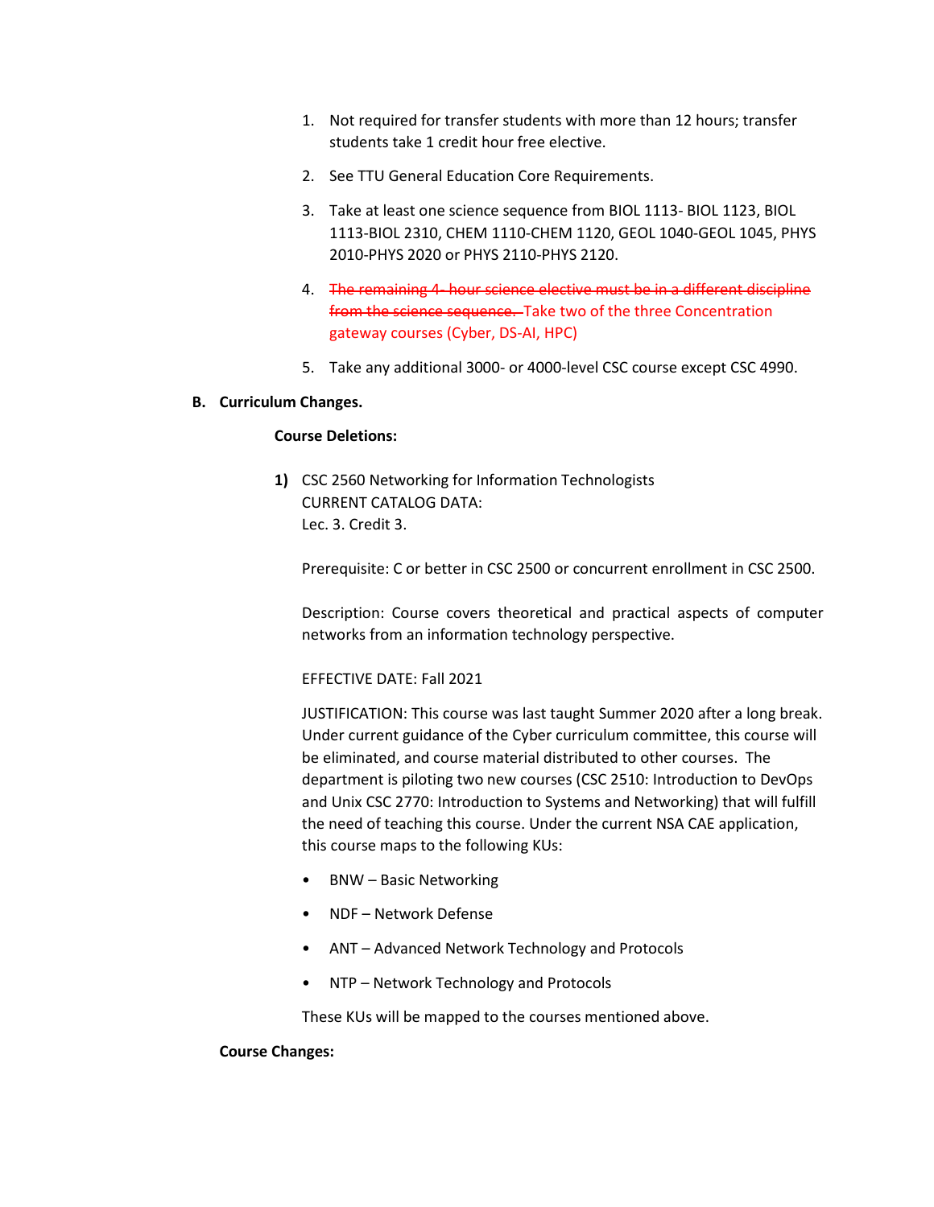1. Not required for transfer students with more than 12 hours; transfer students take 1 credit hour free elective.
2. See TTU General Education Core Requirements.
3. Take at least one science sequence from BIOL 1113- BIOL 1123, BIOL 1113-BIOL 2310, CHEM 1110-CHEM 1120, GEOL 1040-GEOL 1045, PHYS 2010-PHYS 2020 or PHYS 2110-PHYS 2120.
4. ~~The remaining 4- hour science elective must be in a different discipline from the science sequence.~~ Take two of the three Concentration gateway courses (Cyber, DS-AI, HPC)
5. Take any additional 3000- or 4000-level CSC course except CSC 4990.

## B. Curriculum Changes.

### Course Deletions:

**1)** CSC 2560 Networking for Information Technologists
CURRENT CATALOG DATA:
Lec. 3. Credit 3.

Prerequisite: C or better in CSC 2500 or concurrent enrollment in CSC 2500.

Description: Course covers theoretical and practical aspects of computer networks from an information technology perspective.

EFFECTIVE DATE: Fall 2021

JUSTIFICATION: This course was last taught Summer 2020 after a long break. Under current guidance of the Cyber curriculum committee, this course will be eliminated, and course material distributed to other courses. The department is piloting two new courses (CSC 2510: Introduction to DevOps and Unix CSC 2770: Introduction to Systems and Networking) that will fulfill the need of teaching this course. Under the current NSA CAE application, this course maps to the following KUs:

- BNW – Basic Networking
- NDF – Network Defense
- ANT – Advanced Network Technology and Protocols
- NTP – Network Technology and Protocols

These KUs will be mapped to the courses mentioned above.

### Course Changes: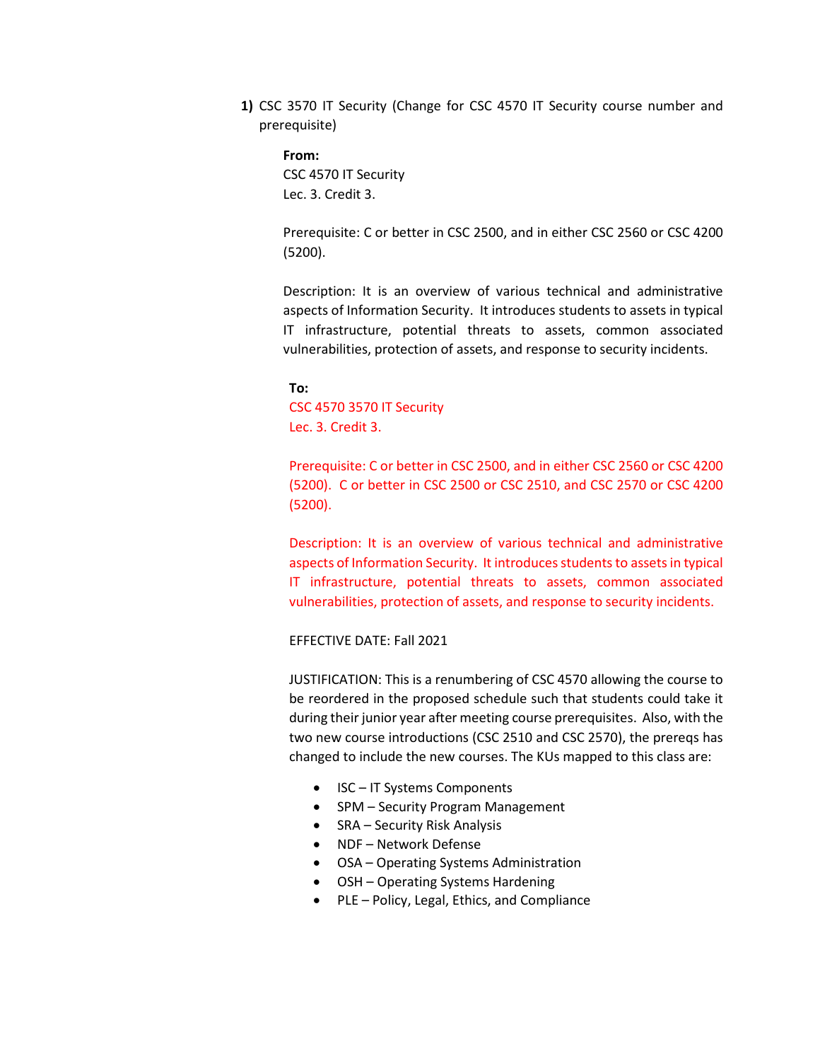1) CSC 3570 IT Security (Change for CSC 4570 IT Security course number and prerequisite)

**From:**
CSC 4570 IT Security
Lec. 3. Credit 3.

Prerequisite: C or better in CSC 2500, and in either CSC 2560 or CSC 4200 (5200).

Description: It is an overview of various technical and administrative aspects of Information Security. It introduces students to assets in typical IT infrastructure, potential threats to assets, common associated vulnerabilities, protection of assets, and response to security incidents.

**To:**
CSC 4570 3570 IT Security
Lec. 3. Credit 3.

Prerequisite: C or better in CSC 2500, and in either CSC 2560 or CSC 4200 (5200). C or better in CSC 2500 or CSC 2510, and CSC 2570 or CSC 4200 (5200).

Description: It is an overview of various technical and administrative aspects of Information Security. It introduces students to assets in typical IT infrastructure, potential threats to assets, common associated vulnerabilities, protection of assets, and response to security incidents.

EFFECTIVE DATE: Fall 2021

JUSTIFICATION: This is a renumbering of CSC 4570 allowing the course to be reordered in the proposed schedule such that students could take it during their junior year after meeting course prerequisites. Also, with the two new course introductions (CSC 2510 and CSC 2570), the prereqs has changed to include the new courses. The KUs mapped to this class are:

- ISC – IT Systems Components
- SPM – Security Program Management
- SRA – Security Risk Analysis
- NDF – Network Defense
- OSA – Operating Systems Administration
- OSH – Operating Systems Hardening
- PLE – Policy, Legal, Ethics, and Compliance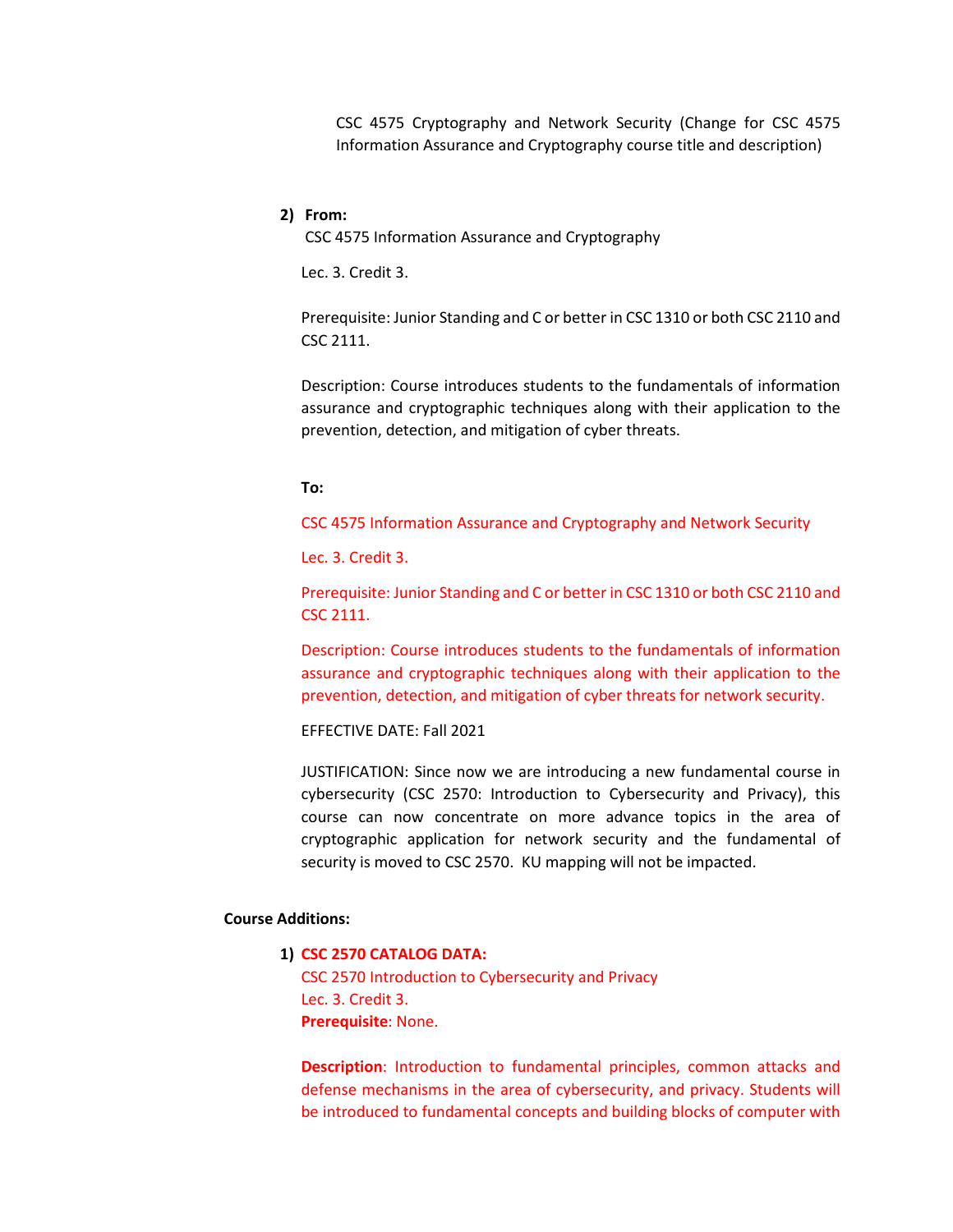CSC 4575 Cryptography and Network Security (Change for CSC 4575 Information Assurance and Cryptography course title and description)

2) **From:**

CSC 4575 Information Assurance and Cryptography

Lec. 3. Credit 3.

Prerequisite: Junior Standing and C or better in CSC 1310 or both CSC 2110 and CSC 2111.

Description: Course introduces students to the fundamentals of information assurance and cryptographic techniques along with their application to the prevention, detection, and mitigation of cyber threats.

**To:**

CSC 4575 Information Assurance and Cryptography and Network Security

Lec. 3. Credit 3.

Prerequisite: Junior Standing and C or better in CSC 1310 or both CSC 2110 and CSC 2111.

Description: Course introduces students to the fundamentals of information assurance and cryptographic techniques along with their application to the prevention, detection, and mitigation of cyber threats for network security.

EFFECTIVE DATE: Fall 2021

JUSTIFICATION: Since now we are introducing a new fundamental course in cybersecurity (CSC 2570: Introduction to Cybersecurity and Privacy), this course can now concentrate on more advance topics in the area of cryptographic application for network security and the fundamental of security is moved to CSC 2570. KU mapping will not be impacted.

**Course Additions:**

1) **CSC 2570 CATALOG DATA:**

CSC 2570 Introduction to Cybersecurity and Privacy
Lec. 3. Credit 3.
**Prerequisite**: None.

**Description**: Introduction to fundamental principles, common attacks and defense mechanisms in the area of cybersecurity, and privacy. Students will be introduced to fundamental concepts and building blocks of computer with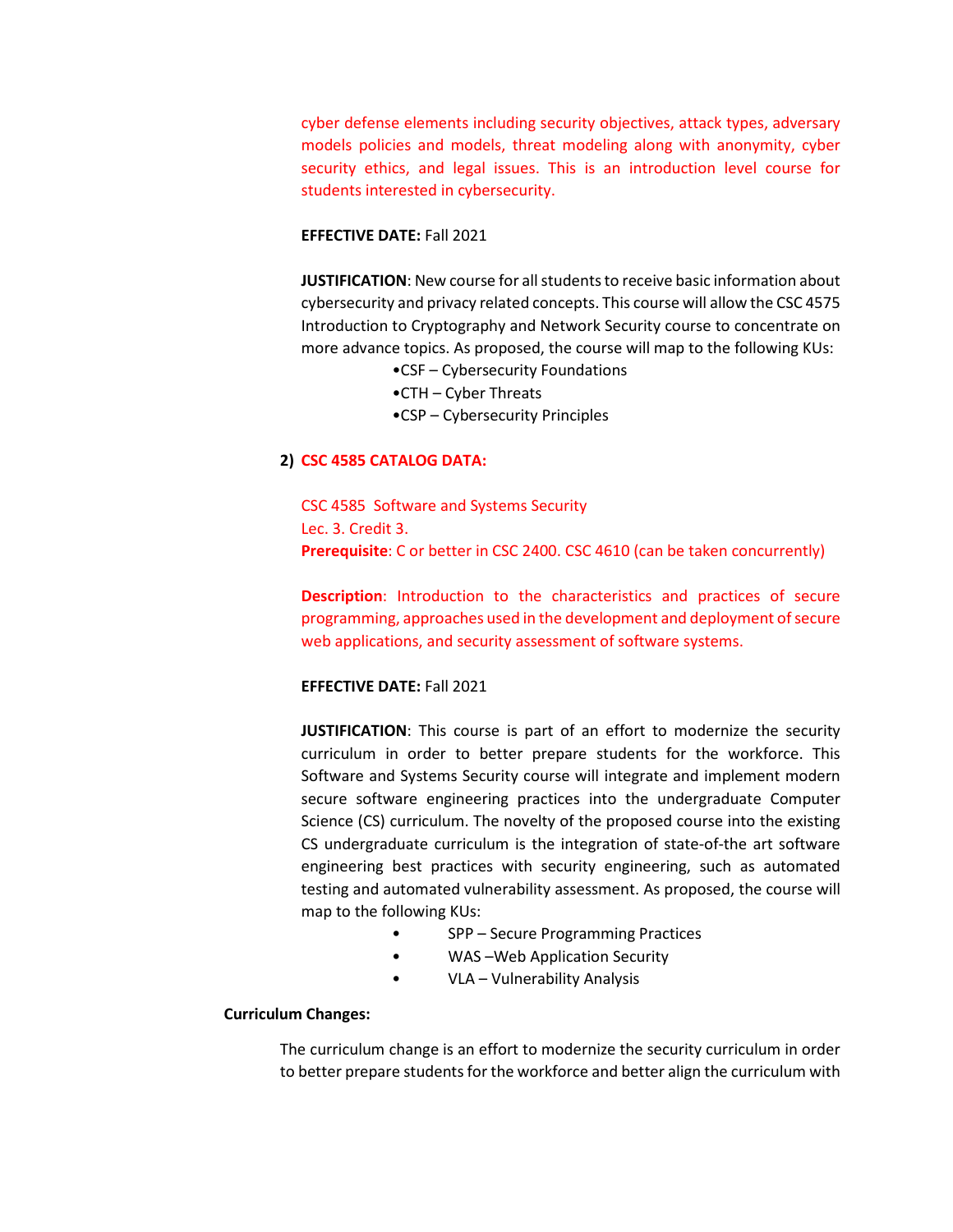cyber defense elements including security objectives, attack types, adversary models policies and models, threat modeling along with anonymity, cyber security ethics, and legal issues. This is an introduction level course for students interested in cybersecurity.

**EFFECTIVE DATE:** Fall 2021

**JUSTIFICATION**: New course for all students to receive basic information about cybersecurity and privacy related concepts. This course will allow the CSC 4575 Introduction to Cryptography and Network Security course to concentrate on more advance topics. As proposed, the course will map to the following KUs:

- CSF – Cybersecurity Foundations
- CTH – Cyber Threats
- CSP – Cybersecurity Principles

2) **CSC 4585 CATALOG DATA:**

CSC 4585 Software and Systems Security
Lec. 3. Credit 3.
**Prerequisite**: C or better in CSC 2400. CSC 4610 (can be taken concurrently)

**Description**: Introduction to the characteristics and practices of secure programming, approaches used in the development and deployment of secure web applications, and security assessment of software systems.

**EFFECTIVE DATE:** Fall 2021

**JUSTIFICATION**: This course is part of an effort to modernize the security curriculum in order to better prepare students for the workforce. This Software and Systems Security course will integrate and implement modern secure software engineering practices into the undergraduate Computer Science (CS) curriculum. The novelty of the proposed course into the existing CS undergraduate curriculum is the integration of state-of-the art software engineering best practices with security engineering, such as automated testing and automated vulnerability assessment. As proposed, the course will map to the following KUs:

- SPP – Secure Programming Practices
- WAS –Web Application Security
- VLA – Vulnerability Analysis

**Curriculum Changes:**

The curriculum change is an effort to modernize the security curriculum in order to better prepare students for the workforce and better align the curriculum with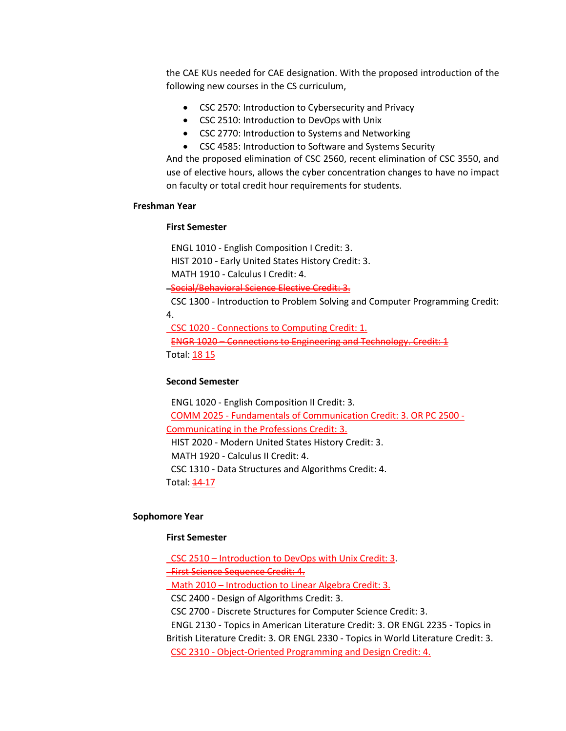the CAE KUs needed for CAE designation. With the proposed introduction of the following new courses in the CS curriculum,

- CSC 2570: Introduction to Cybersecurity and Privacy
- CSC 2510: Introduction to DevOps with Unix
- CSC 2770: Introduction to Systems and Networking
- CSC 4585: Introduction to Software and Systems Security

And the proposed elimination of CSC 2560, recent elimination of CSC 3550, and use of elective hours, allows the cyber concentration changes to have no impact on faculty or total credit hour requirements for students.

**Freshman Year**

**First Semester**

ENGL 1010 - English Composition I Credit: 3.
HIST 2010 - Early United States History Credit: 3.
MATH 1910 - Calculus I Credit: 4.
~~Social/Behavioral Science Elective Credit: 3.~~
CSC 1300 - Introduction to Problem Solving and Computer Programming Credit: 4.
<u>CSC 1020 - Connections to Computing Credit: 1.</u>
~~ENGR 1020 – Connections to Engineering and Technology. Credit: 1~~
Total: ~~18~~ <u>15</u>

**Second Semester**

ENGL 1020 - English Composition II Credit: 3.
<u>COMM 2025 - Fundamentals of Communication Credit: 3. OR PC 2500 - Communicating in the Professions Credit: 3.</u>
HIST 2020 - Modern United States History Credit: 3.
MATH 1920 - Calculus II Credit: 4.
CSC 1310 - Data Structures and Algorithms Credit: 4.
Total: ~~14~~ <u>17</u>

**Sophomore Year**

**First Semester**

<u>CSC 2510 – Introduction to DevOps with Unix Credit: 3</u>.
~~First Science Sequence Credit: 4.~~
~~Math 2010 – Introduction to Linear Algebra Credit: 3.~~
CSC 2400 - Design of Algorithms Credit: 3.
CSC 2700 - Discrete Structures for Computer Science Credit: 3.
ENGL 2130 - Topics in American Literature Credit: 3. OR ENGL 2235 - Topics in British Literature Credit: 3. OR ENGL 2330 - Topics in World Literature Credit: 3.
<u>CSC 2310 - Object-Oriented Programming and Design Credit: 4.</u>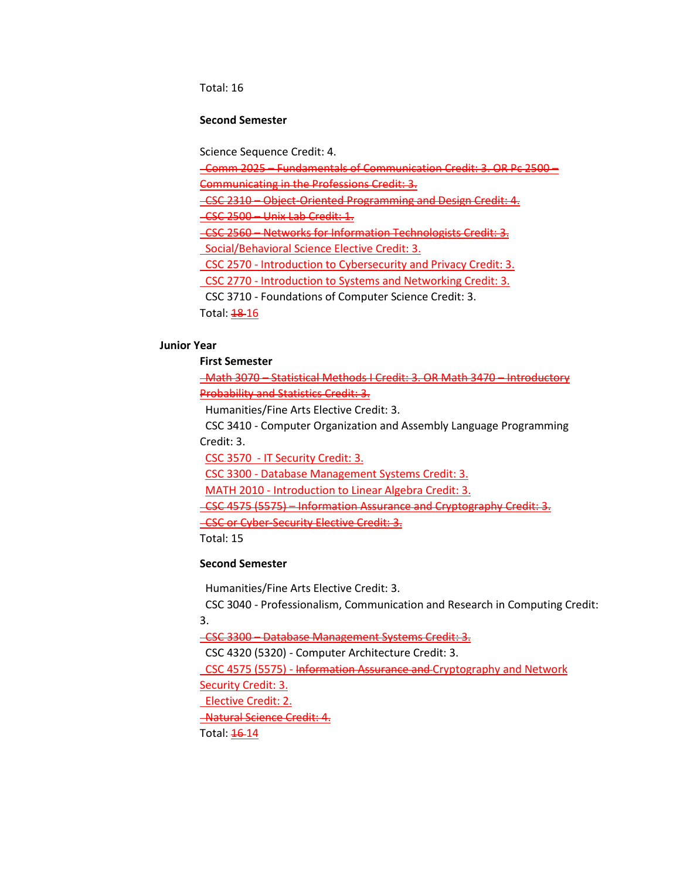Total: 16

**Second Semester**

Science Sequence Credit: 4.

~~Comm 2025 – Fundamentals of Communication Credit: 3. OR Pc 2500 – Communicating in the Professions Credit: 3.~~

~~CSC 2310 – Object-Oriented Programming and Design Credit: 4.~~

~~CSC 2500 – Unix Lab Credit: 1.~~

~~CSC 2560 – Networks for Information Technologists Credit: 3.~~

Social/Behavioral Science Elective Credit: 3.

CSC 2570 - Introduction to Cybersecurity and Privacy Credit: 3.

CSC 2770 - Introduction to Systems and Networking Credit: 3.

CSC 3710 - Foundations of Computer Science Credit: 3.

Total: ~~18~~ 16

## Junior Year

**First Semester**

~~Math 3070 – Statistical Methods I Credit: 3. OR Math 3470 – Introductory Probability and Statistics Credit: 3.~~

Humanities/Fine Arts Elective Credit: 3.

CSC 3410 - Computer Organization and Assembly Language Programming Credit: 3.

CSC 3570 - IT Security Credit: 3.

CSC 3300 - Database Management Systems Credit: 3.

MATH 2010 - Introduction to Linear Algebra Credit: 3.

~~CSC 4575 (5575) – Information Assurance and Cryptography Credit: 3.~~

~~CSC or Cyber-Security Elective Credit: 3.~~

Total: 15

**Second Semester**

Humanities/Fine Arts Elective Credit: 3.

CSC 3040 - Professionalism, Communication and Research in Computing Credit: 3.

~~CSC 3300 – Database Management Systems Credit: 3.~~

CSC 4320 (5320) - Computer Architecture Credit: 3.

CSC 4575 (5575) - ~~Information Assurance and~~ Cryptography and Network Security Credit: 3.

Elective Credit: 2.

~~Natural Science Credit: 4.~~

Total: ~~16~~ 14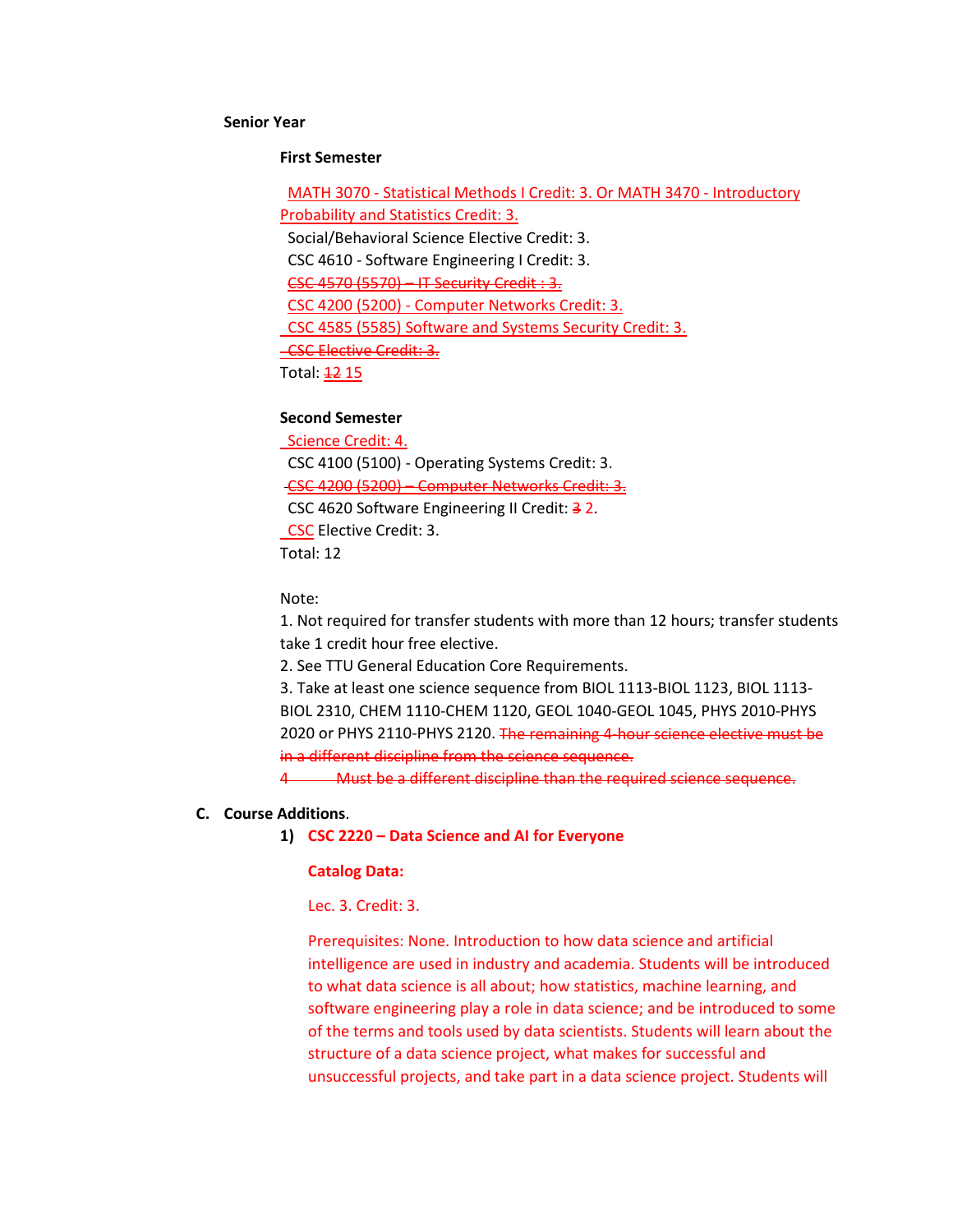**Senior Year**

**First Semester**

MATH 3070 - Statistical Methods I Credit: 3. Or MATH 3470 - Introductory Probability and Statistics Credit: 3.
Social/Behavioral Science Elective Credit: 3.
CSC 4610 - Software Engineering I Credit: 3.
~~CSC 4570 (5570) – IT Security Credit : 3.~~
CSC 4200 (5200) - Computer Networks Credit: 3.
CSC 4585 (5585) Software and Systems Security Credit: 3.
~~CSC Elective Credit: 3.~~
Total: ~~12~~ 15

**Second Semester**

Science Credit: 4.
CSC 4100 (5100) - Operating Systems Credit: 3.
~~CSC 4200 (5200) – Computer Networks Credit: 3.~~
CSC 4620 Software Engineering II Credit: ~~3~~ 2.
CSC Elective Credit: 3.
Total: 12

Note:
1. Not required for transfer students with more than 12 hours; transfer students take 1 credit hour free elective.
2. See TTU General Education Core Requirements.
3. Take at least one science sequence from BIOL 1113-BIOL 1123, BIOL 1113-BIOL 2310, CHEM 1110-CHEM 1120, GEOL 1040-GEOL 1045, PHYS 2010-PHYS 2020 or PHYS 2110-PHYS 2120. ~~The remaining 4-hour science elective must be in a different discipline from the science sequence.~~
~~4 Must be a different discipline than the required science sequence.~~

**C. Course Additions**.

1) **CSC 2220 – Data Science and AI for Everyone**

**Catalog Data:**

Lec. 3. Credit: 3.

Prerequisites: None. Introduction to how data science and artificial intelligence are used in industry and academia. Students will be introduced to what data science is all about; how statistics, machine learning, and software engineering play a role in data science; and be introduced to some of the terms and tools used by data scientists. Students will learn about the structure of a data science project, what makes for successful and unsuccessful projects, and take part in a data science project. Students will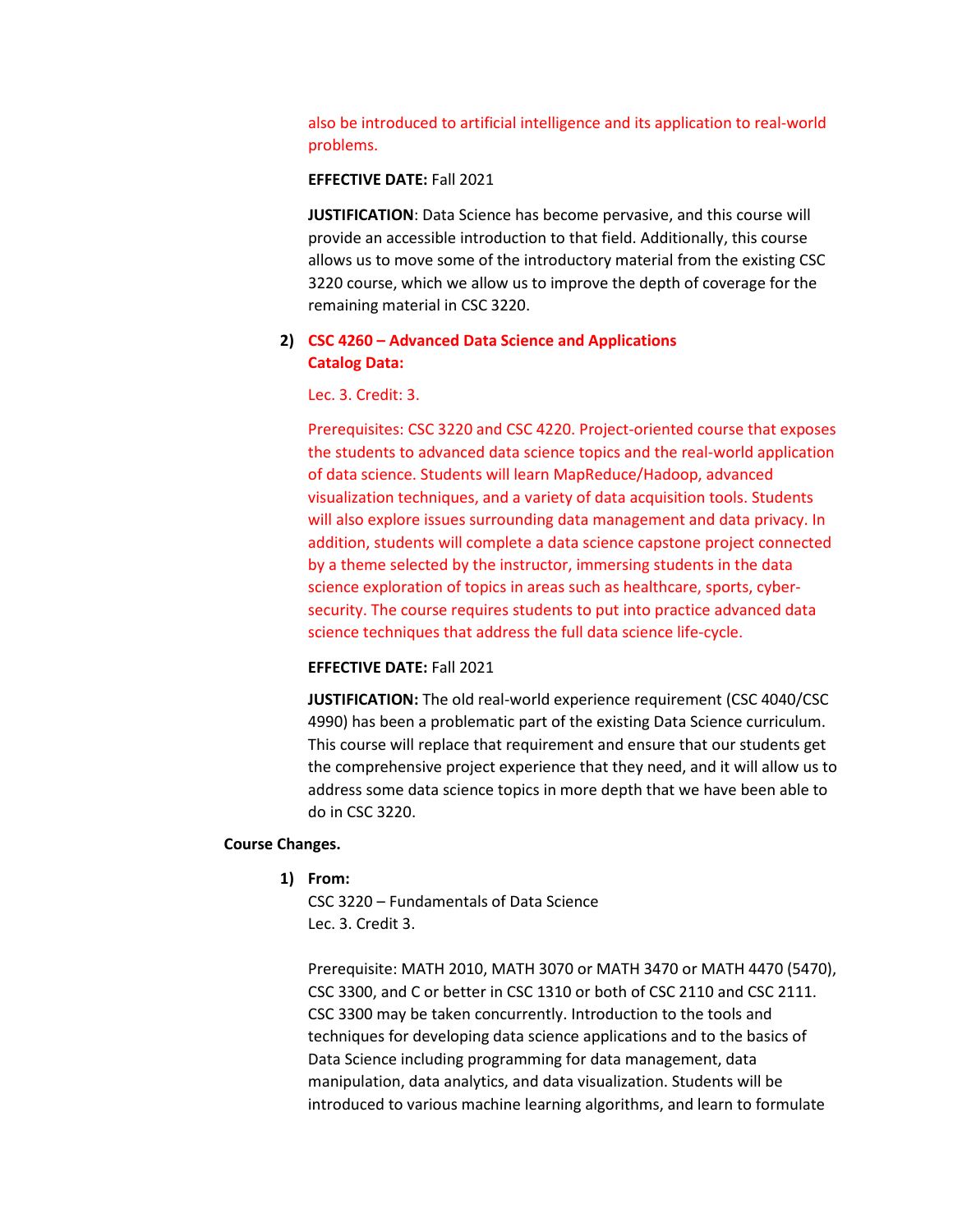also be introduced to artificial intelligence and its application to real-world problems.

**EFFECTIVE DATE:** Fall 2021

**JUSTIFICATION**: Data Science has become pervasive, and this course will provide an accessible introduction to that field. Additionally, this course allows us to move some of the introductory material from the existing CSC 3220 course, which we allow us to improve the depth of coverage for the remaining material in CSC 3220.

2) **CSC 4260 – Advanced Data Science and Applications**
   **Catalog Data:**

   Lec. 3. Credit: 3.

   Prerequisites: CSC 3220 and CSC 4220. Project-oriented course that exposes the students to advanced data science topics and the real-world application of data science. Students will learn MapReduce/Hadoop, advanced visualization techniques, and a variety of data acquisition tools. Students will also explore issues surrounding data management and data privacy. In addition, students will complete a data science capstone project connected by a theme selected by the instructor, immersing students in the data science exploration of topics in areas such as healthcare, sports, cyber-security. The course requires students to put into practice advanced data science techniques that address the full data science life-cycle.

   **EFFECTIVE DATE:** Fall 2021

   **JUSTIFICATION:** The old real-world experience requirement (CSC 4040/CSC 4990) has been a problematic part of the existing Data Science curriculum. This course will replace that requirement and ensure that our students get the comprehensive project experience that they need, and it will allow us to address some data science topics in more depth that we have been able to do in CSC 3220.

**Course Changes.**

1) **From:**
   CSC 3220 – Fundamentals of Data Science
   Lec. 3. Credit 3.

   Prerequisite: MATH 2010, MATH 3070 or MATH 3470 or MATH 4470 (5470), CSC 3300, and C or better in CSC 1310 or both of CSC 2110 and CSC 2111. CSC 3300 may be taken concurrently. Introduction to the tools and techniques for developing data science applications and to the basics of Data Science including programming for data management, data manipulation, data analytics, and data visualization. Students will be introduced to various machine learning algorithms, and learn to formulate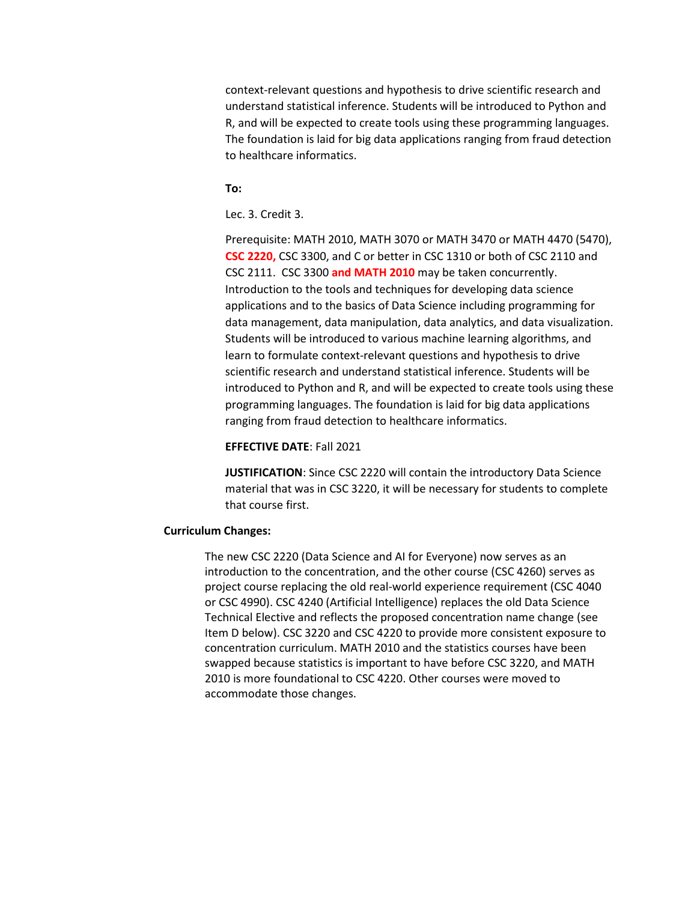context-relevant questions and hypothesis to drive scientific research and understand statistical inference. Students will be introduced to Python and R, and will be expected to create tools using these programming languages. The foundation is laid for big data applications ranging from fraud detection to healthcare informatics.

**To:**

Lec. 3. Credit 3.

Prerequisite: MATH 2010, MATH 3070 or MATH 3470 or MATH 4470 (5470), **CSC 2220,** CSC 3300, and C or better in CSC 1310 or both of CSC 2110 and CSC 2111. CSC 3300 **and MATH 2010** may be taken concurrently. Introduction to the tools and techniques for developing data science applications and to the basics of Data Science including programming for data management, data manipulation, data analytics, and data visualization. Students will be introduced to various machine learning algorithms, and learn to formulate context-relevant questions and hypothesis to drive scientific research and understand statistical inference. Students will be introduced to Python and R, and will be expected to create tools using these programming languages. The foundation is laid for big data applications ranging from fraud detection to healthcare informatics.

**EFFECTIVE DATE**: Fall 2021

**JUSTIFICATION**: Since CSC 2220 will contain the introductory Data Science material that was in CSC 3220, it will be necessary for students to complete that course first.

**Curriculum Changes:**

The new CSC 2220 (Data Science and AI for Everyone) now serves as an introduction to the concentration, and the other course (CSC 4260) serves as project course replacing the old real-world experience requirement (CSC 4040 or CSC 4990). CSC 4240 (Artificial Intelligence) replaces the old Data Science Technical Elective and reflects the proposed concentration name change (see Item D below). CSC 3220 and CSC 4220 to provide more consistent exposure to concentration curriculum. MATH 2010 and the statistics courses have been swapped because statistics is important to have before CSC 3220, and MATH 2010 is more foundational to CSC 4220. Other courses were moved to accommodate those changes.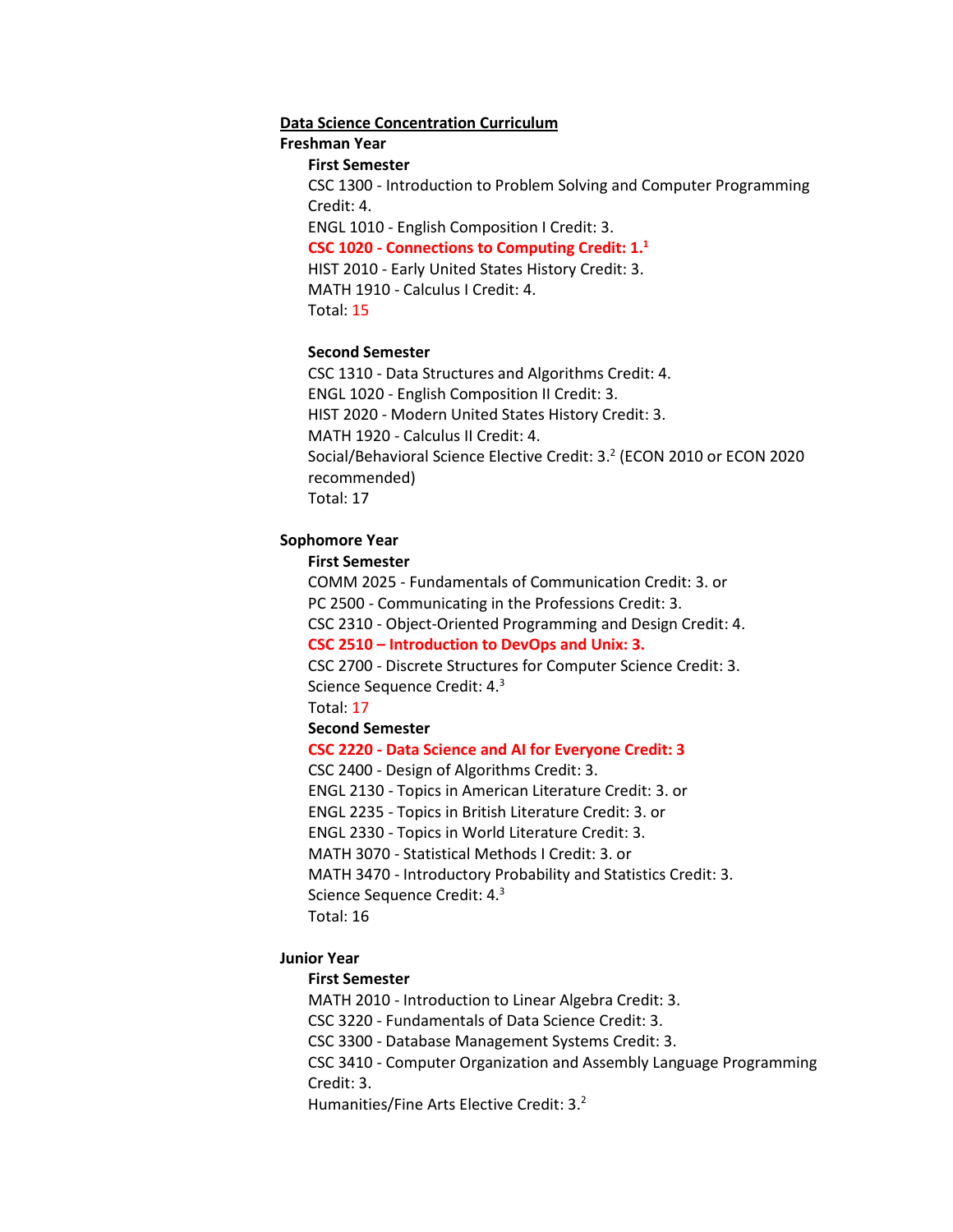**Data Science Concentration Curriculum**

**Freshman Year**

**First Semester**

CSC 1300 - Introduction to Problem Solving and Computer Programming Credit: 4.
ENGL 1010 - English Composition I Credit: 3.
**CSC 1020 - Connections to Computing Credit: 1.**[1]
HIST 2010 - Early United States History Credit: 3.
MATH 1910 - Calculus I Credit: 4.
Total: 15

**Second Semester**

CSC 1310 - Data Structures and Algorithms Credit: 4.
ENGL 1020 - English Composition II Credit: 3.
HIST 2020 - Modern United States History Credit: 3.
MATH 1920 - Calculus II Credit: 4.
Social/Behavioral Science Elective Credit: 3.[2] (ECON 2010 or ECON 2020 recommended)
Total: 17

**Sophomore Year**

**First Semester**

COMM 2025 - Fundamentals of Communication Credit: 3. or
PC 2500 - Communicating in the Professions Credit: 3.
CSC 2310 - Object-Oriented Programming and Design Credit: 4.
**CSC 2510 – Introduction to DevOps and Unix: 3.**
CSC 2700 - Discrete Structures for Computer Science Credit: 3.
Science Sequence Credit: 4.[3]
Total: 17

**Second Semester**

**CSC 2220 - Data Science and AI for Everyone Credit: 3**
CSC 2400 - Design of Algorithms Credit: 3.
ENGL 2130 - Topics in American Literature Credit: 3. or
ENGL 2235 - Topics in British Literature Credit: 3. or
ENGL 2330 - Topics in World Literature Credit: 3.
MATH 3070 - Statistical Methods I Credit: 3. or
MATH 3470 - Introductory Probability and Statistics Credit: 3.
Science Sequence Credit: 4.[3]
Total: 16

**Junior Year**

**First Semester**

MATH 2010 - Introduction to Linear Algebra Credit: 3.
CSC 3220 - Fundamentals of Data Science Credit: 3.
CSC 3300 - Database Management Systems Credit: 3.
CSC 3410 - Computer Organization and Assembly Language Programming Credit: 3.
Humanities/Fine Arts Elective Credit: 3.[2]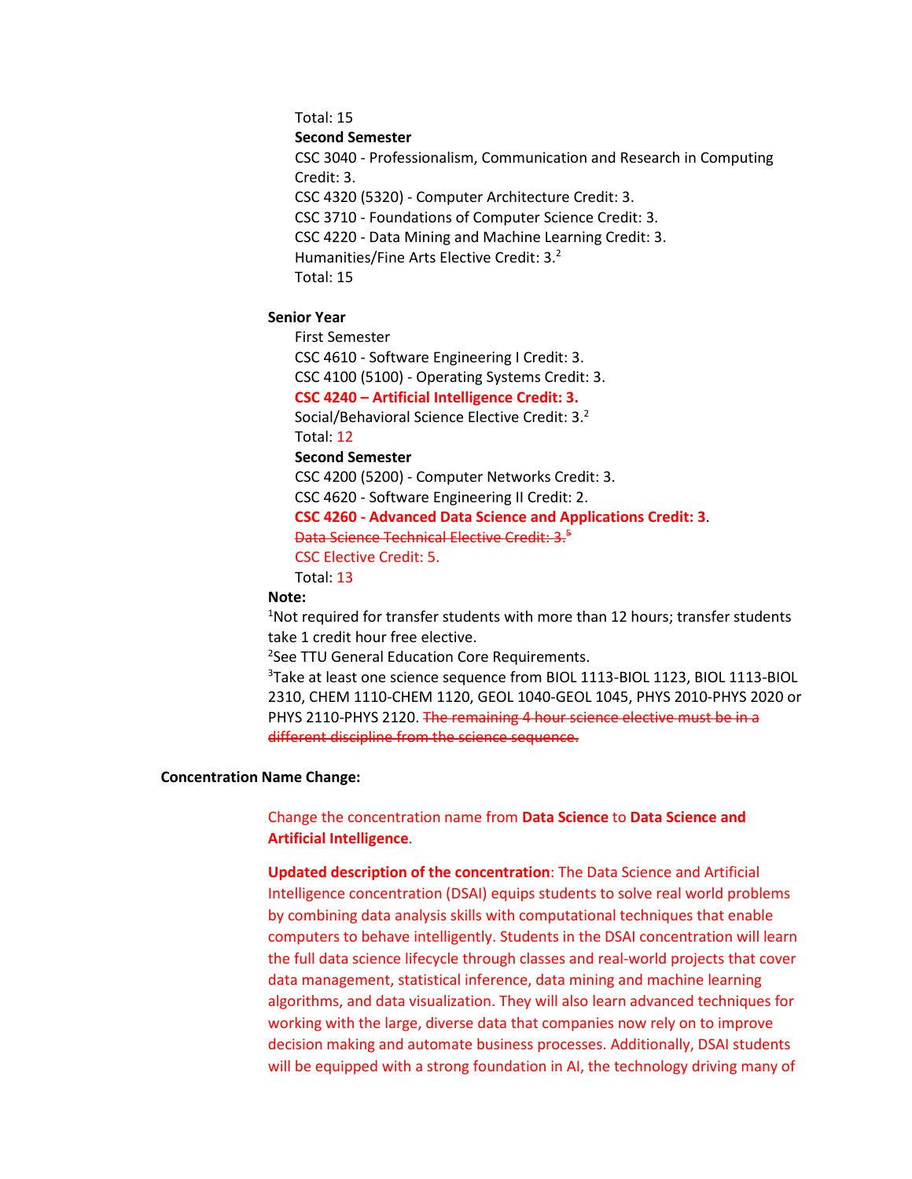Total: 15

**Second Semester**

CSC 3040 - Professionalism, Communication and Research in Computing Credit: 3.
CSC 4320 (5320) - Computer Architecture Credit: 3.
CSC 3710 - Foundations of Computer Science Credit: 3.
CSC 4220 - Data Mining and Machine Learning Credit: 3.
Humanities/Fine Arts Elective Credit: 3.[2]
Total: 15

**Senior Year**

First Semester
CSC 4610 - Software Engineering I Credit: 3.
CSC 4100 (5100) - Operating Systems Credit: 3.
**CSC 4240 – Artificial Intelligence Credit: 3.**
Social/Behavioral Science Elective Credit: 3.[2]
Total: 12

**Second Semester**

CSC 4200 (5200) - Computer Networks Credit: 3.
CSC 4620 - Software Engineering II Credit: 2.
**CSC 4260 - Advanced Data Science and Applications Credit: 3**.
~~Data Science Technical Elective Credit: 3.[5]~~
CSC Elective Credit: 5.
Total: 13

**Note:**

[1]Not required for transfer students with more than 12 hours; transfer students take 1 credit hour free elective.
[2]See TTU General Education Core Requirements.
[3]Take at least one science sequence from BIOL 1113-BIOL 1123, BIOL 1113-BIOL 2310, CHEM 1110-CHEM 1120, GEOL 1040-GEOL 1045, PHYS 2010-PHYS 2020 or PHYS 2110-PHYS 2120. ~~The remaining 4 hour science elective must be in a different discipline from the science sequence.~~

**Concentration Name Change:**

Change the concentration name from **Data Science** to **Data Science and Artificial Intelligence**.

**Updated description of the concentration**: The Data Science and Artificial Intelligence concentration (DSAI) equips students to solve real world problems by combining data analysis skills with computational techniques that enable computers to behave intelligently. Students in the DSAI concentration will learn the full data science lifecycle through classes and real-world projects that cover data management, statistical inference, data mining and machine learning algorithms, and data visualization. They will also learn advanced techniques for working with the large, diverse data that companies now rely on to improve decision making and automate business processes. Additionally, DSAI students will be equipped with a strong foundation in AI, the technology driving many of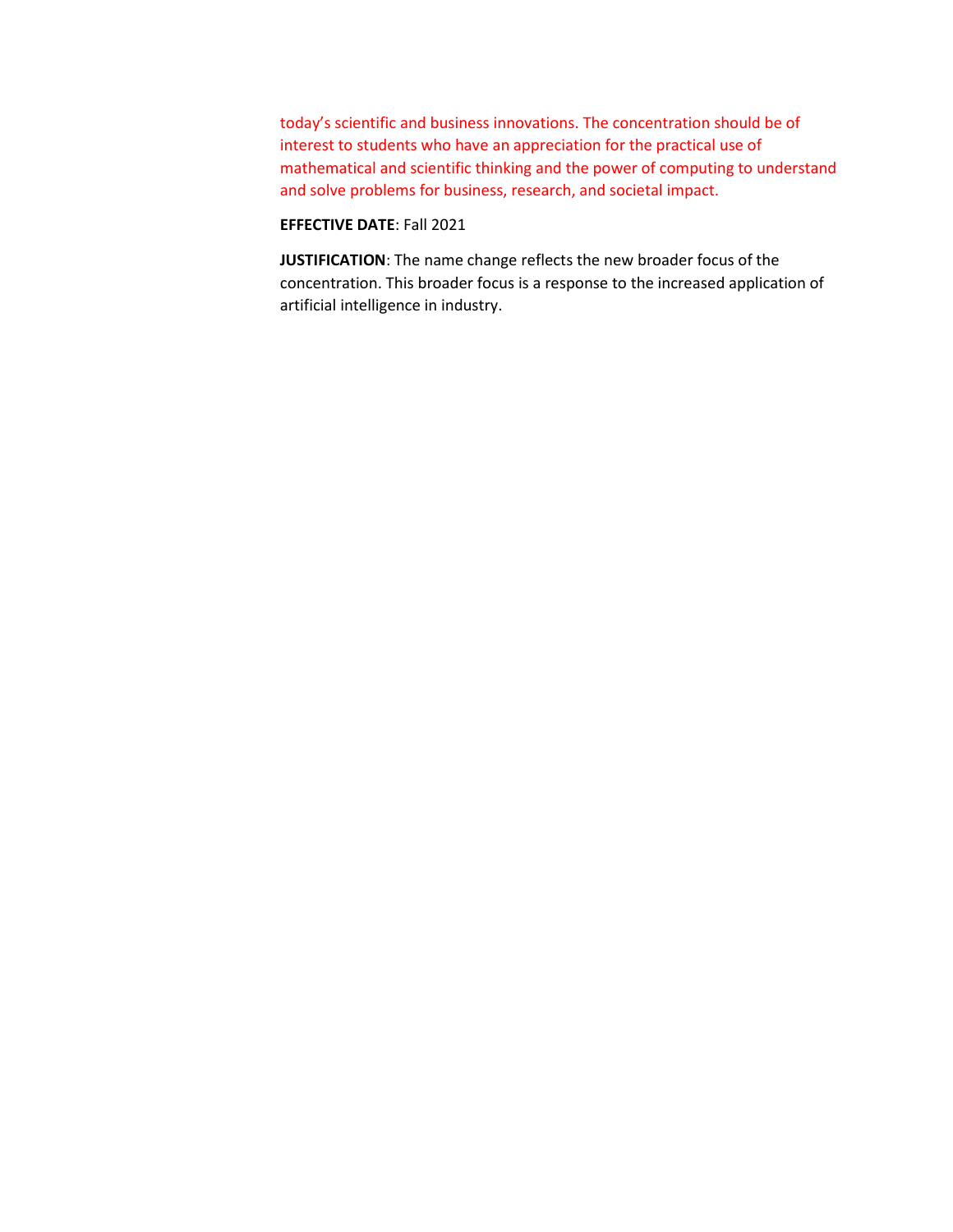today's scientific and business innovations. The concentration should be of interest to students who have an appreciation for the practical use of mathematical and scientific thinking and the power of computing to understand and solve problems for business, research, and societal impact.

**EFFECTIVE DATE**: Fall 2021

**JUSTIFICATION**: The name change reflects the new broader focus of the concentration. This broader focus is a response to the increased application of artificial intelligence in industry.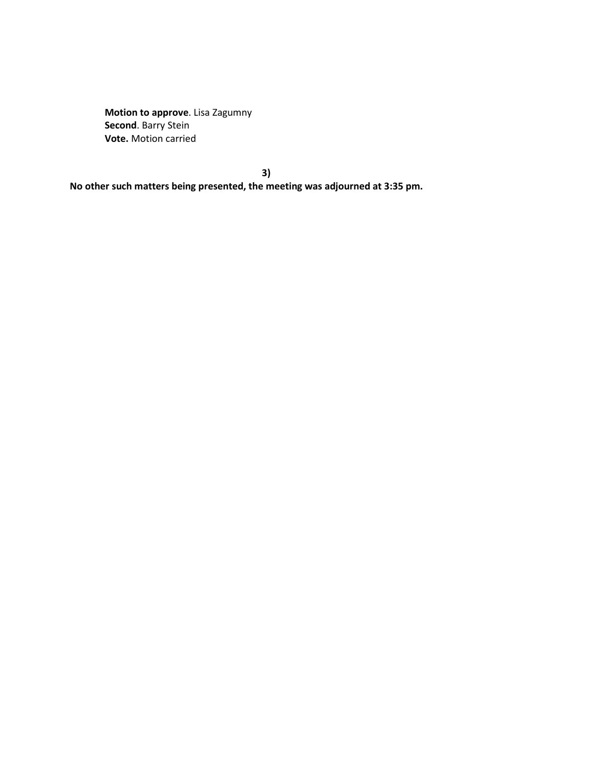**Motion to approve**. Lisa Zagumny
**Second**. Barry Stein
**Vote.** Motion carried

**3)**

**No other such matters being presented, the meeting was adjourned at 3:35 pm.**